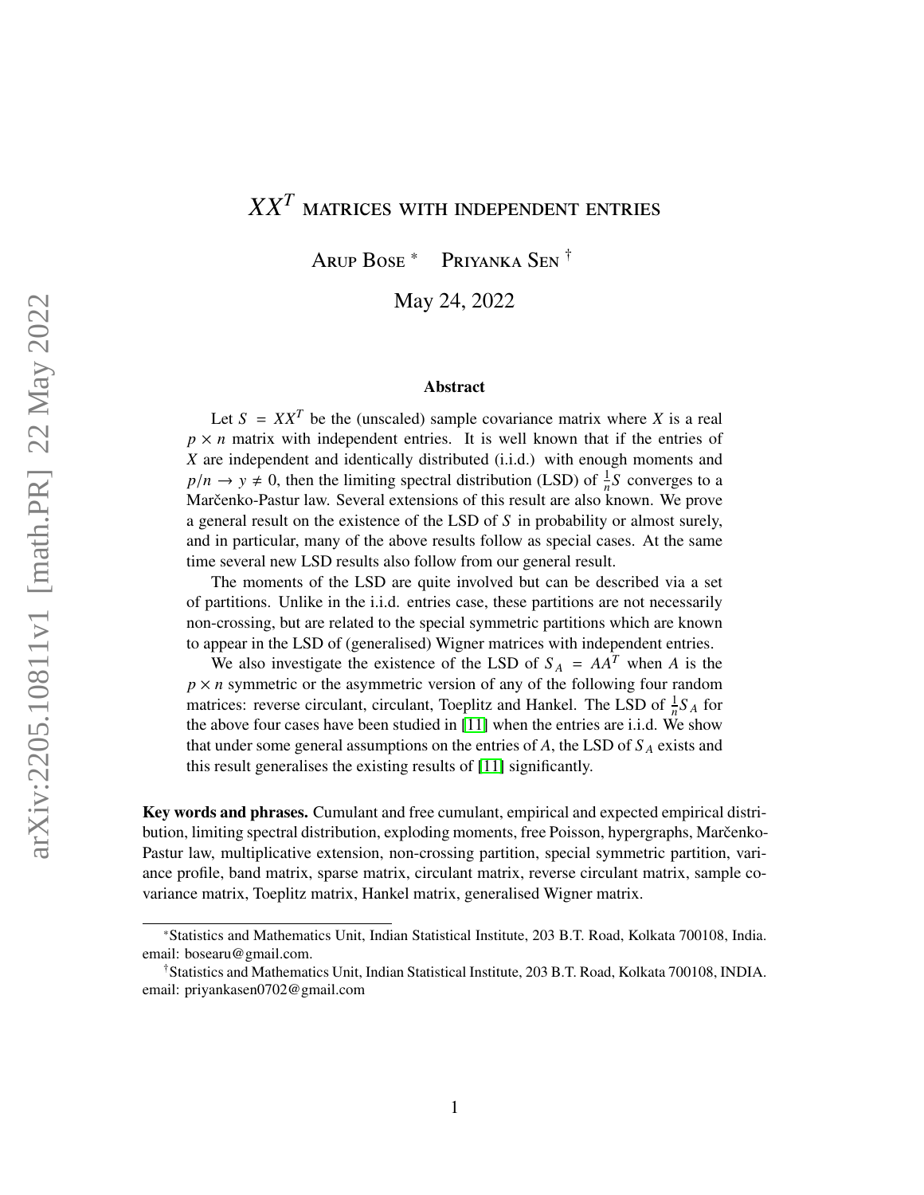# $XX^T$ MATRICES WITH INDEPENDENT ENTRIES

ARUP BOSE [*] PRIYANKA SEN [†]

May 24, 2022

## Abstract

Let $S = XX^T$ be the (unscaled) sample covariance matrix where $X$ is a real $p \times n$ matrix with independent entries. It is well known that if the entries of $X$ are independent and identically distributed (i.i.d.) with enough moments and $p/n \to y \neq 0$, then the limiting spectral distribution (LSD) of $\frac{1}{n}S$ converges to a Marčenko-Pastur law. Several extensions of this result are also known. We prove a general result on the existence of the LSD of $S$ in probability or almost surely, and in particular, many of the above results follow as special cases. At the same time several new LSD results also follow from our general result.

The moments of the LSD are quite involved but can be described via a set of partitions. Unlike in the i.i.d. entries case, these partitions are not necessarily non-crossing, but are related to the special symmetric partitions which are known to appear in the LSD of (generalised) Wigner matrices with independent entries.

We also investigate the existence of the LSD of $S_A = AA^T$ when $A$ is the $p \times n$ symmetric or the asymmetric version of any of the following four random matrices: reverse circulant, circulant, Toeplitz and Hankel. The LSD of $\frac{1}{n}S_A$ for the above four cases have been studied in [11] when the entries are i.i.d. We show that under some general assumptions on the entries of $A$, the LSD of $S_A$ exists and this result generalises the existing results of [11] significantly.

**Key words and phrases.** Cumulant and free cumulant, empirical and expected empirical distribution, limiting spectral distribution, exploding moments, free Poisson, hypergraphs, Marčenko-Pastur law, multiplicative extension, non-crossing partition, special symmetric partition, variance profile, band matrix, sparse matrix, circulant matrix, reverse circulant matrix, sample covariance matrix, Toeplitz matrix, Hankel matrix, generalised Wigner matrix.

[*] Statistics and Mathematics Unit, Indian Statistical Institute, 203 B.T. Road, Kolkata 700108, India. email: bosearu@gmail.com.

[†] Statistics and Mathematics Unit, Indian Statistical Institute, 203 B.T. Road, Kolkata 700108, INDIA. email: priyankasen0702@gmail.com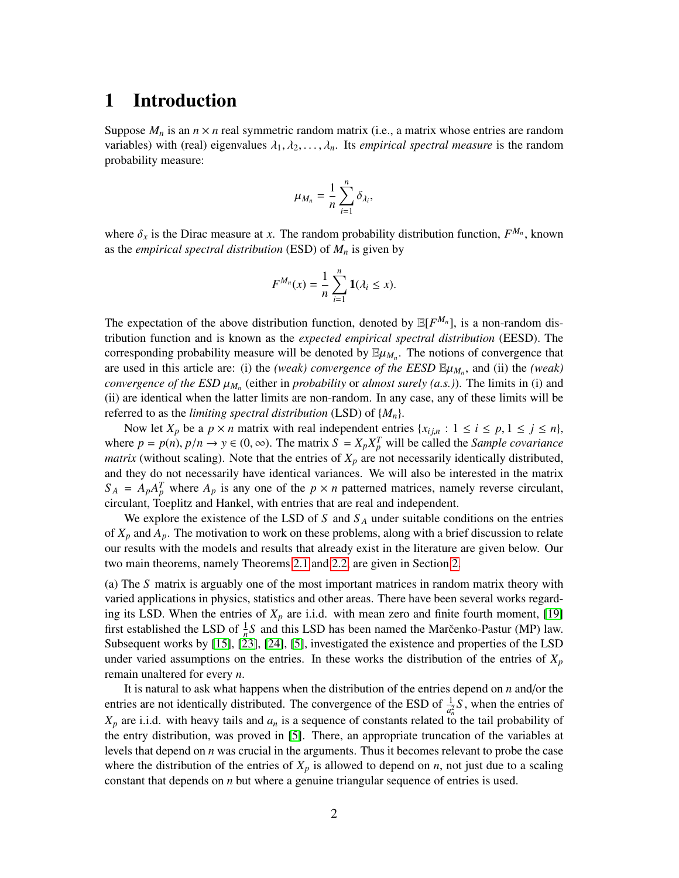# 1 Introduction

Suppose $M_n$ is an $n \times n$ real symmetric random matrix (i.e., a matrix whose entries are random variables) with (real) eigenvalues $\lambda_1, \lambda_2, \ldots, \lambda_n$. Its *empirical spectral measure* is the random probability measure:

$$\mu_{M_n} = \frac{1}{n} \sum_{i=1}^{n} \delta_{\lambda_i},$$

where $\delta_x$ is the Dirac measure at $x$. The random probability distribution function, $F^{M_n}$, known as the *empirical spectral distribution* (ESD) of $M_n$ is given by

$$F^{M_n}(x) = \frac{1}{n} \sum_{i=1}^{n} \mathbf{1}(\lambda_i \leq x).$$

The expectation of the above distribution function, denoted by $\mathbb{E}[F^{M_n}]$, is a non-random distribution function and is known as the *expected empirical spectral distribution* (EESD). The corresponding probability measure will be denoted by $\mathbb{E}\mu_{M_n}$. The notions of convergence that are used in this article are: (i) the *(weak) convergence of the EESD* $\mathbb{E}\mu_{M_n}$, and (ii) the *(weak) convergence of the ESD* $\mu_{M_n}$ (either in *probability* or *almost surely (a.s.)*). The limits in (i) and (ii) are identical when the latter limits are non-random. In any case, any of these limits will be referred to as the *limiting spectral distribution* (LSD) of $\{M_n\}$.

Now let $X_p$ be a $p \times n$ matrix with real independent entries $\{x_{ij,n} : 1 \leq i \leq p, 1 \leq j \leq n\}$, where $p = p(n)$, $p/n \to y \in (0, \infty)$. The matrix $S = X_p X_p^T$ will be called the *Sample covariance matrix* (without scaling). Note that the entries of $X_p$ are not necessarily identically distributed, and they do not necessarily have identical variances. We will also be interested in the matrix $S_A = A_p A_p^T$ where $A_p$ is any one of the $p \times n$ patterned matrices, namely reverse circulant, circulant, Toeplitz and Hankel, with entries that are real and independent.

We explore the existence of the LSD of $S$ and $S_A$ under suitable conditions on the entries of $X_p$ and $A_p$. The motivation to work on these problems, along with a brief discussion to relate our results with the models and results that already exist in the literature are given below. Our two main theorems, namely Theorems 2.1 and 2.2, are given in Section 2.

(a) The $S$ matrix is arguably one of the most important matrices in random matrix theory with varied applications in physics, statistics and other areas. There have been several works regarding its LSD. When the entries of $X_p$ are i.i.d. with mean zero and finite fourth moment, [19] first established the LSD of $\frac{1}{n}S$ and this LSD has been named the Marčenko-Pastur (MP) law. Subsequent works by [15], [23], [24], [5], investigated the existence and properties of the LSD under varied assumptions on the entries. In these works the distribution of the entries of $X_p$ remain unaltered for every $n$.

It is natural to ask what happens when the distribution of the entries depend on $n$ and/or the entries are not identically distributed. The convergence of the ESD of $\frac{1}{a_n^2}S$, when the entries of $X_p$ are i.i.d. with heavy tails and $a_n$ is a sequence of constants related to the tail probability of the entry distribution, was proved in [5]. There, an appropriate truncation of the variables at levels that depend on $n$ was crucial in the arguments. Thus it becomes relevant to probe the case where the distribution of the entries of $X_p$ is allowed to depend on $n$, not just due to a scaling constant that depends on $n$ but where a genuine triangular sequence of entries is used.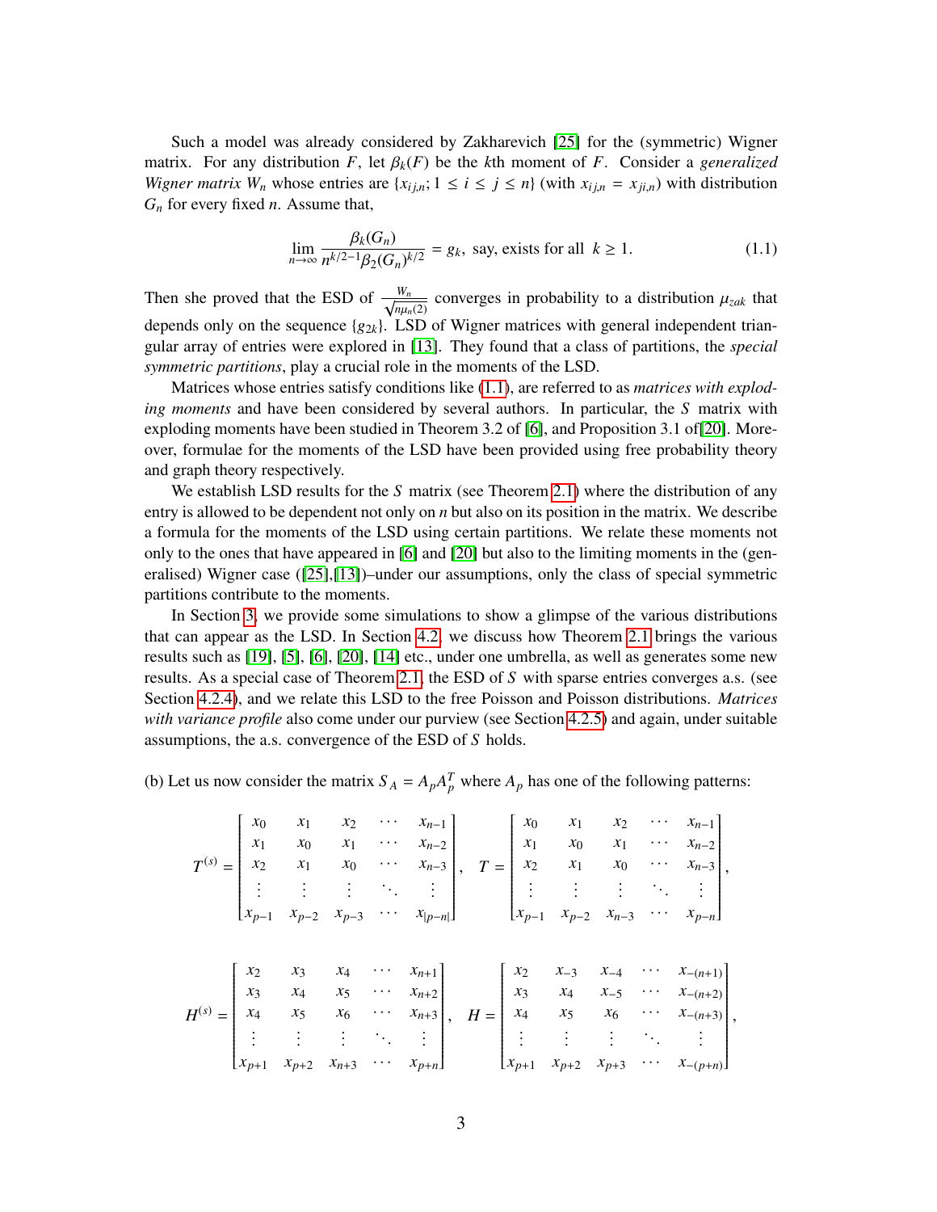Such a model was already considered by Zakharevich [25] for the (symmetric) Wigner matrix. For any distribution $F$, let $\beta_k(F)$ be the $k$th moment of $F$. Consider a *generalized Wigner matrix* $W_n$ whose entries are $\{x_{ij,n}; 1 \leq i \leq j \leq n\}$ (with $x_{ij,n} = x_{ji,n}$) with distribution $G_n$ for every fixed $n$. Assume that,

$$\lim_{n\to\infty} \frac{\beta_k(G_n)}{n^{k/2-1}\beta_2(G_n)^{k/2}} = g_k, \text{ say, exists for all } k \geq 1. \tag{1.1}$$

Then she proved that the ESD of $\frac{W_n}{\sqrt{n\mu_n(2)}}$ converges in probability to a distribution $\mu_{zak}$ that depends only on the sequence $\{g_{2k}\}$. LSD of Wigner matrices with general independent triangular array of entries were explored in [13]. They found that a class of partitions, the *special symmetric partitions*, play a crucial role in the moments of the LSD.

Matrices whose entries satisfy conditions like (1.1), are referred to as *matrices with exploding moments* and have been considered by several authors. In particular, the $S$ matrix with exploding moments have been studied in Theorem 3.2 of [6], and Proposition 3.1 of[20]. Moreover, formulae for the moments of the LSD have been provided using free probability theory and graph theory respectively.

We establish LSD results for the $S$ matrix (see Theorem 2.1) where the distribution of any entry is allowed to be dependent not only on $n$ but also on its position in the matrix. We describe a formula for the moments of the LSD using certain partitions. We relate these moments not only to the ones that have appeared in [6] and [20] but also to the limiting moments in the (generalised) Wigner case ([25],[13])–under our assumptions, only the class of special symmetric partitions contribute to the moments.

In Section 3, we provide some simulations to show a glimpse of the various distributions that can appear as the LSD. In Section 4.2, we discuss how Theorem 2.1 brings the various results such as [19], [5], [6], [20], [14] etc., under one umbrella, as well as generates some new results. As a special case of Theorem 2.1, the ESD of $S$ with sparse entries converges a.s. (see Section 4.2.4), and we relate this LSD to the free Poisson and Poisson distributions. *Matrices with variance profile* also come under our purview (see Section 4.2.5) and again, under suitable assumptions, the a.s. convergence of the ESD of $S$ holds.

(b) Let us now consider the matrix $S_A = A_pA_p^T$ where $A_p$ has one of the following patterns:

$$T^{(s)} = \begin{bmatrix} x_0 & x_1 & x_2 & \cdots & x_{n-1} \\ x_1 & x_0 & x_1 & \cdots & x_{n-2} \\ x_2 & x_1 & x_0 & \cdots & x_{n-3} \\ \vdots & \vdots & \vdots & \ddots & \vdots \\ x_{p-1} & x_{p-2} & x_{p-3} & \cdots & x_{|p-n|} \end{bmatrix}, \quad T = \begin{bmatrix} x_0 & x_1 & x_2 & \cdots & x_{n-1} \\ x_1 & x_0 & x_1 & \cdots & x_{n-2} \\ x_2 & x_1 & x_0 & \cdots & x_{n-3} \\ \vdots & \vdots & \vdots & \ddots & \vdots \\ x_{p-1} & x_{p-2} & x_{n-3} & \cdots & x_{p-n} \end{bmatrix},$$

$$H^{(s)} = \begin{bmatrix} x_2 & x_3 & x_4 & \cdots & x_{n+1} \\ x_3 & x_4 & x_5 & \cdots & x_{n+2} \\ x_4 & x_5 & x_6 & \cdots & x_{n+3} \\ \vdots & \vdots & \vdots & \ddots & \vdots \\ x_{p+1} & x_{p+2} & x_{n+3} & \cdots & x_{p+n} \end{bmatrix}, \quad H = \begin{bmatrix} x_2 & x_{-3} & x_{-4} & \cdots & x_{-(n+1)} \\ x_3 & x_4 & x_{-5} & \cdots & x_{-(n+2)} \\ x_4 & x_5 & x_6 & \cdots & x_{-(n+3)} \\ \vdots & \vdots & \vdots & \ddots & \vdots \\ x_{p+1} & x_{p+2} & x_{p+3} & \cdots & x_{-(p+n)} \end{bmatrix},$$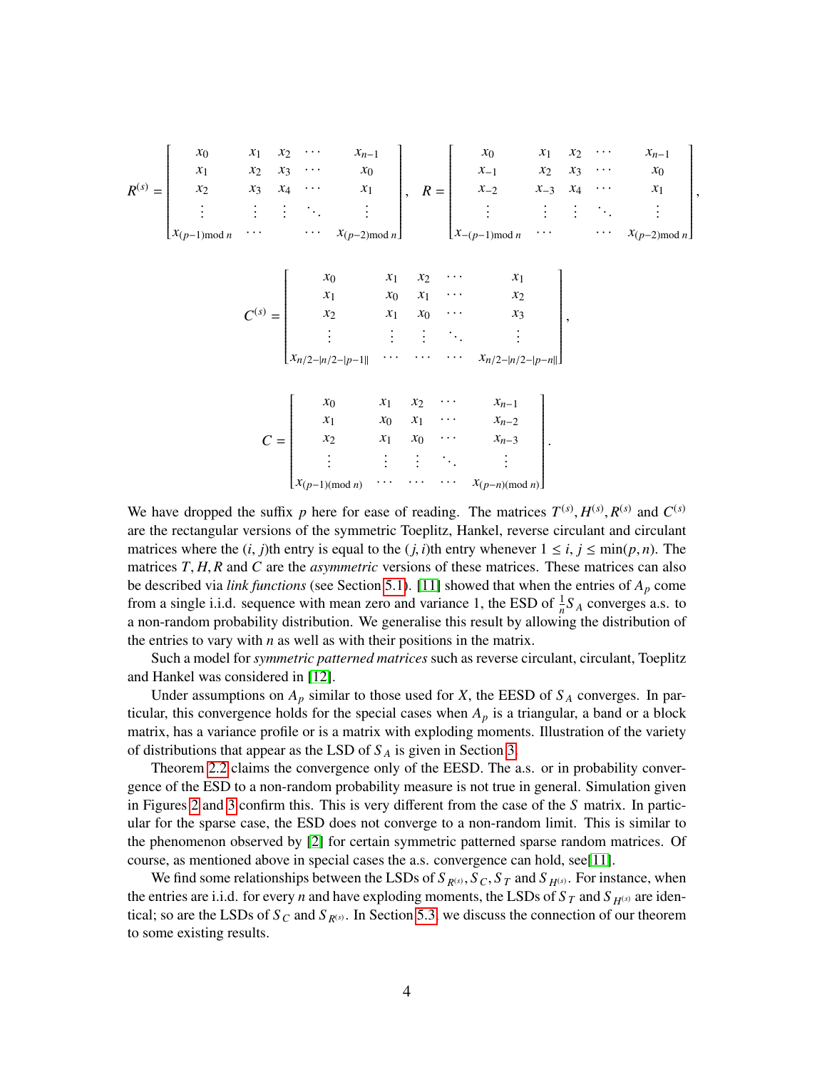$$R^{(s)} = \begin{bmatrix} x_0 & x_1 & x_2 & \cdots & x_{n-1} \\ x_1 & x_2 & x_3 & \cdots & x_0 \\ x_2 & x_3 & x_4 & \cdots & x_1 \\ \vdots & \vdots & \vdots & \ddots & \vdots \\ x_{(p-1) \bmod n} & \cdots & & \cdots & x_{(p-2) \bmod n} \end{bmatrix}, \quad R = \begin{bmatrix} x_0 & x_1 & x_2 & \cdots & x_{n-1} \\ x_{-1} & x_2 & x_3 & \cdots & x_0 \\ x_{-2} & x_{-3} & x_4 & \cdots & x_1 \\ \vdots & \vdots & \vdots & \ddots & \vdots \\ x_{-(p-1) \bmod n} & \cdots & & \cdots & x_{(p-2) \bmod n} \end{bmatrix},$$

$$C^{(s)} = \begin{bmatrix} x_0 & x_1 & x_2 & \cdots & x_1 \\ x_1 & x_0 & x_1 & \cdots & x_2 \\ x_2 & x_1 & x_0 & \cdots & x_3 \\ \vdots & \vdots & \vdots & \ddots & \vdots \\ x_{n/2-|n/2-|p-1||} & \cdots & \cdots & \cdots & x_{n/2-|n/2-|p-n||} \end{bmatrix},$$

$$C = \begin{bmatrix} x_0 & x_1 & x_2 & \cdots & x_{n-1} \\ x_1 & x_0 & x_1 & \cdots & x_{n-2} \\ x_2 & x_1 & x_0 & \cdots & x_{n-3} \\ \vdots & \vdots & \vdots & \ddots & \vdots \\ x_{(p-1)(\bmod n)} & \cdots & \cdots & \cdots & x_{(p-n)(\bmod n)} \end{bmatrix}.$$

We have dropped the suffix $p$ here for ease of reading. The matrices $T^{(s)}, H^{(s)}, R^{(s)}$ and $C^{(s)}$ are the rectangular versions of the symmetric Toeplitz, Hankel, reverse circulant and circulant matrices where the $(i, j)$th entry is equal to the $(j, i)$th entry whenever $1 \leq i, j \leq \min(p, n)$. The matrices $T, H, R$ and $C$ are the *asymmetric* versions of these matrices. These matrices can also be described via *link functions* (see Section 5.1). [11] showed that when the entries of $A_p$ come from a single i.i.d. sequence with mean zero and variance 1, the ESD of $\frac{1}{n}S_A$ converges a.s. to a non-random probability distribution. We generalise this result by allowing the distribution of the entries to vary with $n$ as well as with their positions in the matrix.

Such a model for *symmetric patterned matrices* such as reverse circulant, circulant, Toeplitz and Hankel was considered in [12].

Under assumptions on $A_p$ similar to those used for $X$, the EESD of $S_A$ converges. In particular, this convergence holds for the special cases when $A_p$ is a triangular, a band or a block matrix, has a variance profile or is a matrix with exploding moments. Illustration of the variety of distributions that appear as the LSD of $S_A$ is given in Section 3.

Theorem 2.2 claims the convergence only of the EESD. The a.s. or in probability convergence of the ESD to a non-random probability measure is not true in general. Simulation given in Figures 2 and 3 confirm this. This is very different from the case of the $S$ matrix. In particular for the sparse case, the ESD does not converge to a non-random limit. This is similar to the phenomenon observed by [2] for certain symmetric patterned sparse random matrices. Of course, as mentioned above in special cases the a.s. convergence can hold, see[11].

We find some relationships between the LSDs of $S_{R^{(s)}}, S_C, S_T$ and $S_{H^{(s)}}$. For instance, when the entries are i.i.d. for every $n$ and have exploding moments, the LSDs of $S_T$ and $S_{H^{(s)}}$ are identical; so are the LSDs of $S_C$ and $S_{R^{(s)}}$. In Section 5.3 we discuss the connection of our theorem to some existing results.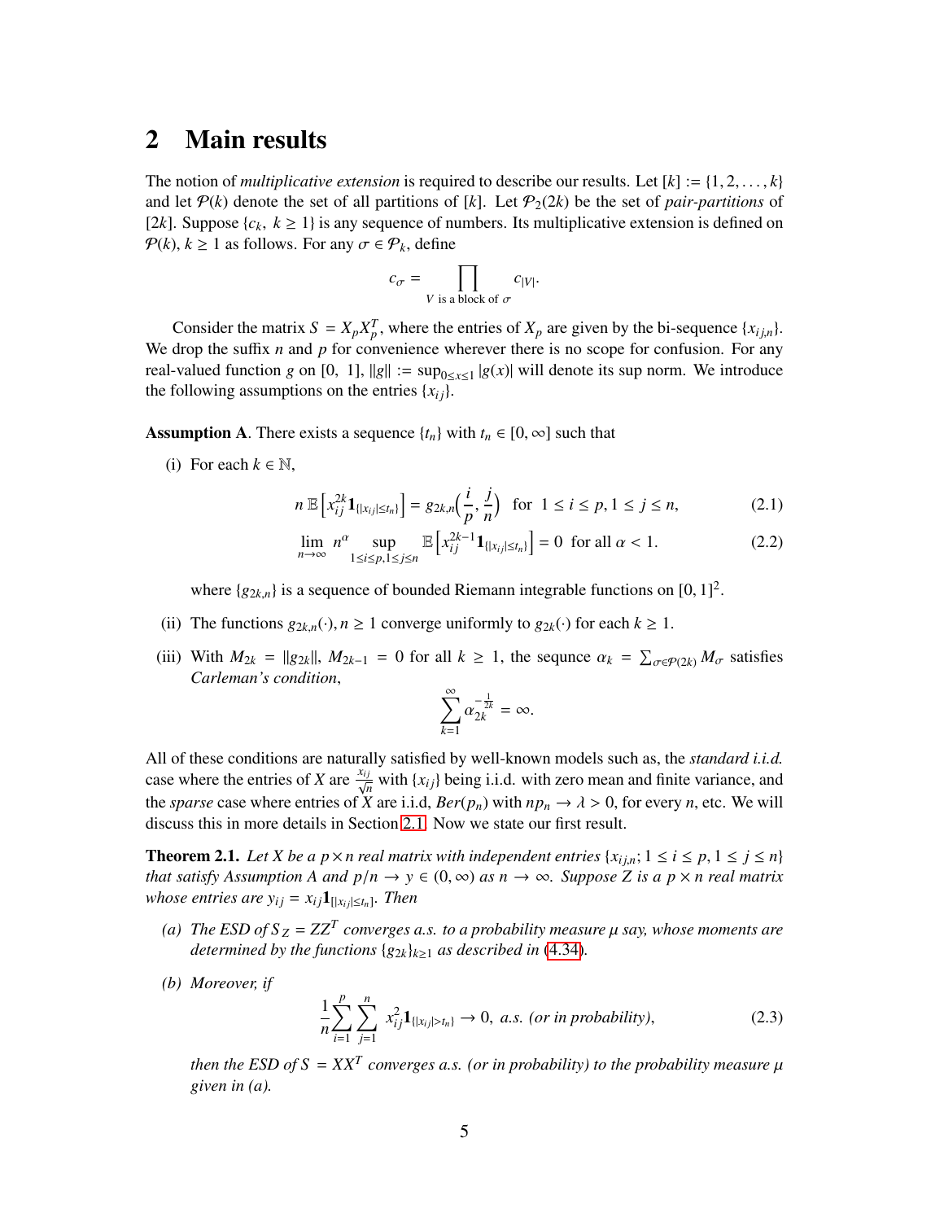# 2 Main results

The notion of *multiplicative extension* is required to describe our results. Let $[k] := \{1, 2, \ldots, k\}$ and let $\mathcal{P}(k)$ denote the set of all partitions of $[k]$. Let $\mathcal{P}_2(2k)$ be the set of *pair-partitions* of $[2k]$. Suppose $\{c_k,\ k \geq 1\}$ is any sequence of numbers. Its multiplicative extension is defined on $\mathcal{P}(k), k \geq 1$ as follows. For any $\sigma \in \mathcal{P}_k$, define

$$c_\sigma = \prod_{V \text{ is a block of } \sigma} c_{|V|}.$$

Consider the matrix $S = X_p X_p^T$, where the entries of $X_p$ are given by the bi-sequence $\{x_{ij,n}\}$. We drop the suffix $n$ and $p$ for convenience wherever there is no scope for confusion. For any real-valued function $g$ on $[0,\ 1]$, $\|g\| := \sup_{0 \leq x \leq 1} |g(x)|$ will denote its sup norm. We introduce the following assumptions on the entries $\{x_{ij}\}$.

**Assumption A**. There exists a sequence $\{t_n\}$ with $t_n \in [0, \infty]$ such that

(i) For each $k \in \mathbb{N}$,

$$n\,\mathbb{E}\left[x_{ij}^{2k}\mathbf{1}_{\{|x_{ij}| \leq t_n\}}\right] = g_{2k,n}\Big(\frac{i}{p}, \frac{j}{n}\Big) \quad \text{for } 1 \leq i \leq p, 1 \leq j \leq n, \tag{2.1}$$

$$\lim_{n \to \infty} n^\alpha \sup_{1 \leq i \leq p, 1 \leq j \leq n} \mathbb{E}\left[x_{ij}^{2k-1}\mathbf{1}_{\{|x_{ij}| \leq t_n\}}\right] = 0 \quad \text{for all } \alpha < 1. \tag{2.2}$$

where $\{g_{2k,n}\}$ is a sequence of bounded Riemann integrable functions on $[0, 1]^2$.

(ii) The functions $g_{2k,n}(\cdot), n \geq 1$ converge uniformly to $g_{2k}(\cdot)$ for each $k \geq 1$.

(iii) With $M_{2k} = \|g_{2k}\|$, $M_{2k-1} = 0$ for all $k \geq 1$, the sequnce $\alpha_k = \sum_{\sigma \in \mathcal{P}(2k)} M_\sigma$ satisfies *Carleman's condition*,

$$\sum_{k=1}^{\infty} \alpha_{2k}^{-\frac{1}{2k}} = \infty.$$

All of these conditions are naturally satisfied by well-known models such as, the *standard i.i.d.* case where the entries of $X$ are $\frac{x_{ij}}{\sqrt{n}}$ with $\{x_{ij}\}$ being i.i.d. with zero mean and finite variance, and the *sparse* case where entries of $X$ are i.i.d, $Ber(p_n)$ with $np_n \to \lambda > 0$, for every $n$, etc. We will discuss this in more details in Section 2.1. Now we state our first result.

**Theorem 2.1.** *Let $X$ be a $p \times n$ real matrix with independent entries $\{x_{ij,n};\ 1 \leq i \leq p, 1 \leq j \leq n\}$ that satisfy Assumption A and $p/n \to y \in (0, \infty)$ as $n \to \infty$. Suppose $Z$ is a $p \times n$ real matrix whose entries are $y_{ij} = x_{ij}\mathbf{1}_{[|x_{ij}| \leq t_n]}$. Then*

*(a) The ESD of $S_Z = ZZ^T$ converges a.s. to a probability measure $\mu$ say, whose moments are determined by the functions $\{g_{2k}\}_{k \geq 1}$ as described in (4.34).*

*(b) Moreover, if*

$$\frac{1}{n}\sum_{i=1}^{p}\sum_{j=1}^{n} x_{ij}^2 \mathbf{1}_{\{|x_{ij}| > t_n\}} \to 0, \ \text{a.s. (or in probability)}, \tag{2.3}$$

*then the ESD of $S = XX^T$ converges a.s. (or in probability) to the probability measure $\mu$ given in (a).*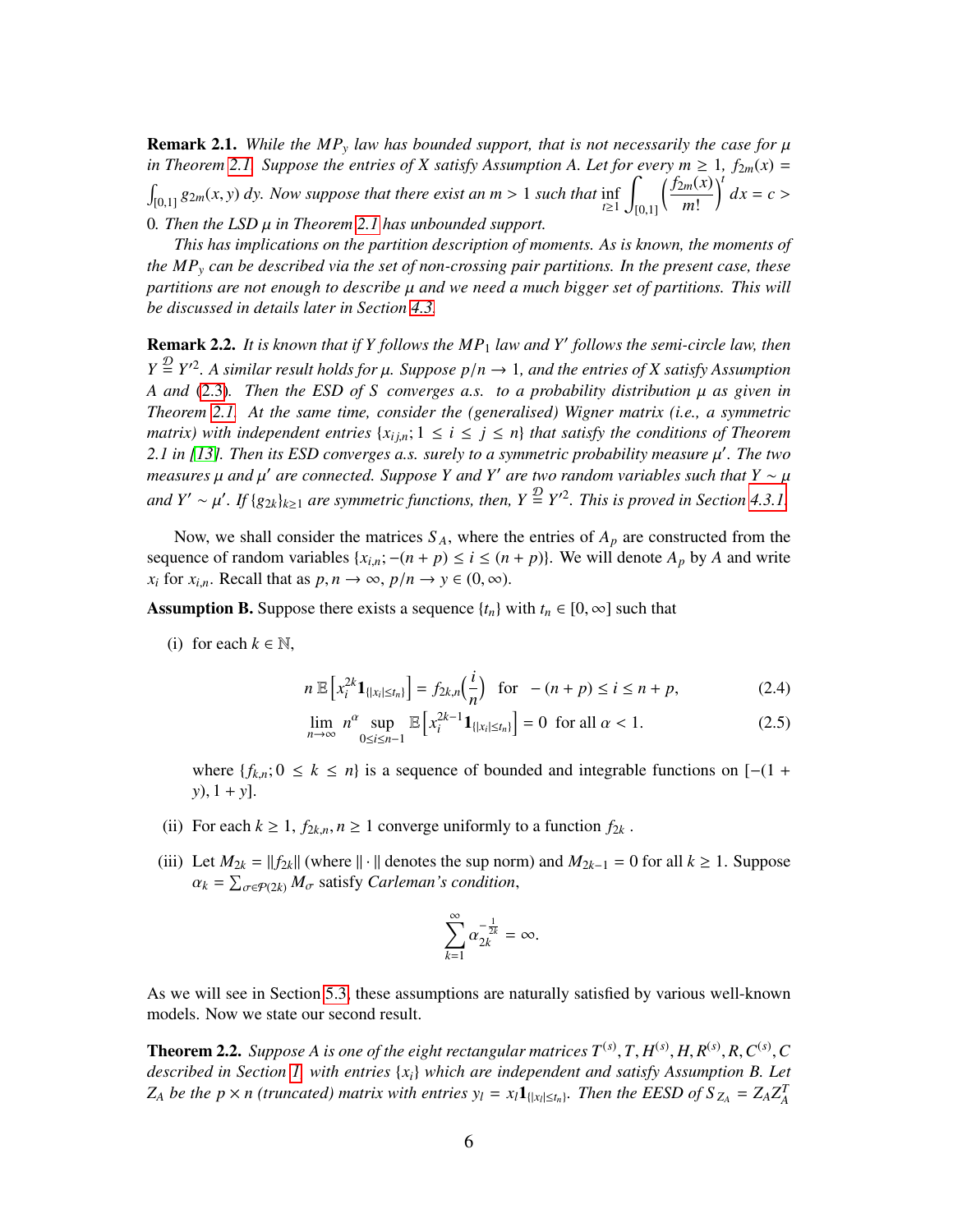**Remark 2.1.** *While the $MP_y$ law has bounded support, that is not necessarily the case for $\mu$ in Theorem 2.1. Suppose the entries of $X$ satisfy Assumption A. Let for every $m \geq 1$, $f_{2m}(x) = \int_{[0,1]} g_{2m}(x, y)\, dy$. Now suppose that there exist an $m > 1$ such that $\inf_{t \geq 1} \int_{[0,1]} \left( \frac{f_{2m}(x)}{m!} \right)^t dx = c > 0$. Then the LSD $\mu$ in Theorem 2.1 has unbounded support.*

*This has implications on the partition description of moments. As is known, the moments of the $MP_y$ can be described via the set of non-crossing pair partitions. In the present case, these partitions are not enough to describe $\mu$ and we need a much bigger set of partitions. This will be discussed in details later in Section 4.3.*

**Remark 2.2.** *It is known that if $Y$ follows the $MP_1$ law and $Y'$ follows the semi-circle law, then $Y \stackrel{\mathcal{D}}{=} Y'^2$. A similar result holds for $\mu$. Suppose $p/n \to 1$, and the entries of $X$ satisfy Assumption A and (2.3). Then the ESD of $S$ converges a.s. to a probability distribution $\mu$ as given in Theorem 2.1. At the same time, consider the (generalised) Wigner matrix (i.e., a symmetric matrix) with independent entries $\{x_{ij,n}; 1 \leq i \leq j \leq n\}$ that satisfy the conditions of Theorem 2.1 in [13]. Then its ESD converges a.s. surely to a symmetric probability measure $\mu'$. The two measures $\mu$ and $\mu'$ are connected. Suppose $Y$ and $Y'$ are two random variables such that $Y \sim \mu$ and $Y' \sim \mu'$. If $\{g_{2k}\}_{k \geq 1}$ are symmetric functions, then, $Y \stackrel{\mathcal{D}}{=} Y'^2$. This is proved in Section 4.3.1.*

Now, we shall consider the matrices $S_A$, where the entries of $A_p$ are constructed from the sequence of random variables $\{x_{i,n}; -(n+p) \leq i \leq (n+p)\}$. We will denote $A_p$ by $A$ and write $x_i$ for $x_{i,n}$. Recall that as $p, n \to \infty$, $p/n \to y \in (0, \infty)$.

**Assumption B.** Suppose there exists a sequence $\{t_n\}$ with $t_n \in [0, \infty]$ such that

(i) for each $k \in \mathbb{N}$,

$$n\, \mathbb{E}\left[x_i^{2k} \mathbf{1}_{\{|x_i| \leq t_n\}}\right] = f_{2k,n}\Big(\frac{i}{n}\Big) \quad \text{for} \quad -(n+p) \leq i \leq n+p, \tag{2.4}$$

$$\lim_{n \to \infty} n^{\alpha} \sup_{0 \leq i \leq n-1} \mathbb{E}\left[x_i^{2k-1} \mathbf{1}_{\{|x_i| \leq t_n\}}\right] = 0 \;\; \text{for all } \alpha < 1. \tag{2.5}$$

where $\{f_{k,n}; 0 \leq k \leq n\}$ is a sequence of bounded and integrable functions on $[-(1+y), 1+y]$.

(ii) For each $k \geq 1$, $f_{2k,n}, n \geq 1$ converge uniformly to a function $f_{2k}$ .

(iii) Let $M_{2k} = \|f_{2k}\|$ (where $\|\cdot\|$ denotes the sup norm) and $M_{2k-1} = 0$ for all $k \geq 1$. Suppose $\alpha_k = \sum_{\sigma \in \mathcal{P}(2k)} M_\sigma$ satisfy *Carleman's condition*,

$$\sum_{k=1}^{\infty} \alpha_{2k}^{-\frac{1}{2k}} = \infty.$$

As we will see in Section 5.3, these assumptions are naturally satisfied by various well-known models. Now we state our second result.

**Theorem 2.2.** *Suppose $A$ is one of the eight rectangular matrices $T^{(s)}, T, H^{(s)}, H, R^{(s)}, R, C^{(s)}, C$ described in Section 1 with entries $\{x_i\}$ which are independent and satisfy Assumption B. Let $Z_A$ be the $p \times n$ (truncated) matrix with entries $y_l = x_l \mathbf{1}_{\{|x_l| \leq t_n\}}$. Then the EESD of $S_{Z_A} = Z_A Z_A^T$*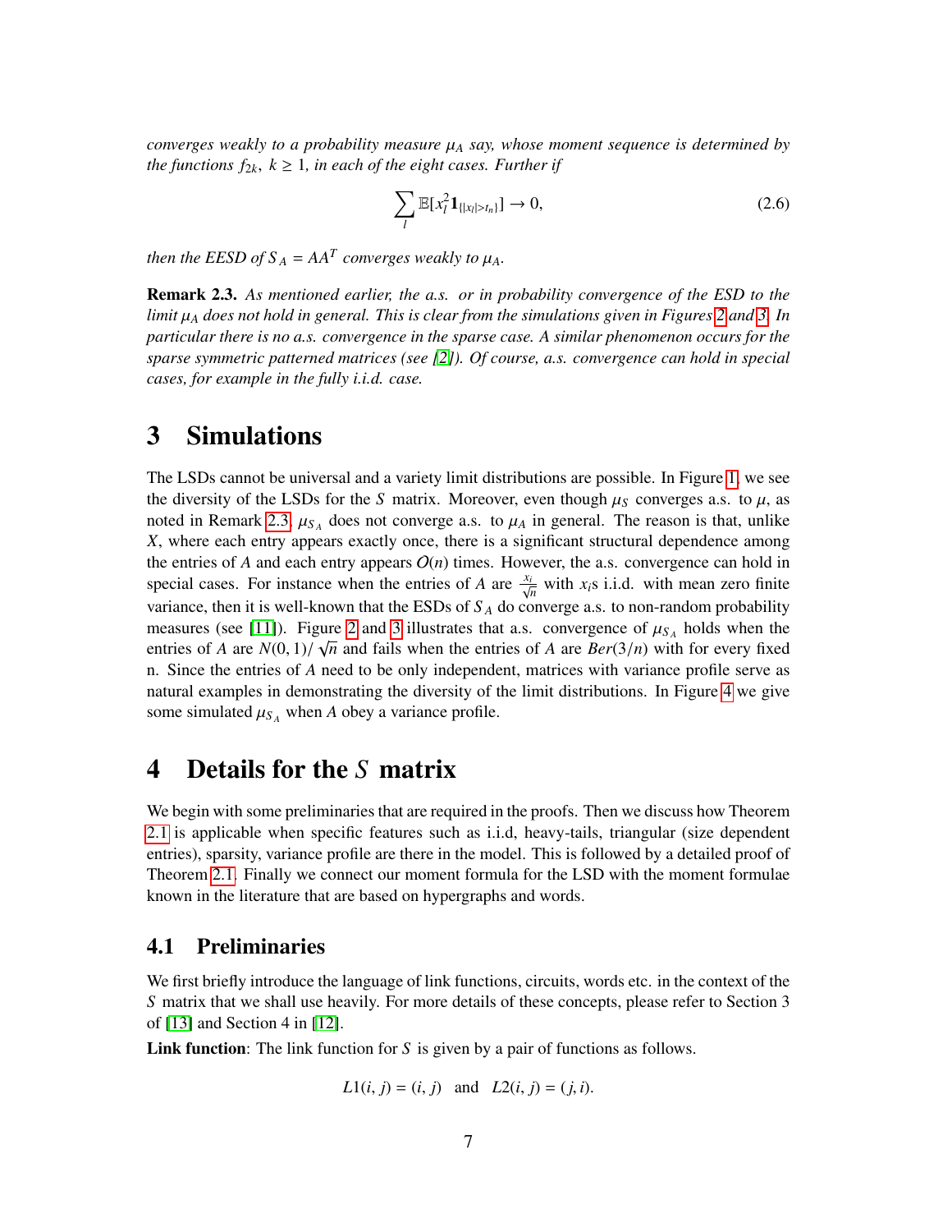*converges weakly to a probability measure $\mu_A$ say, whose moment sequence is determined by the functions $f_{2k}$, $k \geq 1$, in each of the eight cases. Further if*

$$\sum_l \mathbb{E}[x_l^2 \mathbf{1}_{\{|x_l|>t_n\}}] \to 0, \tag{2.6}$$

*then the EESD of $S_A = AA^T$ converges weakly to $\mu_A$.*

**Remark 2.3.** *As mentioned earlier, the a.s. or in probability convergence of the ESD to the limit $\mu_A$ does not hold in general. This is clear from the simulations given in Figures 2 and 3. In particular there is no a.s. convergence in the sparse case. A similar phenomenon occurs for the sparse symmetric patterned matrices (see [2]). Of course, a.s. convergence can hold in special cases, for example in the fully i.i.d. case.*

# 3 Simulations

The LSDs cannot be universal and a variety limit distributions are possible. In Figure 1, we see the diversity of the LSDs for the $S$ matrix. Moreover, even though $\mu_S$ converges a.s. to $\mu$, as noted in Remark 2.3, $\mu_{S_A}$ does not converge a.s. to $\mu_A$ in general. The reason is that, unlike $X$, where each entry appears exactly once, there is a significant structural dependence among the entries of $A$ and each entry appears $O(n)$ times. However, the a.s. convergence can hold in special cases. For instance when the entries of $A$ are $\frac{x_i}{\sqrt{n}}$ with $x_i$s i.i.d. with mean zero finite variance, then it is well-known that the ESDs of $S_A$ do converge a.s. to non-random probability measures (see [11]). Figure 2 and 3 illustrates that a.s. convergence of $\mu_{S_A}$ holds when the entries of $A$ are $N(0,1)/\sqrt{n}$ and fails when the entries of $A$ are $Ber(3/n)$ with for every fixed n. Since the entries of $A$ need to be only independent, matrices with variance profile serve as natural examples in demonstrating the diversity of the limit distributions. In Figure 4 we give some simulated $\mu_{S_A}$ when $A$ obey a variance profile.

# 4 Details for the $S$ matrix

We begin with some preliminaries that are required in the proofs. Then we discuss how Theorem 2.1 is applicable when specific features such as i.i.d, heavy-tails, triangular (size dependent entries), sparsity, variance profile are there in the model. This is followed by a detailed proof of Theorem 2.1. Finally we connect our moment formula for the LSD with the moment formulae known in the literature that are based on hypergraphs and words.

## 4.1 Preliminaries

We first briefly introduce the language of link functions, circuits, words etc. in the context of the $S$ matrix that we shall use heavily. For more details of these concepts, please refer to Section 3 of [13] and Section 4 in [12].

**Link function**: The link function for $S$ is given by a pair of functions as follows.

$$L1(i,j) = (i,j) \quad \text{and} \quad L2(i,j) = (j,i).$$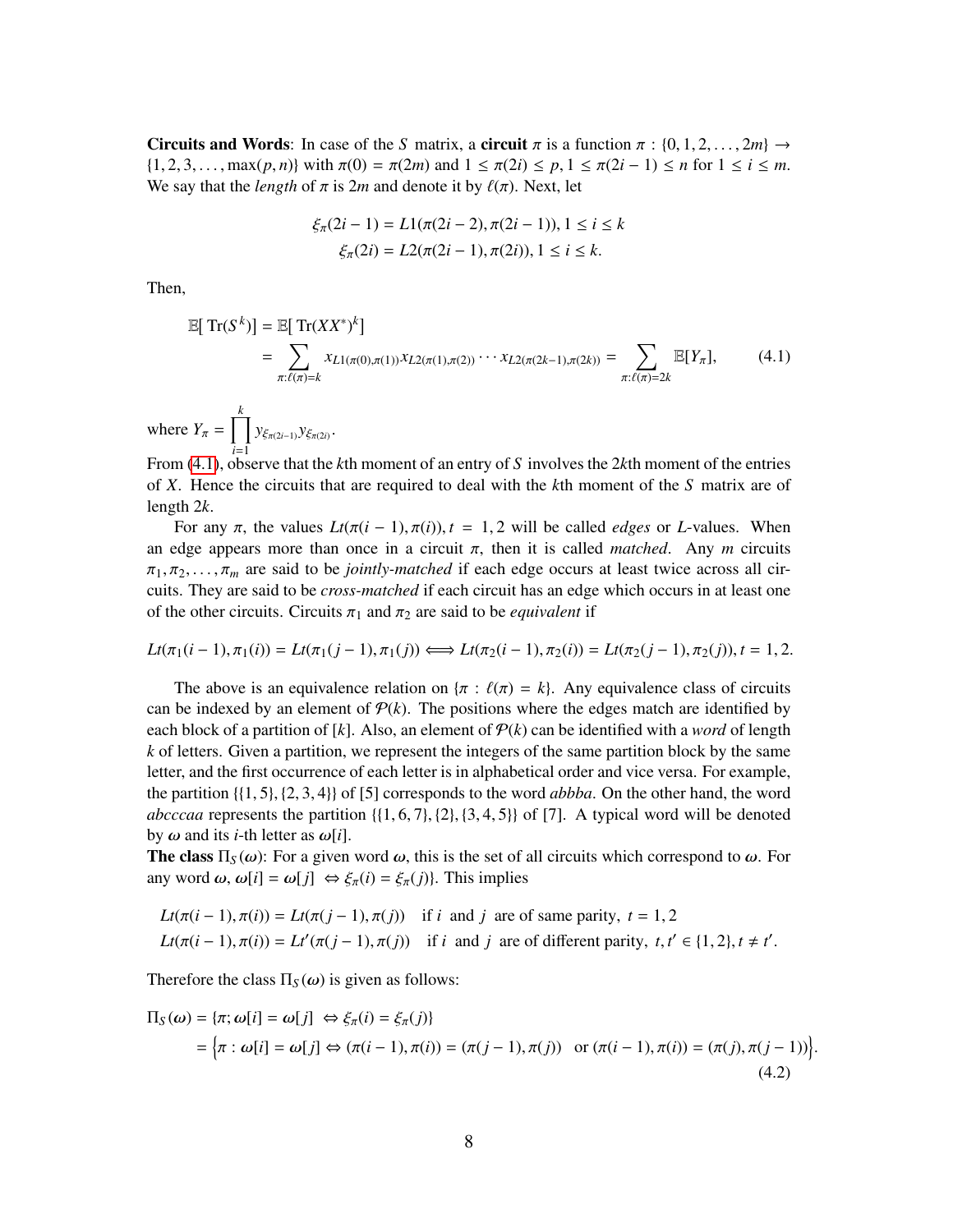**Circuits and Words**: In case of the $S$ matrix, a **circuit** $\pi$ is a function $\pi : \{0, 1, 2, \ldots, 2m\} \to \{1, 2, 3, \ldots, \max(p, n)\}$ with $\pi(0) = \pi(2m)$ and $1 \le \pi(2i) \le p, 1 \le \pi(2i-1) \le n$ for $1 \le i \le m$. We say that the *length* of $\pi$ is $2m$ and denote it by $\ell(\pi)$. Next, let

$$\xi_\pi(2i-1) = L1(\pi(2i-2), \pi(2i-1)), 1 \le i \le k$$
$$\xi_\pi(2i) = L2(\pi(2i-1), \pi(2i)), 1 \le i \le k.$$

Then,

$$\mathbb{E}[\operatorname{Tr}(S^k)] = \mathbb{E}[\operatorname{Tr}(XX^*)^k] = \sum_{\pi:\ell(\pi)=k} x_{L1(\pi(0),\pi(1))} x_{L2(\pi(1),\pi(2))} \cdots x_{L2(\pi(2k-1),\pi(2k))} = \sum_{\pi:\ell(\pi)=2k} \mathbb{E}[Y_\pi], \tag{4.1}$$

where $Y_\pi = \prod_{i=1}^{k} y_{\xi_{\pi(2i-1)}} y_{\xi_{\pi(2i)}}$.

From (4.1), observe that the $k$th moment of an entry of $S$ involves the $2k$th moment of the entries of $X$. Hence the circuits that are required to deal with the $k$th moment of the $S$ matrix are of length $2k$.

For any $\pi$, the values $Lt(\pi(i-1), \pi(i)), t = 1, 2$ will be called *edges* or *L*-values. When an edge appears more than once in a circuit $\pi$, then it is called *matched*. Any $m$ circuits $\pi_1, \pi_2, \ldots, \pi_m$ are said to be *jointly-matched* if each edge occurs at least twice across all circuits. They are said to be *cross-matched* if each circuit has an edge which occurs in at least one of the other circuits. Circuits $\pi_1$ and $\pi_2$ are said to be *equivalent* if

$$Lt(\pi_1(i-1), \pi_1(i)) = Lt(\pi_1(j-1), \pi_1(j)) \iff Lt(\pi_2(i-1), \pi_2(i)) = Lt(\pi_2(j-1), \pi_2(j)), t = 1, 2.$$

The above is an equivalence relation on $\{\pi : \ell(\pi) = k\}$. Any equivalence class of circuits can be indexed by an element of $\mathcal{P}(k)$. The positions where the edges match are identified by each block of a partition of $[k]$. Also, an element of $\mathcal{P}(k)$ can be identified with a *word* of length $k$ of letters. Given a partition, we represent the integers of the same partition block by the same letter, and the first occurrence of each letter is in alphabetical order and vice versa. For example, the partition $\{\{1, 5\}, \{2, 3, 4\}\}$ of $[5]$ corresponds to the word *abbba*. On the other hand, the word *abcccaa* represents the partition $\{\{1, 6, 7\}, \{2\}, \{3, 4, 5\}\}$ of $[7]$. A typical word will be denoted by $\boldsymbol{\omega}$ and its $i$-th letter as $\boldsymbol{\omega}[i]$.

**The class** $\Pi_S(\boldsymbol{\omega})$: For a given word $\boldsymbol{\omega}$, this is the set of all circuits which correspond to $\boldsymbol{\omega}$. For any word $\boldsymbol{\omega}$, $\boldsymbol{\omega}[i] = \boldsymbol{\omega}[j] \iff \xi_\pi(i) = \xi_\pi(j)\}$. This implies

$$Lt(\pi(i-1), \pi(i)) = Lt(\pi(j-1), \pi(j)) \quad \text{if } i \text{ and } j \text{ are of same parity}, \ t = 1, 2$$
$$Lt(\pi(i-1), \pi(i)) = Lt'(\pi(j-1), \pi(j)) \quad \text{if } i \text{ and } j \text{ are of different parity}, \ t, t' \in \{1, 2\}, t \ne t'.$$

Therefore the class $\Pi_S(\boldsymbol{\omega})$ is given as follows:

$$\Pi_S(\boldsymbol{\omega}) = \{\pi; \boldsymbol{\omega}[i] = \boldsymbol{\omega}[j] \iff \xi_\pi(i) = \xi_\pi(j)\}$$
$$= \Big\{\pi : \boldsymbol{\omega}[i] = \boldsymbol{\omega}[j] \Leftrightarrow (\pi(i-1), \pi(i)) = (\pi(j-1), \pi(j)) \quad \text{or } (\pi(i-1), \pi(i)) = (\pi(j), \pi(j-1))\Big\}. \tag{4.2}$$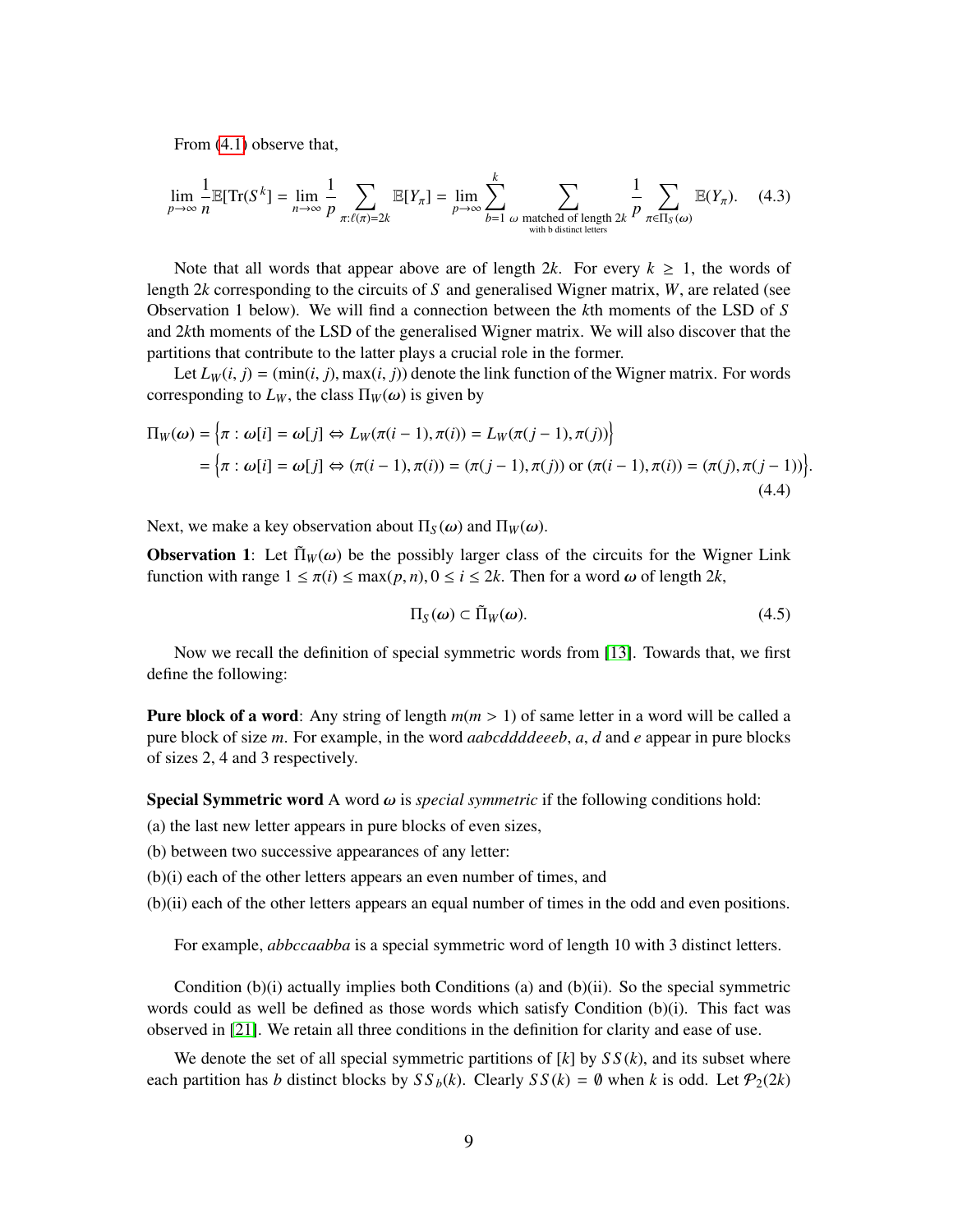From (4.1) observe that,

$$\lim_{p\to\infty} \frac{1}{n}\mathbb{E}[\mathrm{Tr}(S^k] = \lim_{n\to\infty} \frac{1}{p} \sum_{\pi:\ell(\pi)=2k} \mathbb{E}[Y_\pi] = \lim_{p\to\infty} \sum_{b=1}^{k} \sum_{\substack{\omega \text{ matched of length } 2k \\ \text{with b distinct letters}}} \frac{1}{p} \sum_{\pi\in\Pi_S(\omega)} \mathbb{E}(Y_\pi). \tag{4.3}$$

Note that all words that appear above are of length $2k$. For every $k \geq 1$, the words of length $2k$ corresponding to the circuits of $S$ and generalised Wigner matrix, $W$, are related (see Observation 1 below). We will find a connection between the $k$th moments of the LSD of $S$ and $2k$th moments of the LSD of the generalised Wigner matrix. We will also discover that the partitions that contribute to the latter plays a crucial role in the former.

Let $L_W(i, j) = (\min(i, j), \max(i, j))$ denote the link function of the Wigner matrix. For words corresponding to $L_W$, the class $\Pi_W(\omega)$ is given by

$$\begin{aligned}\Pi_W(\omega) &= \Big\{\pi : \omega[i] = \omega[j] \Leftrightarrow L_W(\pi(i-1), \pi(i)) = L_W(\pi(j-1), \pi(j))\Big\} \\ &= \Big\{\pi : \omega[i] = \omega[j] \Leftrightarrow (\pi(i-1), \pi(i)) = (\pi(j-1), \pi(j)) \text{ or } (\pi(i-1), \pi(i)) = (\pi(j), \pi(j-1))\Big\}.\end{aligned} \tag{4.4}$$

Next, we make a key observation about $\Pi_S(\omega)$ and $\Pi_W(\omega)$.

**Observation 1**: Let $\tilde{\Pi}_W(\omega)$ be the possibly larger class of the circuits for the Wigner Link function with range $1 \leq \pi(i) \leq \max(p, n), 0 \leq i \leq 2k$. Then for a word $\omega$ of length $2k$,

$$\Pi_S(\omega) \subset \tilde{\Pi}_W(\omega). \tag{4.5}$$

Now we recall the definition of special symmetric words from [13]. Towards that, we first define the following:

**Pure block of a word**: Any string of length $m(m > 1)$ of same letter in a word will be called a pure block of size $m$. For example, in the word *aabcddddeeeb*, $a$, $d$ and $e$ appear in pure blocks of sizes 2, 4 and 3 respectively.

**Special Symmetric word** A word $\omega$ is *special symmetric* if the following conditions hold:

(a) the last new letter appears in pure blocks of even sizes,

(b) between two successive appearances of any letter:

(b)(i) each of the other letters appears an even number of times, and

(b)(ii) each of the other letters appears an equal number of times in the odd and even positions.

For example, *abbccaabba* is a special symmetric word of length 10 with 3 distinct letters.

Condition (b)(i) actually implies both Conditions (a) and (b)(ii). So the special symmetric words could as well be defined as those words which satisfy Condition (b)(i). This fact was observed in [21]. We retain all three conditions in the definition for clarity and ease of use.

We denote the set of all special symmetric partitions of $[k]$ by $SS(k)$, and its subset where each partition has $b$ distinct blocks by $SS_b(k)$. Clearly $SS(k) = \emptyset$ when $k$ is odd. Let $\mathcal{P}_2(2k)$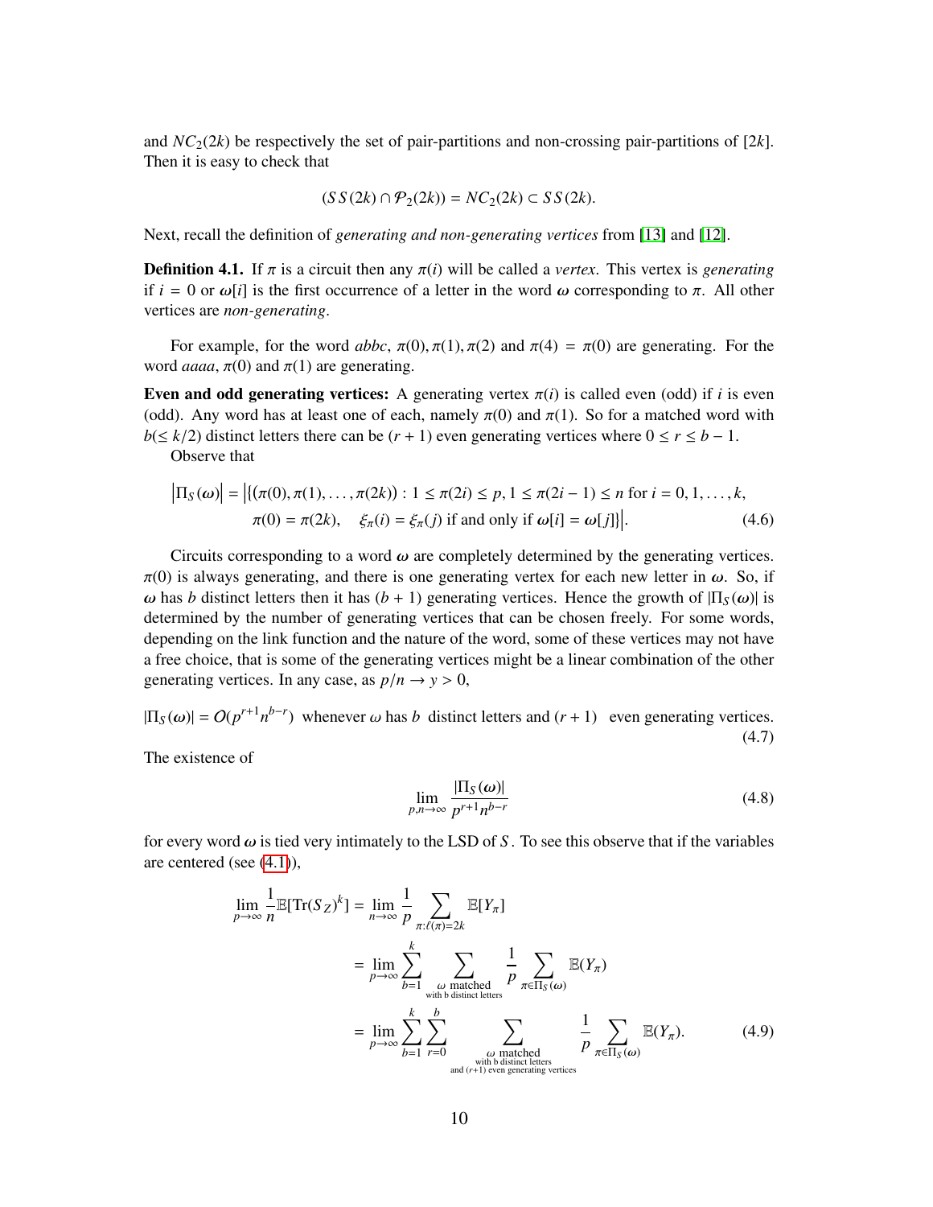and $NC_2(2k)$ be respectively the set of pair-partitions and non-crossing pair-partitions of $[2k]$. Then it is easy to check that

$$(SS(2k) \cap \mathcal{P}_2(2k)) = NC_2(2k) \subset SS(2k).$$

Next, recall the definition of *generating and non-generating vertices* from [13] and [12].

**Definition 4.1.** If $\pi$ is a circuit then any $\pi(i)$ will be called a *vertex*. This vertex is *generating* if $i = 0$ or $\omega[i]$ is the first occurrence of a letter in the word $\omega$ corresponding to $\pi$. All other vertices are *non-generating*.

For example, for the word $abbc$, $\pi(0), \pi(1), \pi(2)$ and $\pi(4) = \pi(0)$ are generating. For the word $aaaa$, $\pi(0)$ and $\pi(1)$ are generating.

**Even and odd generating vertices:** A generating vertex $\pi(i)$ is called even (odd) if $i$ is even (odd). Any word has at least one of each, namely $\pi(0)$ and $\pi(1)$. So for a matched word with $b(\leq k/2)$ distinct letters there can be $(r+1)$ even generating vertices where $0 \leq r \leq b-1$.

Observe that

$$\begin{aligned}\left|\Pi_S(\omega)\right| = \Big|\{(\pi(0), \pi(1), \ldots, \pi(2k)) : 1 \leq \pi(2i) \leq p, 1 \leq \pi(2i-1) \leq n \text{ for } i = 0, 1, \ldots, k,\\ \pi(0) = \pi(2k), \quad \xi_\pi(i) = \xi_\pi(j) \text{ if and only if } \omega[i] = \omega[j]\}\Big|. \end{aligned} \tag{4.6}$$

Circuits corresponding to a word $\omega$ are completely determined by the generating vertices. $\pi(0)$ is always generating, and there is one generating vertex for each new letter in $\omega$. So, if $\omega$ has $b$ distinct letters then it has $(b+1)$ generating vertices. Hence the growth of $|\Pi_S(\omega)|$ is determined by the number of generating vertices that can be chosen freely. For some words, depending on the link function and the nature of the word, some of these vertices may not have a free choice, that is some of the generating vertices might be a linear combination of the other generating vertices. In any case, as $p/n \to y > 0$,

$$|\Pi_S(\omega)| = O(p^{r+1} n^{b-r}) \text{ whenever } \omega \text{ has } b \text{ distinct letters and } (r+1) \text{ even generating vertices.} \tag{4.7}$$

The existence of

$$\lim_{p,n\to\infty} \frac{|\Pi_S(\omega)|}{p^{r+1} n^{b-r}} \tag{4.8}$$

for every word $\omega$ is tied very intimately to the LSD of $S$. To see this observe that if the variables are centered (see (4.1)),

$$\begin{aligned}
\lim_{p\to\infty} \frac{1}{n} \mathbb{E}[\operatorname{Tr}(S_Z)^k] &= \lim_{n\to\infty} \frac{1}{p} \sum_{\pi:\ell(\pi)=2k} \mathbb{E}[Y_\pi] \\
&= \lim_{p\to\infty} \sum_{b=1}^{k} \sum_{\substack{\omega \text{ matched} \\ \text{with b distinct letters}}} \frac{1}{p} \sum_{\pi\in\Pi_S(\omega)} \mathbb{E}(Y_\pi) \\
&= \lim_{p\to\infty} \sum_{b=1}^{k} \sum_{r=0}^{b} \sum_{\substack{\omega \text{ matched} \\ \text{with b distinct letters} \\ \text{and } (r+1) \text{ even generating vertices}}} \frac{1}{p} \sum_{\pi\in\Pi_S(\omega)} \mathbb{E}(Y_\pi).
\end{aligned} \tag{4.9}$$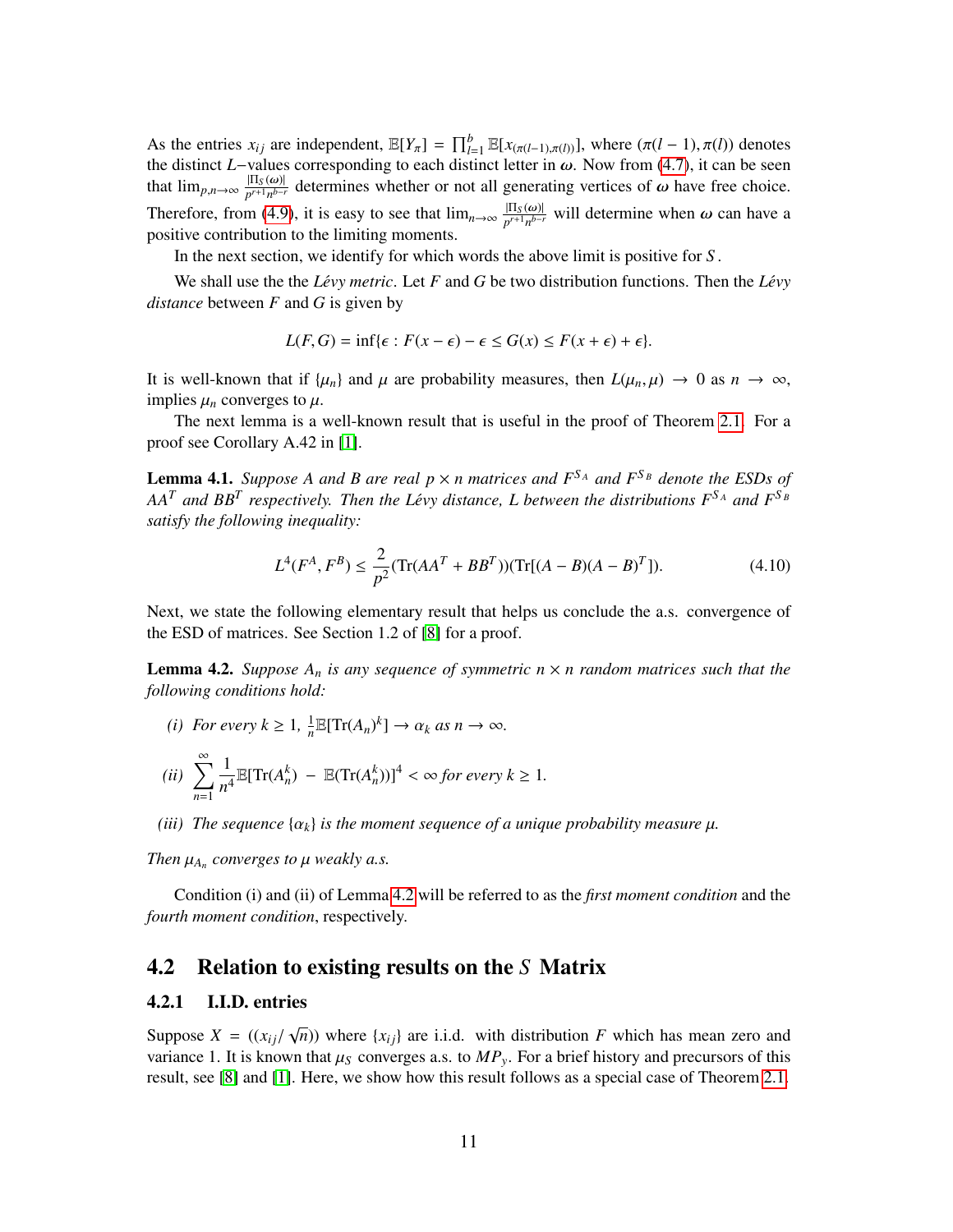As the entries $x_{ij}$ are independent, $\mathbb{E}[Y_\pi] = \prod_{l=1}^{b} \mathbb{E}[x_{(\pi(l-1),\pi(l))}]$, where $(\pi(l-1), \pi(l))$ denotes the distinct $L$−values corresponding to each distinct letter in $\boldsymbol{\omega}$. Now from (4.7), it can be seen that $\lim_{p,n\to\infty} \frac{|\Pi_S(\omega)|}{p^{r+1}n^{b-r}}$ determines whether or not all generating vertices of $\boldsymbol{\omega}$ have free choice. Therefore, from (4.9), it is easy to see that $\lim_{n\to\infty} \frac{|\Pi_S(\omega)|}{p^{r+1}n^{b-r}}$ will determine when $\boldsymbol{\omega}$ can have a positive contribution to the limiting moments.

In the next section, we identify for which words the above limit is positive for $S$.

We shall use the the *Lévy metric*. Let $F$ and $G$ be two distribution functions. Then the *Lévy distance* between $F$ and $G$ is given by

$$L(F, G) = \inf\{\epsilon : F(x - \epsilon) - \epsilon \leq G(x) \leq F(x + \epsilon) + \epsilon\}.$$

It is well-known that if $\{\mu_n\}$ and $\mu$ are probability measures, then $L(\mu_n, \mu) \to 0$ as $n \to \infty$, implies $\mu_n$ converges to $\mu$.

The next lemma is a well-known result that is useful in the proof of Theorem 2.1. For a proof see Corollary A.42 in [1].

**Lemma 4.1.** *Suppose $A$ and $B$ are real $p \times n$ matrices and $F^{S_A}$ and $F^{S_B}$ denote the ESDs of $AA^T$ and $BB^T$ respectively. Then the Lévy distance, $L$ between the distributions $F^{S_A}$ and $F^{S_B}$ satisfy the following inequality:*

$$L^4(F^A, F^B) \leq \frac{2}{p^2}(\mathrm{Tr}(AA^T + BB^T))(\mathrm{Tr}[(A - B)(A - B)^T]). \tag{4.10}$$

Next, we state the following elementary result that helps us conclude the a.s. convergence of the ESD of matrices. See Section 1.2 of [8] for a proof.

**Lemma 4.2.** *Suppose $A_n$ is any sequence of symmetric $n \times n$ random matrices such that the following conditions hold:*

*(i) For every $k \geq 1$, $\frac{1}{n}\mathbb{E}[\mathrm{Tr}(A_n)^k] \to \alpha_k$ as $n \to \infty$.*

*(ii) $\displaystyle\sum_{n=1}^{\infty} \frac{1}{n^4}\mathbb{E}[\mathrm{Tr}(A_n^k) - \mathbb{E}(\mathrm{Tr}(A_n^k))]^4 < \infty$ for every $k \geq 1$.*

*(iii) The sequence $\{\alpha_k\}$ is the moment sequence of a unique probability measure $\mu$.*

*Then $\mu_{A_n}$ converges to $\mu$ weakly a.s.*

Condition (i) and (ii) of Lemma 4.2 will be referred to as the *first moment condition* and the *fourth moment condition*, respectively.

## 4.2 Relation to existing results on the $S$ Matrix

### 4.2.1 I.I.D. entries

Suppose $X = ((x_{ij}/\sqrt{n}))$ where $\{x_{ij}\}$ are i.i.d. with distribution $F$ which has mean zero and variance 1. It is known that $\mu_S$ converges a.s. to $MP_y$. For a brief history and precursors of this result, see [8] and [1]. Here, we show how this result follows as a special case of Theorem 2.1.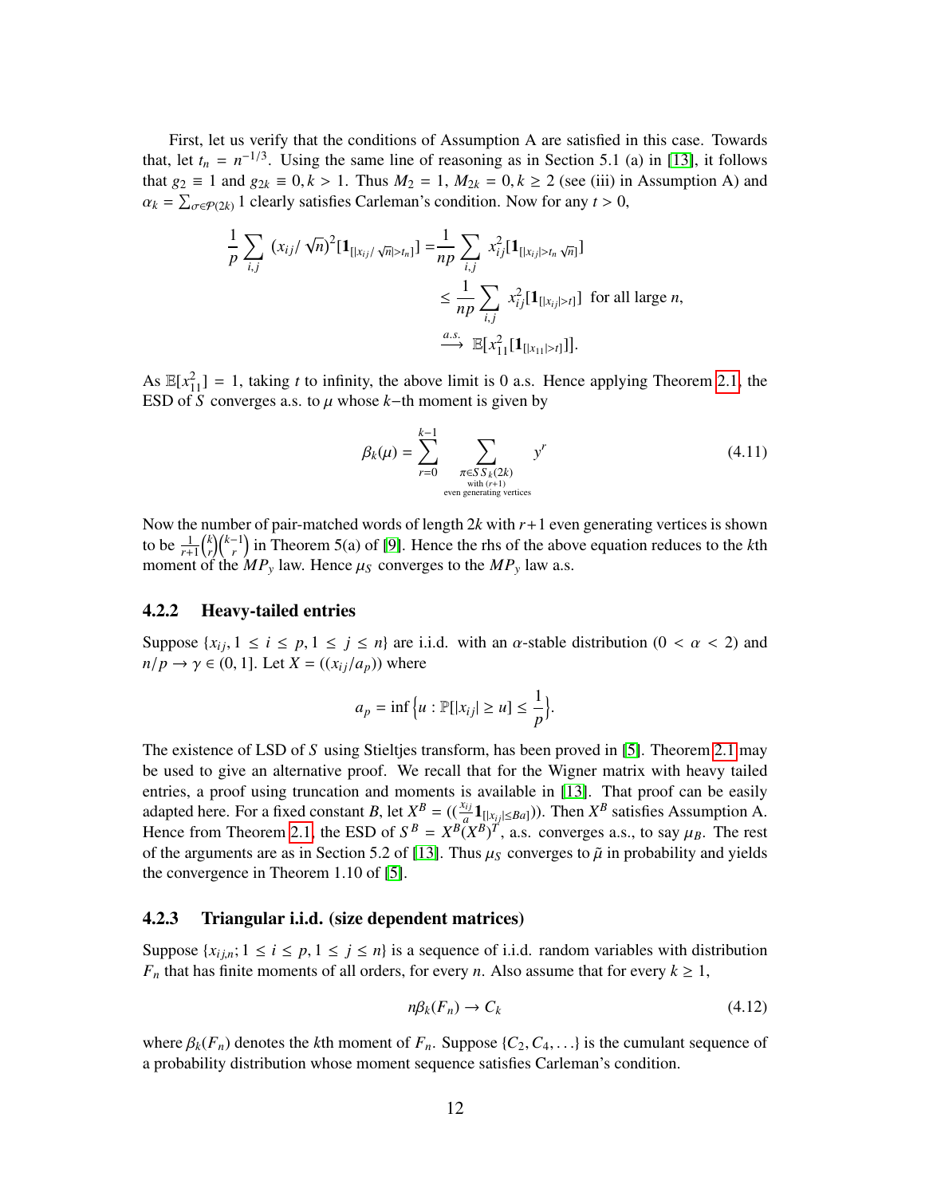First, let us verify that the conditions of Assumption A are satisfied in this case. Towards that, let $t_n = n^{-1/3}$. Using the same line of reasoning as in Section 5.1 (a) in [13], it follows that $g_2 \equiv 1$ and $g_{2k} \equiv 0, k > 1$. Thus $M_2 = 1$, $M_{2k} = 0, k \geq 2$ (see (iii) in Assumption A) and $\alpha_k = \sum_{\sigma \in \mathcal{P}(2k)} 1$ clearly satisfies Carleman's condition. Now for any $t > 0$,

$$
\begin{aligned}
\frac{1}{p} \sum_{i,j} (x_{ij}/\sqrt{n})^2 [\mathbf{1}_{[|x_{ij}/\sqrt{n}| > t_n]}] &= \frac{1}{np} \sum_{i,j} x_{ij}^2 [\mathbf{1}_{[|x_{ij}| > t_n \sqrt{n}]}] \\
&\leq \frac{1}{np} \sum_{i,j} x_{ij}^2 [\mathbf{1}_{[|x_{ij}| > t]}] \text{ for all large } n, \\
&\xrightarrow{a.s.} \mathbb{E}[x_{11}^2 [\mathbf{1}_{[|x_{11}| > t]}]].
\end{aligned}
$$

As $\mathbb{E}[x_{11}^2] = 1$, taking $t$ to infinity, the above limit is 0 a.s. Hence applying Theorem 2.1, the ESD of $S$ converges a.s. to $\mu$ whose $k$−th moment is given by

$$
\beta_k(\mu) = \sum_{r=0}^{k-1} \sum_{\substack{\pi \in SS_k(2k) \\ \text{with } (r+1) \\ \text{even generating vertices}}} y^r \tag{4.11}
$$

Now the number of pair-matched words of length $2k$ with $r+1$ even generating vertices is shown to be $\frac{1}{r+1}\binom{k}{r}\binom{k-1}{r}$ in Theorem 5(a) of [9]. Hence the rhs of the above equation reduces to the $k$th moment of the $MP_y$ law. Hence $\mu_S$ converges to the $MP_y$ law a.s.

### 4.2.2 Heavy-tailed entries

Suppose $\{x_{ij}, 1 \leq i \leq p, 1 \leq j \leq n\}$ are i.i.d. with an $\alpha$-stable distribution ($0 < \alpha < 2$) and $n/p \to \gamma \in (0, 1]$. Let $X = ((x_{ij}/a_p))$ where

$$
a_p = \inf\Big\{u : \mathbb{P}[|x_{ij}| \geq u] \leq \frac{1}{p}\Big\}.
$$

The existence of LSD of $S$ using Stieltjes transform, has been proved in [5]. Theorem 2.1 may be used to give an alternative proof. We recall that for the Wigner matrix with heavy tailed entries, a proof using truncation and moments is available in [13]. That proof can be easily adapted here. For a fixed constant $B$, let $X^B = ((\frac{x_{ij}}{a}\mathbf{1}_{[|x_{ij}| \leq Ba]}))$. Then $X^B$ satisfies Assumption A. Hence from Theorem 2.1, the ESD of $S^B = X^B(X^B)^T$, a.s. converges a.s., to say $\mu_B$. The rest of the arguments are as in Section 5.2 of [13]. Thus $\mu_S$ converges to $\tilde{\mu}$ in probability and yields the convergence in Theorem 1.10 of [5].

### 4.2.3 Triangular i.i.d. (size dependent matrices)

Suppose $\{x_{ij,n}; 1 \leq i \leq p, 1 \leq j \leq n\}$ is a sequence of i.i.d. random variables with distribution $F_n$ that has finite moments of all orders, for every $n$. Also assume that for every $k \geq 1$,

$$
n\beta_k(F_n) \to C_k \tag{4.12}
$$

where $\beta_k(F_n)$ denotes the $k$th moment of $F_n$. Suppose $\{C_2, C_4, \ldots\}$ is the cumulant sequence of a probability distribution whose moment sequence satisfies Carleman's condition.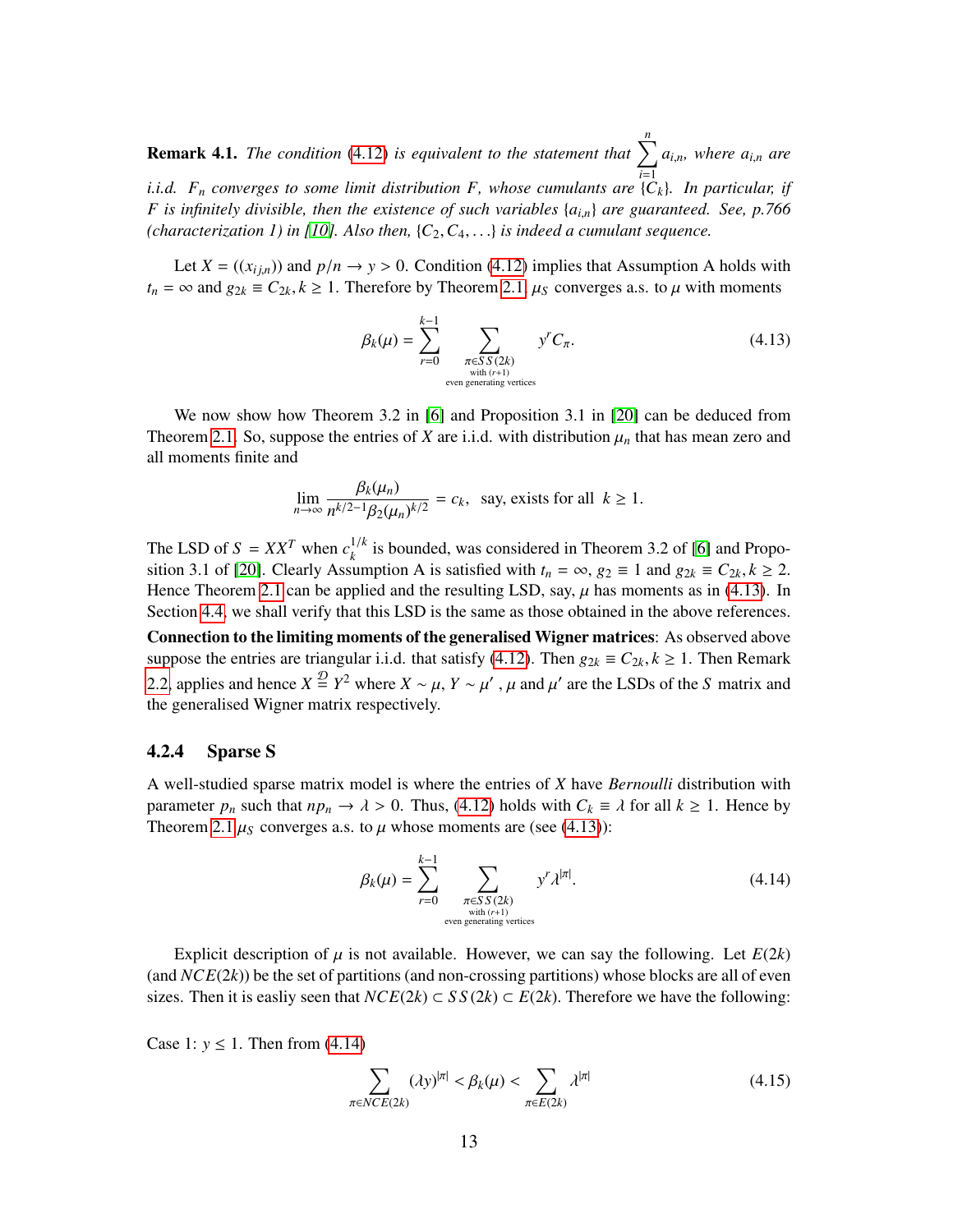**Remark 4.1.** *The condition (4.12) is equivalent to the statement that $\sum_{i=1}^{n} a_{i,n}$, where $a_{i,n}$ are i.i.d. $F_n$ converges to some limit distribution $F$, whose cumulants are $\{C_k\}$. In particular, if $F$ is infinitely divisible, then the existence of such variables $\{a_{i,n}\}$ are guaranteed. See, p.766 (characterization 1) in [10]. Also then, $\{C_2, C_4, \ldots\}$ is indeed a cumulant sequence.*

Let $X = ((x_{ij,n}))$ and $p/n \to y > 0$. Condition (4.12) implies that Assumption A holds with $t_n = \infty$ and $g_{2k} \equiv C_{2k}, k \geq 1$. Therefore by Theorem 2.1 $\mu_S$ converges a.s. to $\mu$ with moments

$$\beta_k(\mu) = \sum_{r=0}^{k-1} \sum_{\substack{\pi \in SS(2k) \\ \text{with } (r+1) \\ \text{even generating vertices}}} y^r C_\pi. \tag{4.13}$$

We now show how Theorem 3.2 in [6] and Proposition 3.1 in [20] can be deduced from Theorem 2.1. So, suppose the entries of $X$ are i.i.d. with distribution $\mu_n$ that has mean zero and all moments finite and

$$\lim_{n\to\infty} \frac{\beta_k(\mu_n)}{n^{k/2-1}\beta_2(\mu_n)^{k/2}} = c_k, \quad \text{say, exists for all } \; k \geq 1.$$

The LSD of $S = XX^T$ when $c_k^{1/k}$ is bounded, was considered in Theorem 3.2 of [6] and Proposition 3.1 of [20]. Clearly Assumption A is satisfied with $t_n = \infty$, $g_2 \equiv 1$ and $g_{2k} \equiv C_{2k}, k \geq 2$. Hence Theorem 2.1 can be applied and the resulting LSD, say, $\mu$ has moments as in (4.13). In Section 4.4, we shall verify that this LSD is the same as those obtained in the above references.

**Connection to the limiting moments of the generalised Wigner matrices**: As observed above suppose the entries are triangular i.i.d. that satisfy (4.12). Then $g_{2k} \equiv C_{2k}, k \geq 1$. Then Remark 2.2 applies and hence $X \stackrel{\mathcal{D}}{=} Y^2$ where $X \sim \mu$, $Y \sim \mu'$ , $\mu$ and $\mu'$ are the LSDs of the $S$ matrix and the generalised Wigner matrix respectively.

### 4.2.4 Sparse S

A well-studied sparse matrix model is where the entries of $X$ have *Bernoulli* distribution with parameter $p_n$ such that $np_n \to \lambda > 0$. Thus, (4.12) holds with $C_k \equiv \lambda$ for all $k \geq 1$. Hence by Theorem 2.1 $\mu_S$ converges a.s. to $\mu$ whose moments are (see (4.13)):

$$\beta_k(\mu) = \sum_{r=0}^{k-1} \sum_{\substack{\pi \in SS(2k) \\ \text{with } (r+1) \\ \text{even generating vertices}}} y^r \lambda^{|\pi|}. \tag{4.14}$$

Explicit description of $\mu$ is not available. However, we can say the following. Let $E(2k)$ (and $NCE(2k)$) be the set of partitions (and non-crossing partitions) whose blocks are all of even sizes. Then it is easliy seen that $NCE(2k) \subset SS(2k) \subset E(2k)$. Therefore we have the following:

Case 1: $y \leq 1$. Then from (4.14)

$$\sum_{\pi \in NCE(2k)} (\lambda y)^{|\pi|} < \beta_k(\mu) < \sum_{\pi \in E(2k)} \lambda^{|\pi|} \tag{4.15}$$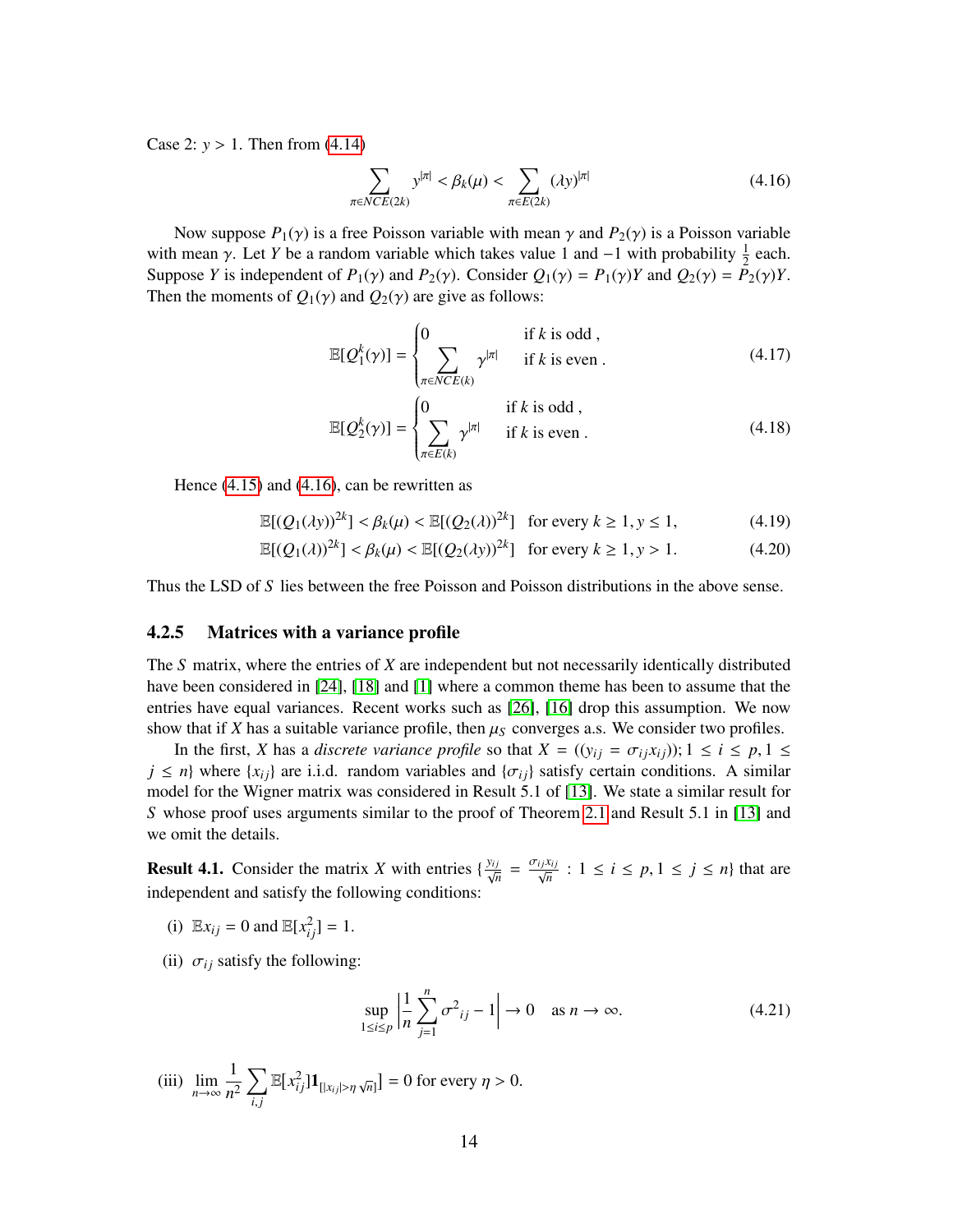Case 2: $y > 1$. Then from (4.14)

$$\sum_{\pi \in NCE(2k)} y^{|\pi|} < \beta_k(\mu) < \sum_{\pi \in E(2k)} (\lambda y)^{|\pi|} \tag{4.16}$$

Now suppose $P_1(\gamma)$ is a free Poisson variable with mean $\gamma$ and $P_2(\gamma)$ is a Poisson variable with mean $\gamma$. Let $Y$ be a random variable which takes value 1 and $-1$ with probability $\frac{1}{2}$ each. Suppose $Y$ is independent of $P_1(\gamma)$ and $P_2(\gamma)$. Consider $Q_1(\gamma) = P_1(\gamma)Y$ and $Q_2(\gamma) = P_2(\gamma)Y$. Then the moments of $Q_1(\gamma)$ and $Q_2(\gamma)$ are give as follows:

$$\mathbb{E}[Q_1^k(\gamma)] = \begin{cases} 0 & \text{if } k \text{ is odd ,} \\ \displaystyle\sum_{\pi \in NCE(k)} \gamma^{|\pi|} & \text{if } k \text{ is even .} \end{cases} \tag{4.17}$$

$$\mathbb{E}[Q_2^k(\gamma)] = \begin{cases} 0 & \text{if } k \text{ is odd ,} \\ \displaystyle\sum_{\pi \in E(k)} \gamma^{|\pi|} & \text{if } k \text{ is even .} \end{cases} \tag{4.18}$$

Hence (4.15) and (4.16), can be rewritten as

$$\mathbb{E}[(Q_1(\lambda y))^{2k}] < \beta_k(\mu) < \mathbb{E}[(Q_2(\lambda))^{2k}] \quad \text{for every } k \geq 1, y \leq 1, \tag{4.19}$$

$$\mathbb{E}[(Q_1(\lambda))^{2k}] < \beta_k(\mu) < \mathbb{E}[(Q_2(\lambda y))^{2k}] \quad \text{for every } k \geq 1, y > 1. \tag{4.20}$$

Thus the LSD of $S$ lies between the free Poisson and Poisson distributions in the above sense.

### 4.2.5 Matrices with a variance profile

The $S$ matrix, where the entries of $X$ are independent but not necessarily identically distributed have been considered in [24], [18] and [1] where a common theme has been to assume that the entries have equal variances. Recent works such as [26], [16] drop this assumption. We now show that if $X$ has a suitable variance profile, then $\mu_S$ converges a.s. We consider two profiles.

In the first, $X$ has a *discrete variance profile* so that $X = ((y_{ij} = \sigma_{ij}x_{ij})); 1 \leq i \leq p, 1 \leq j \leq n\}$ where $\{x_{ij}\}$ are i.i.d. random variables and $\{\sigma_{ij}\}$ satisfy certain conditions. A similar model for the Wigner matrix was considered in Result 5.1 of [13]. We state a similar result for $S$ whose proof uses arguments similar to the proof of Theorem 2.1 and Result 5.1 in [13] and we omit the details.

**Result 4.1.** Consider the matrix $X$ with entries $\{\frac{y_{ij}}{\sqrt{n}} = \frac{\sigma_{ij}x_{ij}}{\sqrt{n}} : 1 \leq i \leq p, 1 \leq j \leq n\}$ that are independent and satisfy the following conditions:

(i) $\mathbb{E}x_{ij} = 0$ and $\mathbb{E}[x_{ij}^2] = 1$.

(ii) $\sigma_{ij}$ satisfy the following:

$$\sup_{1 \leq i \leq p} \left| \frac{1}{n} \sum_{j=1}^{n} \sigma^2{}_{ij} - 1 \right| \to 0 \quad \text{as } n \to \infty. \tag{4.21}$$

(iii) $\displaystyle\lim_{n\to\infty} \frac{1}{n^2} \sum_{i,j} \mathbb{E}[x_{ij}^2 \mathbf{1}_{[|x_{ij}| > \eta\sqrt{n}]}] = 0$ for every $\eta > 0$.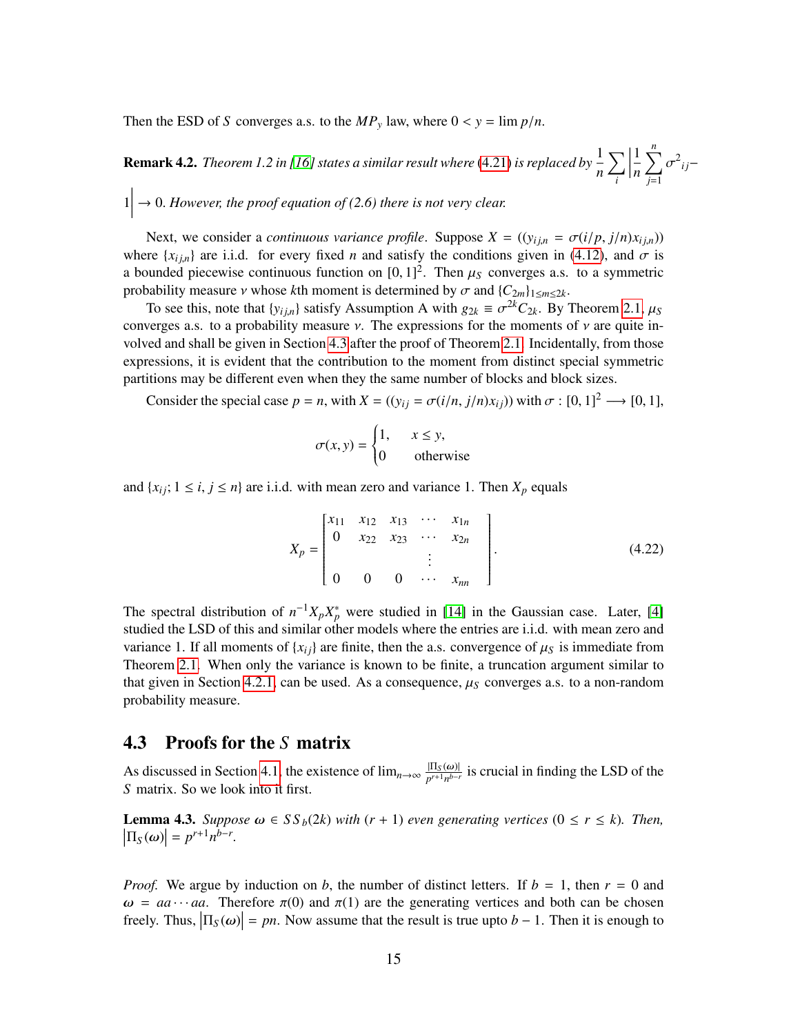Then the ESD of $S$ converges a.s. to the $MP_y$ law, where $0 < y = \lim p/n$.

**Remark 4.2.** *Theorem 1.2 in [16] states a similar result where (4.21) is replaced by* $\frac{1}{n}\sum_i \left|\frac{1}{n}\sum_{j=1}^{n} \sigma^2{}_{ij} - 1\right| \to 0$. *However, the proof equation of (2.6) there is not very clear.*

Next, we consider a *continuous variance profile*. Suppose $X = ((y_{ij,n} = \sigma(i/p, j/n)x_{ij,n}))$ where $\{x_{ij,n}\}$ are i.i.d. for every fixed $n$ and satisfy the conditions given in (4.12), and $\sigma$ is a bounded piecewise continuous function on $[0,1]^2$. Then $\mu_S$ converges a.s. to a symmetric probability measure $\nu$ whose $k$th moment is determined by $\sigma$ and $\{C_{2m}\}_{1\leq m\leq 2k}$.

To see this, note that $\{y_{ij,n}\}$ satisfy Assumption A with $g_{2k} \equiv \sigma^{2k}C_{2k}$. By Theorem 2.1, $\mu_S$ converges a.s. to a probability measure $\nu$. The expressions for the moments of $\nu$ are quite involved and shall be given in Section 4.3 after the proof of Theorem 2.1. Incidentally, from those expressions, it is evident that the contribution to the moment from distinct special symmetric partitions may be different even when they the same number of blocks and block sizes.

Consider the special case $p = n$, with $X = ((y_{ij} = \sigma(i/n, j/n)x_{ij}))$ with $\sigma : [0,1]^2 \longrightarrow [0,1]$,

$$\sigma(x,y) = \begin{cases} 1, & x \leq y, \\ 0 & \text{otherwise} \end{cases}$$

and $\{x_{ij}; 1 \leq i, j \leq n\}$ are i.i.d. with mean zero and variance 1. Then $X_p$ equals

$$X_p = \begin{bmatrix} x_{11} & x_{12} & x_{13} & \cdots & x_{1n} \\ 0 & x_{22} & x_{23} & \cdots & x_{2n} \\ & & & \vdots & \\ 0 & 0 & 0 & \cdots & x_{nn} \end{bmatrix}. \tag{4.22}$$

The spectral distribution of $n^{-1}X_pX_p^*$ were studied in [14] in the Gaussian case. Later, [4] studied the LSD of this and similar other models where the entries are i.i.d. with mean zero and variance 1. If all moments of $\{x_{ij}\}$ are finite, then the a.s. convergence of $\mu_S$ is immediate from Theorem 2.1. When only the variance is known to be finite, a truncation argument similar to that given in Section 4.2.1, can be used. As a consequence, $\mu_S$ converges a.s. to a non-random probability measure.

## 4.3 Proofs for the $S$ matrix

As discussed in Section 4.1, the existence of $\lim_{n\to\infty} \frac{|\Pi_S(\omega)|}{p^{r+1}n^{b-r}}$ is crucial in finding the LSD of the $S$ matrix. So we look into it first.

**Lemma 4.3.** *Suppose $\omega \in SS_b(2k)$ with $(r+1)$ even generating vertices $(0 \leq r \leq k)$. Then,* $\left|\Pi_S(\omega)\right| = p^{r+1}n^{b-r}$.

*Proof.* We argue by induction on $b$, the number of distinct letters. If $b = 1$, then $r = 0$ and $\omega = aa\cdots aa$. Therefore $\pi(0)$ and $\pi(1)$ are the generating vertices and both can be chosen freely. Thus, $\left|\Pi_S(\omega)\right| = pn$. Now assume that the result is true upto $b-1$. Then it is enough to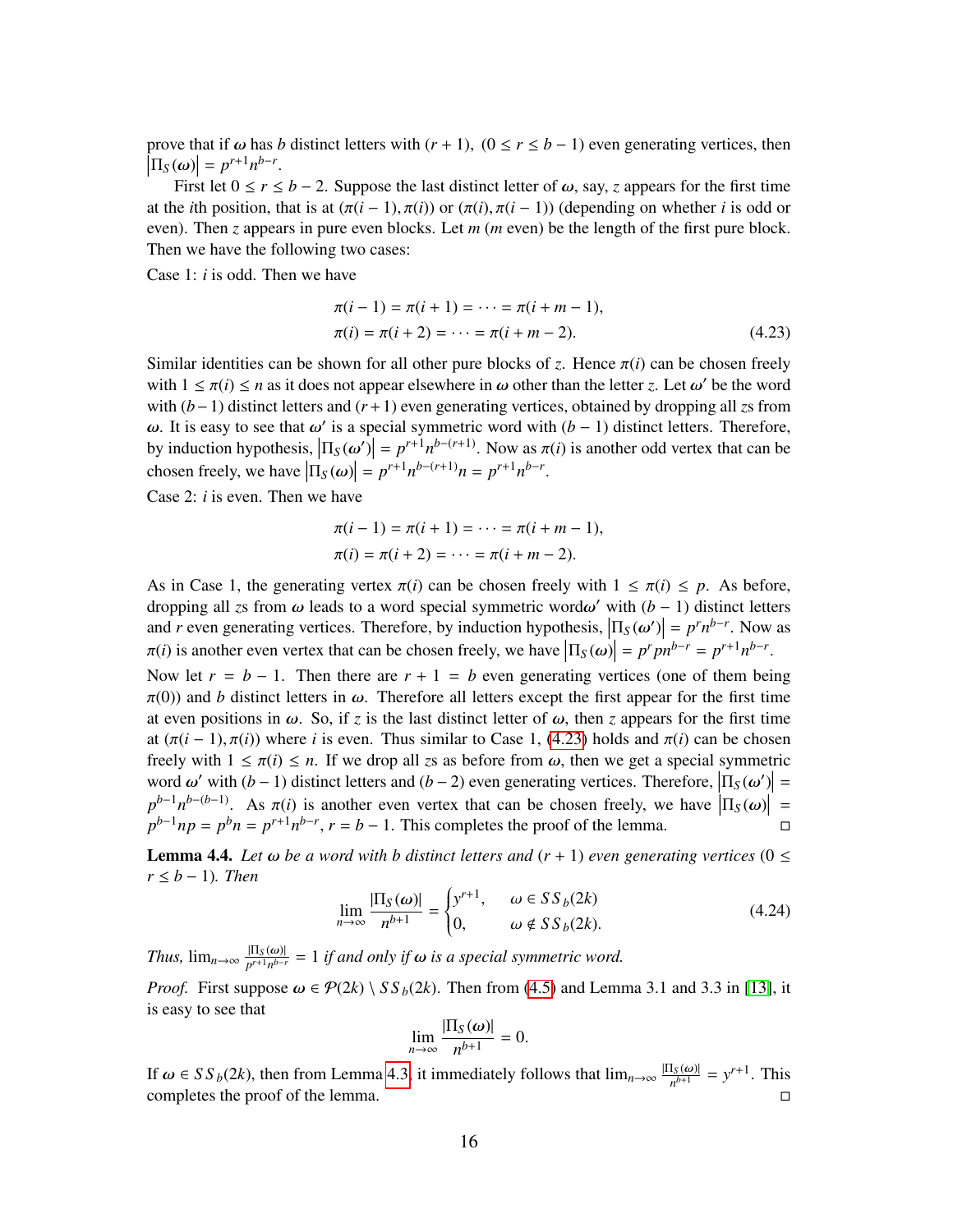prove that if $\omega$ has $b$ distinct letters with $(r+1)$, $(0 \leq r \leq b-1)$ even generating vertices, then $\left|\Pi_S(\omega)\right| = p^{r+1}n^{b-r}$.

First let $0 \leq r \leq b-2$. Suppose the last distinct letter of $\omega$, say, $z$ appears for the first time at the $i$th position, that is at $(\pi(i-1), \pi(i))$ or $(\pi(i), \pi(i-1))$ (depending on whether $i$ is odd or even). Then $z$ appears in pure even blocks. Let $m$ ($m$ even) be the length of the first pure block. Then we have the following two cases:

Case 1: $i$ is odd. Then we have

$$\begin{aligned}\pi(i-1) &= \pi(i+1) = \cdots = \pi(i+m-1),\\ \pi(i) &= \pi(i+2) = \cdots = \pi(i+m-2).\end{aligned} \tag{4.23}$$

Similar identities can be shown for all other pure blocks of $z$. Hence $\pi(i)$ can be chosen freely with $1 \leq \pi(i) \leq n$ as it does not appear elsewhere in $\omega$ other than the letter $z$. Let $\omega'$ be the word with $(b-1)$ distinct letters and $(r+1)$ even generating vertices, obtained by dropping all $z$s from $\omega$. It is easy to see that $\omega'$ is a special symmetric word with $(b-1)$ distinct letters. Therefore, by induction hypothesis, $\left|\Pi_S(\omega')\right| = p^{r+1}n^{b-(r+1)}$. Now as $\pi(i)$ is another odd vertex that can be chosen freely, we have $\left|\Pi_S(\omega)\right| = p^{r+1}n^{b-(r+1)}n = p^{r+1}n^{b-r}$.

Case 2: $i$ is even. Then we have

$$\begin{aligned}\pi(i-1) &= \pi(i+1) = \cdots = \pi(i+m-1),\\ \pi(i) &= \pi(i+2) = \cdots = \pi(i+m-2).\end{aligned}$$

As in Case 1, the generating vertex $\pi(i)$ can be chosen freely with $1 \leq \pi(i) \leq p$. As before, dropping all $z$s from $\omega$ leads to a word special symmetric word$\omega'$ with $(b-1)$ distinct letters and $r$ even generating vertices. Therefore, by induction hypothesis, $\left|\Pi_S(\omega')\right| = p^r n^{b-r}$. Now as $\pi(i)$ is another even vertex that can be chosen freely, we have $\left|\Pi_S(\omega)\right| = p^r p n^{b-r} = p^{r+1}n^{b-r}$.

Now let $r = b-1$. Then there are $r+1 = b$ even generating vertices (one of them being $\pi(0)$) and $b$ distinct letters in $\omega$. Therefore all letters except the first appear for the first time at even positions in $\omega$. So, if $z$ is the last distinct letter of $\omega$, then $z$ appears for the first time at $(\pi(i-1), \pi(i))$ where $i$ is even. Thus similar to Case 1, (4.23) holds and $\pi(i)$ can be chosen freely with $1 \leq \pi(i) \leq n$. If we drop all $z$s as before from $\omega$, then we get a special symmetric word $\omega'$ with $(b-1)$ distinct letters and $(b-2)$ even generating vertices. Therefore, $\left|\Pi_S(\omega')\right| = p^{b-1}n^{b-(b-1)}$. As $\pi(i)$ is another even vertex that can be chosen freely, we have $\left|\Pi_S(\omega)\right| = p^{b-1}np = p^b n = p^{r+1}n^{b-r}$, $r = b-1$. This completes the proof of the lemma. □

**Lemma 4.4.** *Let $\omega$ be a word with $b$ distinct letters and $(r+1)$ even generating vertices $(0 \leq r \leq b-1)$. Then*

$$\lim_{n\to\infty} \frac{|\Pi_S(\omega)|}{n^{b+1}} = \begin{cases} y^{r+1}, & \omega \in SS_b(2k) \\ 0, & \omega \notin SS_b(2k). \end{cases} \tag{4.24}$$

*Thus,* $\lim_{n\to\infty} \frac{|\Pi_S(\omega)|}{p^{r+1}n^{b-r}} = 1$ *if and only if $\omega$ is a special symmetric word.*

*Proof.* First suppose $\omega \in \mathcal{P}(2k) \setminus SS_b(2k)$. Then from (4.5) and Lemma 3.1 and 3.3 in [13], it is easy to see that

$$\lim_{n\to\infty} \frac{|\Pi_S(\omega)|}{n^{b+1}} = 0.$$

If $\omega \in SS_b(2k)$, then from Lemma 4.3, it immediately follows that $\lim_{n\to\infty} \frac{|\Pi_S(\omega)|}{n^{b+1}} = y^{r+1}$. This completes the proof of the lemma. □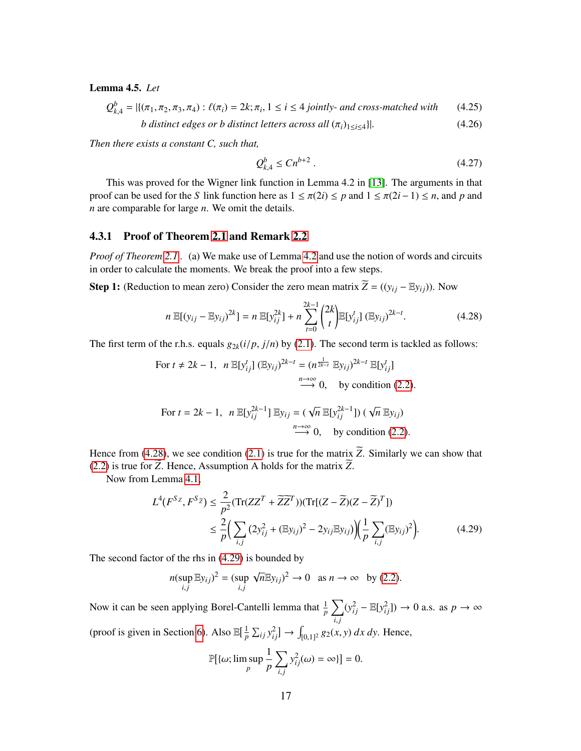**Lemma 4.5.** *Let*

$$Q_{k,4}^b = |\{(\pi_1, \pi_2, \pi_3, \pi_4) : \ell(\pi_i) = 2k; \pi_i, 1 \le i \le 4 \text{ jointly- and cross-matched with} \tag{4.25}$$

$$b \text{ distinct edges or } b \text{ distinct letters across all } (\pi_i)_{1\le i\le 4}\}|. \tag{4.26}$$

*Then there exists a constant $C$, such that,*

$$Q_{k,4}^b \le C n^{b+2} . \tag{4.27}$$

This was proved for the Wigner link function in Lemma 4.2 in [13]. The arguments in that proof can be used for the $S$ link function here as $1 \le \pi(2i) \le p$ and $1 \le \pi(2i-1) \le n$, and $p$ and $n$ are comparable for large $n$. We omit the details.

### 4.3.1 Proof of Theorem 2.1 and Remark 2.2

*Proof of Theorem 2.1.* (a) We make use of Lemma 4.2 and use the notion of words and circuits in order to calculate the moments. We break the proof into a few steps.

**Step 1:** (Reduction to mean zero) Consider the zero mean matrix $\widetilde{Z} = ((y_{ij} - \mathbb{E}y_{ij}))$. Now

$$n\,\mathbb{E}[(y_{ij} - \mathbb{E}y_{ij})^{2k}] = n\,\mathbb{E}[y_{ij}^{2k}] + n \sum_{t=0}^{2k-1} \binom{2k}{t} \mathbb{E}[y_{ij}^t]\,(\mathbb{E}y_{ij})^{2k-t}. \tag{4.28}$$

The first term of the r.h.s. equals $g_{2k}(i/p, j/n)$ by (2.1). The second term is tackled as follows:

$$\text{For } t \ne 2k-1,\ \ n\,\mathbb{E}[y_{ij}^t]\,(\mathbb{E}y_{ij})^{2k-t} = (n^{\frac{1}{2k-t}}\,\mathbb{E}y_{ij})^{2k-t}\,\mathbb{E}[y_{ij}^t]$$
$$\xrightarrow{n\to\infty} 0, \quad \text{by condition (2.2)}.$$

$$\text{For } t = 2k-1,\ \ n\,\mathbb{E}[y_{ij}^{2k-1}]\,\mathbb{E}y_{ij} = (\sqrt{n}\,\mathbb{E}[y_{ij}^{2k-1}])\,(\sqrt{n}\,\mathbb{E}y_{ij})$$
$$\xrightarrow{n\to\infty} 0, \quad \text{by condition (2.2)}.$$

Hence from (4.28), we see condition (2.1) is true for the matrix $\widetilde{Z}$. Similarly we can show that (2.2) is true for $\widetilde{Z}$. Hence, Assumption A holds for the matrix $\widetilde{Z}$.

Now from Lemma 4.1,

$$\begin{aligned} L^4(F^{S_Z}, F^{S_{\widetilde{Z}}}) &\le \frac{2}{p^2}(\mathrm{Tr}(ZZ^T + \widetilde{Z}\widetilde{Z}^T))(\mathrm{Tr}[(Z-\widetilde{Z})(Z-\widetilde{Z})^T]) \\ &\le \frac{2}{p}\Big(\sum_{i,j}(2y_{ij}^2 + (\mathbb{E}y_{ij})^2 - 2y_{ij}\mathbb{E}y_{ij})\Big)\Big(\frac{1}{p}\sum_{i,j}(\mathbb{E}y_{ij})^2\Big). \end{aligned} \tag{4.29}$$

The second factor of the rhs in (4.29) is bounded by

$$n(\sup_{i,j}\mathbb{E}y_{ij})^2 = (\sup_{i,j}\sqrt{n}\mathbb{E}y_{ij})^2 \to 0 \quad \text{as } n \to \infty \quad \text{by (2.2)}.$$

Now it can be seen applying Borel-Cantelli lemma that $\frac{1}{p}\sum_{i,j}(y_{ij}^2 - \mathbb{E}[y_{ij}^2]) \to 0$ a.s. as $p \to \infty$ (proof is given in Section 6). Also $\mathbb{E}[\frac{1}{p}\sum_{ij} y_{ij}^2] \to \int_{[0,1]^2} g_2(x,y)\,dx\,dy$. Hence,

$$\mathbb{P}[\{\omega; \limsup_p \frac{1}{p}\sum_{i,j} y_{ij}^2(\omega) = \infty\}] = 0.$$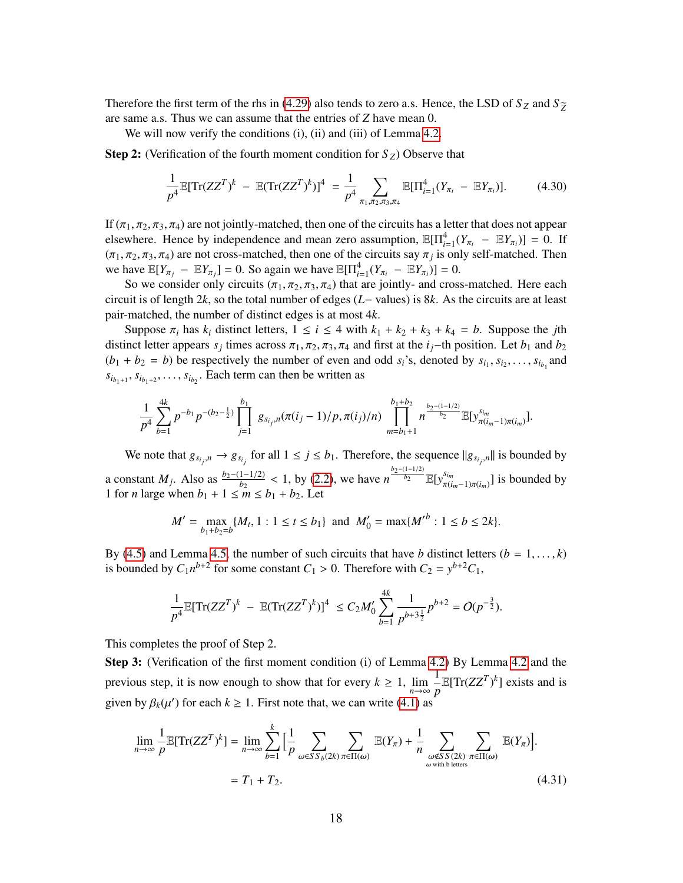Therefore the first term of the rhs in (4.29) also tends to zero a.s. Hence, the LSD of $S_Z$ and $S_{\widetilde{Z}}$ are same a.s. Thus we can assume that the entries of $Z$ have mean 0.

We will now verify the conditions (i), (ii) and (iii) of Lemma 4.2.

**Step 2:** (Verification of the fourth moment condition for $S_Z$) Observe that

$$\frac{1}{p^4}\mathbb{E}[\mathrm{Tr}(ZZ^T)^k - \mathbb{E}(\mathrm{Tr}(ZZ^T)^k)]^4 = \frac{1}{p^4}\sum_{\pi_1,\pi_2,\pi_3,\pi_4}\mathbb{E}[\Pi_{i=1}^4(Y_{\pi_i} - \mathbb{E}Y_{\pi_i})]. \tag{4.30}$$

If $(\pi_1,\pi_2,\pi_3,\pi_4)$ are not jointly-matched, then one of the circuits has a letter that does not appear elsewhere. Hence by independence and mean zero assumption, $\mathbb{E}[\Pi_{i=1}^4(Y_{\pi_i} - \mathbb{E}Y_{\pi_i})] = 0$. If $(\pi_1,\pi_2,\pi_3,\pi_4)$ are not cross-matched, then one of the circuits say $\pi_j$ is only self-matched. Then we have $\mathbb{E}[Y_{\pi_j} - \mathbb{E}Y_{\pi_j}] = 0$. So again we have $\mathbb{E}[\Pi_{i=1}^4(Y_{\pi_i} - \mathbb{E}Y_{\pi_i})] = 0$.

So we consider only circuits $(\pi_1,\pi_2,\pi_3,\pi_4)$ that are jointly- and cross-matched. Here each circuit is of length $2k$, so the total number of edges ($L-$ values) is $8k$. As the circuits are at least pair-matched, the number of distinct edges is at most $4k$.

Suppose $\pi_i$ has $k_i$ distinct letters, $1 \le i \le 4$ with $k_1 + k_2 + k_3 + k_4 = b$. Suppose the $j$th distinct letter appears $s_j$ times across $\pi_1,\pi_2,\pi_3,\pi_4$ and first at the $i_j$−th position. Let $b_1$ and $b_2$ ($b_1 + b_2 = b$) be respectively the number of even and odd $s_i$'s, denoted by $s_{i_1}, s_{i_2},\ldots,s_{i_{b_1}}$ and $s_{i_{b_1+1}}, s_{i_{b_1+2}},\ldots,s_{i_{b_2}}$. Each term can then be written as

$$\frac{1}{p^4}\sum_{b=1}^{4k} p^{-b_1}p^{-(b_2-\frac{1}{2})}\prod_{j=1}^{b_1} g_{s_{i_j},n}(\pi(i_j-1)/p,\pi(i_j)/n)\prod_{m=b_1+1}^{b_1+b_2} n^{\frac{b_2-(1-1/2)}{b_2}}\mathbb{E}[y^{s_{i_m}}_{\pi(i_m-1)\pi(i_m)}].$$

We note that $g_{s_{i_j},n} \to g_{s_{i_j}}$ for all $1 \le j \le b_1$. Therefore, the sequence $\|g_{s_{i_j},n}\|$ is bounded by a constant $M_j$. Also as $\frac{b_2-(1-1/2)}{b_2} < 1$, by (2.2), we have $n^{\frac{b_2-(1-1/2)}{b_2}}\mathbb{E}[y^{s_{i_m}}_{\pi(i_m-1)\pi(i_m)}]$ is bounded by 1 for $n$ large when $b_1 + 1 \le m \le b_1 + b_2$. Let

$$M' = \max_{b_1+b_2=b}\{M_t, 1 : 1 \le t \le b_1\} \text{ and } M'_0 = \max\{M'^b : 1 \le b \le 2k\}.$$

By (4.5) and Lemma 4.5, the number of such circuits that have $b$ distinct letters ($b = 1,\ldots,k$) is bounded by $C_1 n^{b+2}$ for some constant $C_1 > 0$. Therefore with $C_2 = y^{b+2}C_1$,

$$\frac{1}{p^4}\mathbb{E}[\mathrm{Tr}(ZZ^T)^k - \mathbb{E}(\mathrm{Tr}(ZZ^T)^k)]^4 \le C_2 M'_0 \sum_{b=1}^{4k}\frac{1}{p^{b+3\frac{1}{2}}}p^{b+2} = O(p^{-\frac{3}{2}}).$$

This completes the proof of Step 2.

**Step 3:** (Verification of the first moment condition (i) of Lemma 4.2) By Lemma 4.2 and the previous step, it is now enough to show that for every $k \ge 1$, $\lim_{n\to\infty}\frac{1}{p}\mathbb{E}[\mathrm{Tr}(ZZ^T)^k]$ exists and is given by $\beta_k(\mu')$ for each $k \ge 1$. First note that, we can write (4.1) as

$$\begin{aligned}\lim_{n\to\infty}\frac{1}{p}\mathbb{E}[\mathrm{Tr}(ZZ^T)^k] &= \lim_{n\to\infty}\sum_{b=1}^{k}\Big[\frac{1}{p}\sum_{\omega\in SS_b(2k)}\sum_{\pi\in\Pi(\omega)}\mathbb{E}(Y_\pi) + \frac{1}{n}\sum_{\substack{\omega\notin SS(2k)\\ \omega \text{ with b letters}}}\sum_{\pi\in\Pi(\omega)}\mathbb{E}(Y_\pi)\Big].\\ &= T_1 + T_2. \end{aligned} \tag{4.31}$$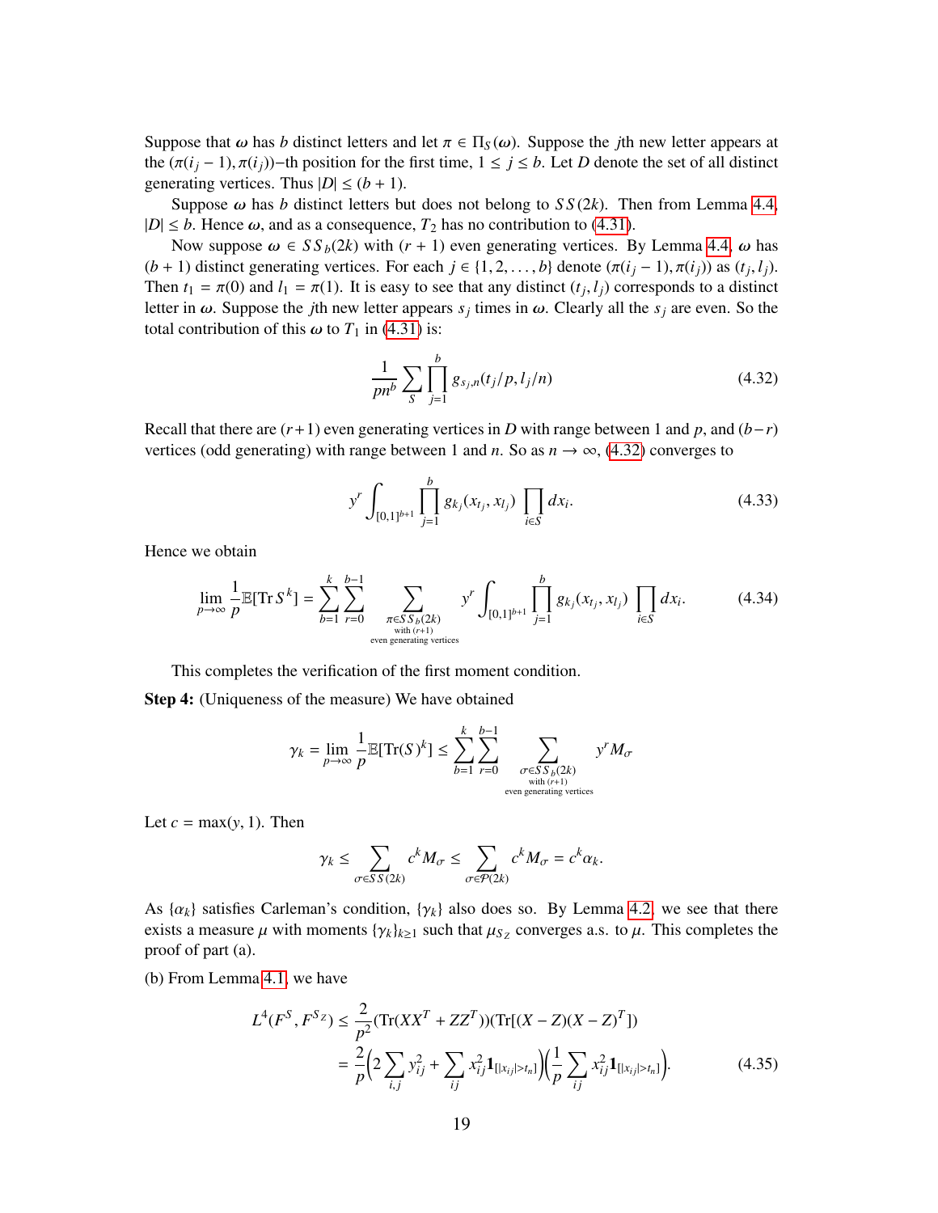Suppose that $\omega$ has $b$ distinct letters and let $\pi \in \Pi_S(\omega)$. Suppose the $j$th new letter appears at the $(\pi(i_j - 1), \pi(i_j))-$th position for the first time, $1 \leq j \leq b$. Let $D$ denote the set of all distinct generating vertices. Thus $|D| \leq (b+1)$.

Suppose $\omega$ has $b$ distinct letters but does not belong to $SS(2k)$. Then from Lemma 4.4, $|D| \leq b$. Hence $\omega$, and as a consequence, $T_2$ has no contribution to (4.31).

Now suppose $\omega \in SS_b(2k)$ with $(r+1)$ even generating vertices. By Lemma 4.4, $\omega$ has $(b+1)$ distinct generating vertices. For each $j \in \{1, 2, \ldots, b\}$ denote $(\pi(i_j - 1), \pi(i_j))$ as $(t_j, l_j)$. Then $t_1 = \pi(0)$ and $l_1 = \pi(1)$. It is easy to see that any distinct $(t_j, l_j)$ corresponds to a distinct letter in $\omega$. Suppose the $j$th new letter appears $s_j$ times in $\omega$. Clearly all the $s_j$ are even. So the total contribution of this $\omega$ to $T_1$ in (4.31) is:

$$\frac{1}{pn^b} \sum_{S} \prod_{j=1}^{b} g_{s_j,n}(t_j/p, l_j/n) \tag{4.32}$$

Recall that there are $(r+1)$ even generating vertices in $D$ with range between 1 and $p$, and $(b-r)$ vertices (odd generating) with range between 1 and $n$. So as $n \to \infty$, (4.32) converges to

$$y^r \int_{[0,1]^{b+1}} \prod_{j=1}^{b} g_{k_j}(x_{t_j}, x_{l_j}) \prod_{i \in S} dx_i. \tag{4.33}$$

Hence we obtain

$$\lim_{p \to \infty} \frac{1}{p} \mathbb{E}[\operatorname{Tr} S^k] = \sum_{b=1}^{k} \sum_{r=0}^{b-1} \sum_{\substack{\pi \in SS_b(2k) \\ \text{with } (r+1) \\ \text{even generating vertices}}} y^r \int_{[0,1]^{b+1}} \prod_{j=1}^{b} g_{k_j}(x_{t_j}, x_{l_j}) \prod_{i \in S} dx_i. \tag{4.34}$$

This completes the verification of the first moment condition.

**Step 4:** (Uniqueness of the measure) We have obtained

$$\gamma_k = \lim_{p \to \infty} \frac{1}{p} \mathbb{E}[\operatorname{Tr}(S)^k] \leq \sum_{b=1}^{k} \sum_{r=0}^{b-1} \sum_{\substack{\sigma \in SS_b(2k) \\ \text{with } (r+1) \\ \text{even generating vertices}}} y^r M_\sigma$$

Let $c = \max(y, 1)$. Then

$$\gamma_k \leq \sum_{\sigma \in SS(2k)} c^k M_\sigma \leq \sum_{\sigma \in \mathcal{P}(2k)} c^k M_\sigma = c^k \alpha_k.$$

As $\{\alpha_k\}$ satisfies Carleman's condition, $\{\gamma_k\}$ also does so. By Lemma 4.2, we see that there exists a measure $\mu$ with moments $\{\gamma_k\}_{k \geq 1}$ such that $\mu_{S_Z}$ converges a.s. to $\mu$. This completes the proof of part (a).

(b) From Lemma 4.1, we have

$$\begin{aligned} L^4(F^S, F^{S_Z}) &\leq \frac{2}{p^2}(\operatorname{Tr}(XX^T + ZZ^T))(\operatorname{Tr}[(X-Z)(X-Z)^T]) \\ &= \frac{2}{p}\Big(2\sum_{i,j} y_{ij}^2 + \sum_{ij} x_{ij}^2 \mathbf{1}_{[|x_{ij}| > t_n]}\Big)\Big(\frac{1}{p}\sum_{ij} x_{ij}^2 \mathbf{1}_{[|x_{ij}| > t_n]}\Big). \end{aligned} \tag{4.35}$$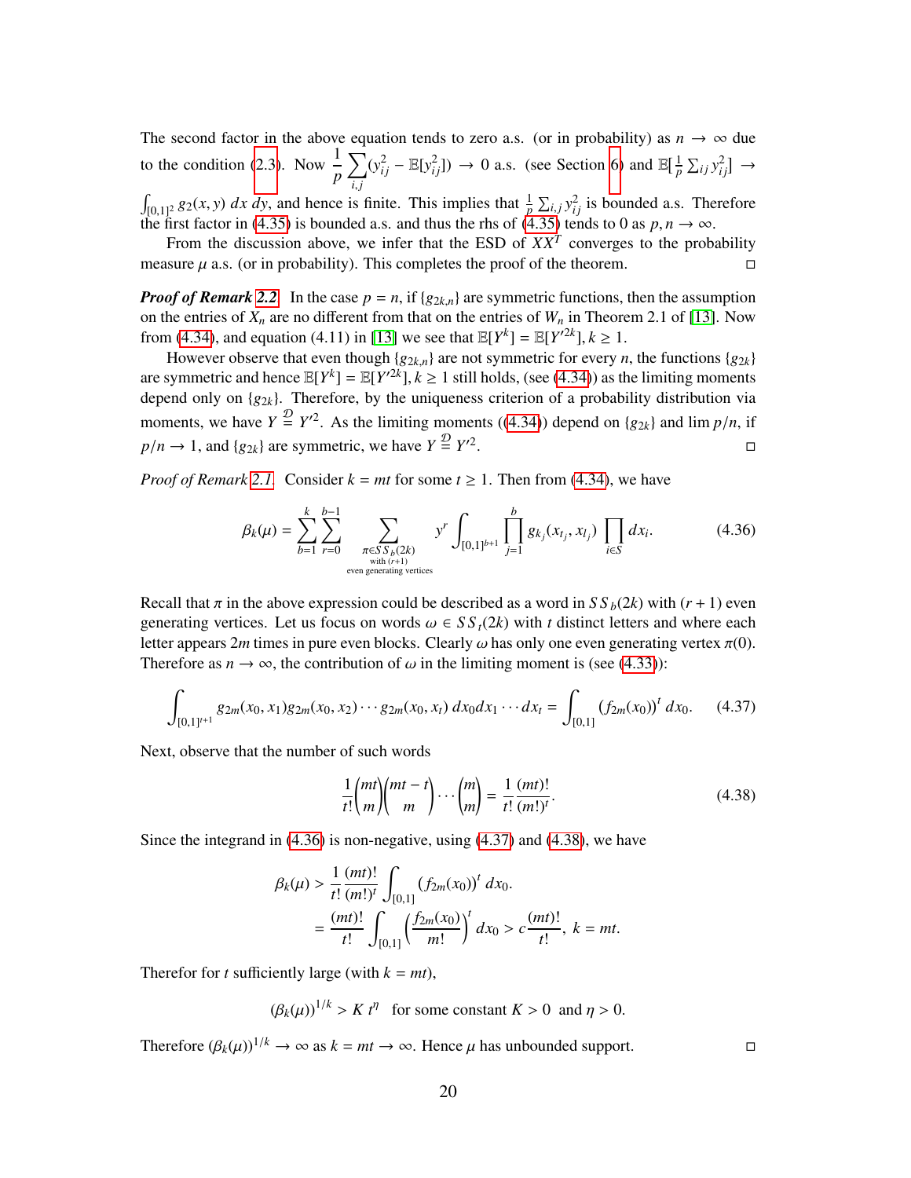The second factor in the above equation tends to zero a.s. (or in probability) as $n \to \infty$ due to the condition (2.3). Now $\frac{1}{p}\sum_{i,j}(y_{ij}^2 - \mathbb{E}[y_{ij}^2]) \to 0$ a.s. (see Section 6) and $\mathbb{E}[\frac{1}{p}\sum_{ij} y_{ij}^2] \to \int_{[0,1]^2} g_2(x,y)\, dx\, dy$, and hence is finite. This implies that $\frac{1}{p}\sum_{i,j} y_{ij}^2$ is bounded a.s. Therefore the first factor in (4.35) is bounded a.s. and thus the rhs of (4.35) tends to 0 as $p, n \to \infty$.

From the discussion above, we infer that the ESD of $XX^T$ converges to the probability measure $\mu$ a.s. (or in probability). This completes the proof of the theorem. □

***Proof of Remark 2.2*** In the case $p = n$, if $\{g_{2k,n}\}$ are symmetric functions, then the assumption on the entries of $X_n$ are no different from that on the entries of $W_n$ in Theorem 2.1 of [13]. Now from (4.34), and equation (4.11) in [13] we see that $\mathbb{E}[Y^k] = \mathbb{E}[Y'^{2k}], k \geq 1$.

However observe that even though $\{g_{2k,n}\}$ are not symmetric for every $n$, the functions $\{g_{2k}\}$ are symmetric and hence $\mathbb{E}[Y^k] = \mathbb{E}[Y'^{2k}], k \geq 1$ still holds, (see (4.34)) as the limiting moments depend only on $\{g_{2k}\}$. Therefore, by the uniqueness criterion of a probability distribution via moments, we have $Y \stackrel{\mathcal{D}}{=} Y'^2$. As the limiting moments ((4.34)) depend on $\{g_{2k}\}$ and $\lim p/n$, if $p/n \to 1$, and $\{g_{2k}\}$ are symmetric, we have $Y \stackrel{\mathcal{D}}{=} Y'^2$. □

*Proof of Remark 2.1.* Consider $k = mt$ for some $t \geq 1$. Then from (4.34), we have

$$\beta_k(\mu) = \sum_{b=1}^{k}\sum_{r=0}^{b-1} \sum_{\substack{\pi \in SS_b(2k) \\ \text{with } (r+1) \\ \text{even generating vertices}}} y^r \int_{[0,1]^{b+1}} \prod_{j=1}^{b} g_{k_j}(x_{t_j}, x_{l_j}) \prod_{i \in S} dx_i. \tag{4.36}$$

Recall that $\pi$ in the above expression could be described as a word in $SS_b(2k)$ with $(r+1)$ even generating vertices. Let us focus on words $\omega \in SS_t(2k)$ with $t$ distinct letters and where each letter appears $2m$ times in pure even blocks. Clearly $\omega$ has only one even generating vertex $\pi(0)$. Therefore as $n \to \infty$, the contribution of $\omega$ in the limiting moment is (see (4.33)):

$$\int_{[0,1]^{t+1}} g_{2m}(x_0, x_1) g_{2m}(x_0, x_2) \cdots g_{2m}(x_0, x_t)\, dx_0 dx_1 \cdots dx_t = \int_{[0,1]} (f_{2m}(x_0))^t\, dx_0. \tag{4.37}$$

Next, observe that the number of such words

$$\frac{1}{t!}\binom{mt}{m}\binom{mt-t}{m}\cdots\binom{m}{m} = \frac{1}{t!}\frac{(mt)!}{(m!)^t}. \tag{4.38}$$

Since the integrand in (4.36) is non-negative, using (4.37) and (4.38), we have

$$\begin{aligned}
\beta_k(\mu) &> \frac{1}{t!}\frac{(mt)!}{(m!)^t}\int_{[0,1]} (f_{2m}(x_0))^t\, dx_0. \\
&= \frac{(mt)!}{t!}\int_{[0,1]} \left(\frac{f_{2m}(x_0)}{m!}\right)^t dx_0 > c\,\frac{(mt)!}{t!},\ k = mt.
\end{aligned}$$

Therefor for $t$ sufficiently large (with $k = mt$),

$$(\beta_k(\mu))^{1/k} > K\, t^{\eta} \quad \text{for some constant } K > 0 \text{ and } \eta > 0.$$

Therefore $(\beta_k(\mu))^{1/k} \to \infty$ as $k = mt \to \infty$. Hence $\mu$ has unbounded support. □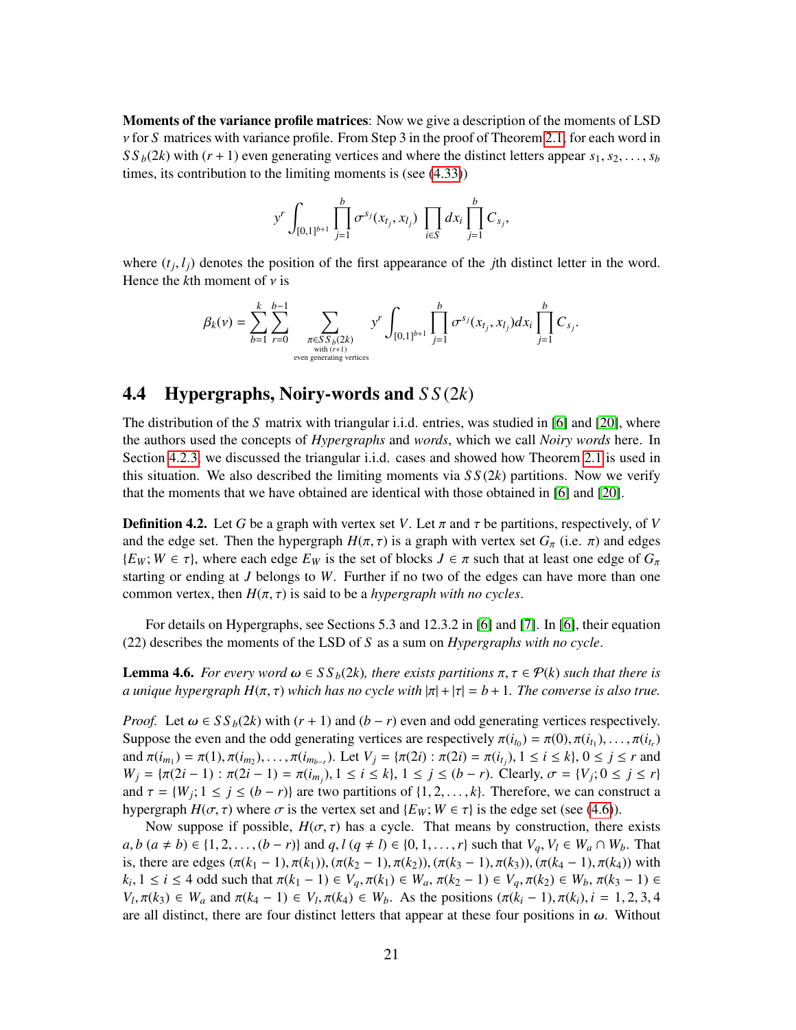**Moments of the variance profile matrices**: Now we give a description of the moments of LSD $\nu$ for $S$ matrices with variance profile. From Step 3 in the proof of Theorem 2.1, for each word in $SS_b(2k)$ with $(r+1)$ even generating vertices and where the distinct letters appear $s_1, s_2, \ldots, s_b$ times, its contribution to the limiting moments is (see (4.33))

$$y^r \int_{[0,1]^{b+1}} \prod_{j=1}^{b} \sigma^{s_j}(x_{t_j}, x_{l_j}) \prod_{i \in S} dx_i \prod_{j=1}^{b} C_{s_j},$$

where $(t_j, l_j)$ denotes the position of the first appearance of the $j$th distinct letter in the word. Hence the $k$th moment of $\nu$ is

$$\beta_k(\nu) = \sum_{b=1}^{k} \sum_{r=0}^{b-1} \sum_{\substack{\pi \in SS_b(2k) \\ \text{with } (r+1) \\ \text{even generating vertices}}} y^r \int_{[0,1]^{b+1}} \prod_{j=1}^{b} \sigma^{s_j}(x_{t_j}, x_{l_j}) dx_i \prod_{j=1}^{b} C_{s_j}.$$

## 4.4 Hypergraphs, Noiry-words and $SS(2k)$

The distribution of the $S$ matrix with triangular i.i.d. entries, was studied in [6] and [20], where the authors used the concepts of *Hypergraphs* and *words*, which we call *Noiry words* here. In Section 4.2.3, we discussed the triangular i.i.d. cases and showed how Theorem 2.1 is used in this situation. We also described the limiting moments via $SS(2k)$ partitions. Now we verify that the moments that we have obtained are identical with those obtained in [6] and [20].

**Definition 4.2.** Let $G$ be a graph with vertex set $V$. Let $\pi$ and $\tau$ be partitions, respectively, of $V$ and the edge set. Then the hypergraph $H(\pi, \tau)$ is a graph with vertex set $G_\pi$ (i.e. $\pi$) and edges $\{E_W; W \in \tau\}$, where each edge $E_W$ is the set of blocks $J \in \pi$ such that at least one edge of $G_\pi$ starting or ending at $J$ belongs to $W$. Further if no two of the edges can have more than one common vertex, then $H(\pi, \tau)$ is said to be a *hypergraph with no cycles*.

For details on Hypergraphs, see Sections 5.3 and 12.3.2 in [6] and [7]. In [6], their equation (22) describes the moments of the LSD of $S$ as a sum on *Hypergraphs with no cycle*.

**Lemma 4.6.** *For every word $\omega \in SS_b(2k)$, there exists partitions $\pi, \tau \in \mathcal{P}(k)$ such that there is a unique hypergraph $H(\pi, \tau)$ which has no cycle with $|\pi| + |\tau| = b + 1$. The converse is also true.*

*Proof.* Let $\omega \in SS_b(2k)$ with $(r+1)$ and $(b-r)$ even and odd generating vertices respectively. Suppose the even and the odd generating vertices are respectively $\pi(i_{t_0}) = \pi(0), \pi(i_{t_1}), \ldots, \pi(i_{t_r})$ and $\pi(i_{m_1}) = \pi(1), \pi(i_{m_2}), \ldots, \pi(i_{m_{b-r}})$. Let $V_j = \{\pi(2i) : \pi(2i) = \pi(i_{t_j}), 1 \leq i \leq k\}, 0 \leq j \leq r$ and $W_j = \{\pi(2i-1) : \pi(2i-1) = \pi(i_{m_j}), 1 \leq i \leq k\}, 1 \leq j \leq (b-r)$. Clearly, $\sigma = \{V_j; 0 \leq j \leq r\}$ and $\tau = \{W_j; 1 \leq j \leq (b-r)\}$ are two partitions of $\{1, 2, \ldots, k\}$. Therefore, we can construct a hypergraph $H(\sigma, \tau)$ where $\sigma$ is the vertex set and $\{E_W; W \in \tau\}$ is the edge set (see (4.6)).

Now suppose if possible, $H(\sigma, \tau)$ has a cycle. That means by construction, there exists $a, b$ $(a \neq b) \in \{1, 2, \ldots, (b-r)\}$ and $q, l$ $(q \neq l) \in \{0, 1, \ldots, r\}$ such that $V_q, V_l \in W_a \cap W_b$. That is, there are edges $(\pi(k_1-1), \pi(k_1)), (\pi(k_2-1), \pi(k_2)), (\pi(k_3-1), \pi(k_3)), (\pi(k_4-1), \pi(k_4))$ with $k_i, 1 \leq i \leq 4$ odd such that $\pi(k_1-1) \in V_q, \pi(k_1) \in W_a, \pi(k_2-1) \in V_q, \pi(k_2) \in W_b, \pi(k_3-1) \in V_l, \pi(k_3) \in W_a$ and $\pi(k_4-1) \in V_l, \pi(k_4) \in W_b$. As the positions $(\pi(k_i-1), \pi(k_i), i = 1, 2, 3, 4$ are all distinct, there are four distinct letters that appear at these four positions in $\omega$. Without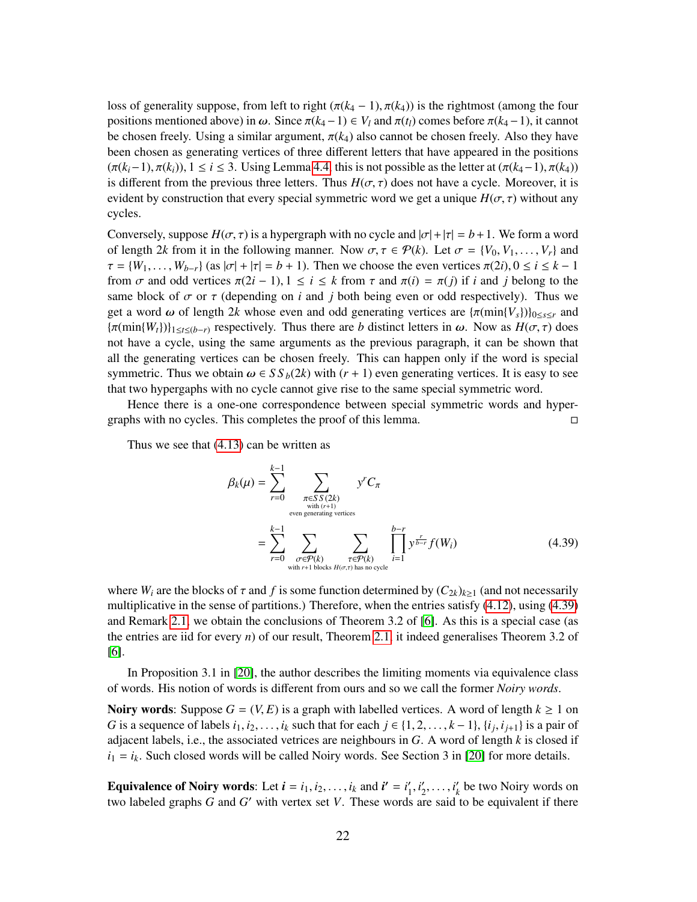loss of generality suppose, from left to right $(\pi(k_4-1), \pi(k_4))$ is the rightmost (among the four positions mentioned above) in $\boldsymbol{\omega}$. Since $\pi(k_4-1) \in V_l$ and $\pi(t_l)$ comes before $\pi(k_4-1)$, it cannot be chosen freely. Using a similar argument, $\pi(k_4)$ also cannot be chosen freely. Also they have been chosen as generating vertices of three different letters that have appeared in the positions $(\pi(k_i-1), \pi(k_i)), 1 \leq i \leq 3$. Using Lemma 4.4, this is not possible as the letter at $(\pi(k_4-1), \pi(k_4))$ is different from the previous three letters. Thus $H(\sigma, \tau)$ does not have a cycle. Moreover, it is evident by construction that every special symmetric word we get a unique $H(\sigma, \tau)$ without any cycles.

Conversely, suppose $H(\sigma, \tau)$ is a hypergraph with no cycle and $|\sigma| + |\tau| = b+1$. We form a word of length $2k$ from it in the following manner. Now $\sigma, \tau \in \mathcal{P}(k)$. Let $\sigma = \{V_0, V_1, \ldots, V_r\}$ and $\tau = \{W_1, \ldots, W_{b-r}\}$ (as $|\sigma| + |\tau| = b+1$). Then we choose the even vertices $\pi(2i), 0 \leq i \leq k-1$ from $\sigma$ and odd vertices $\pi(2i-1), 1 \leq i \leq k$ from $\tau$ and $\pi(i) = \pi(j)$ if $i$ and $j$ belong to the same block of $\sigma$ or $\tau$ (depending on $i$ and $j$ both being even or odd respectively). Thus we get a word $\boldsymbol{\omega}$ of length $2k$ whose even and odd generating vertices are $\{\pi(\min\{V_s\})\}_{0 \leq s \leq r}$ and $\{\pi(\min\{W_t\})\}_{1 \leq t \leq (b-r)}$ respectively. Thus there are $b$ distinct letters in $\boldsymbol{\omega}$. Now as $H(\sigma, \tau)$ does not have a cycle, using the same arguments as the previous paragraph, it can be shown that all the generating vertices can be chosen freely. This can happen only if the word is special symmetric. Thus we obtain $\boldsymbol{\omega} \in SS_b(2k)$ with $(r+1)$ even generating vertices. It is easy to see that two hypergaphs with no cycle cannot give rise to the same special symmetric word.

Hence there is a one-one correspondence between special symmetric words and hypergraphs with no cycles. This completes the proof of this lemma. □

Thus we see that (4.13) can be written as

$$
\begin{aligned}
\beta_k(\mu) &= \sum_{r=0}^{k-1} \sum_{\substack{\pi \in SS(2k) \\ \text{with } (r+1) \\ \text{even generating vertices}}} y^r C_\pi \\
&= \sum_{r=0}^{k-1} \sum_{\substack{\sigma \in \mathcal{P}(k) \\ \text{with } r+1 \text{ blocks}}} \sum_{\substack{\tau \in \mathcal{P}(k) \\ H(\sigma,\tau) \text{ has no cycle}}} \prod_{i=1}^{b-r} y^{\frac{r}{b-r}} f(W_i)
\end{aligned} \tag{4.39}
$$

where $W_i$ are the blocks of $\tau$ and $f$ is some function determined by $(C_{2k})_{k \geq 1}$ (and not necessarily multiplicative in the sense of partitions.) Therefore, when the entries satisfy (4.12), using (4.39) and Remark 2.1, we obtain the conclusions of Theorem 3.2 of [6]. As this is a special case (as the entries are iid for every $n$) of our result, Theorem 2.1, it indeed generalises Theorem 3.2 of [6].

In Proposition 3.1 in [20], the author describes the limiting moments via equivalence class of words. His notion of words is different from ours and so we call the former *Noiry words*.

**Noiry words**: Suppose $G = (V, E)$ is a graph with labelled vertices. A word of length $k \geq 1$ on $G$ is a sequence of labels $i_1, i_2, \ldots, i_k$ such that for each $j \in \{1, 2, \ldots, k-1\}$, $\{i_j, i_{j+1}\}$ is a pair of adjacent labels, i.e., the associated vetrices are neighbours in $G$. A word of length $k$ is closed if $i_1 = i_k$. Such closed words will be called Noiry words. See Section 3 in [20] for more details.

**Equivalence of Noiry words**: Let $\boldsymbol{i} = i_1, i_2, \ldots, i_k$ and $\boldsymbol{i'} = i'_1, i'_2, \ldots, i'_k$ be two Noiry words on two labeled graphs $G$ and $G'$ with vertex set $V$. These words are said to be equivalent if there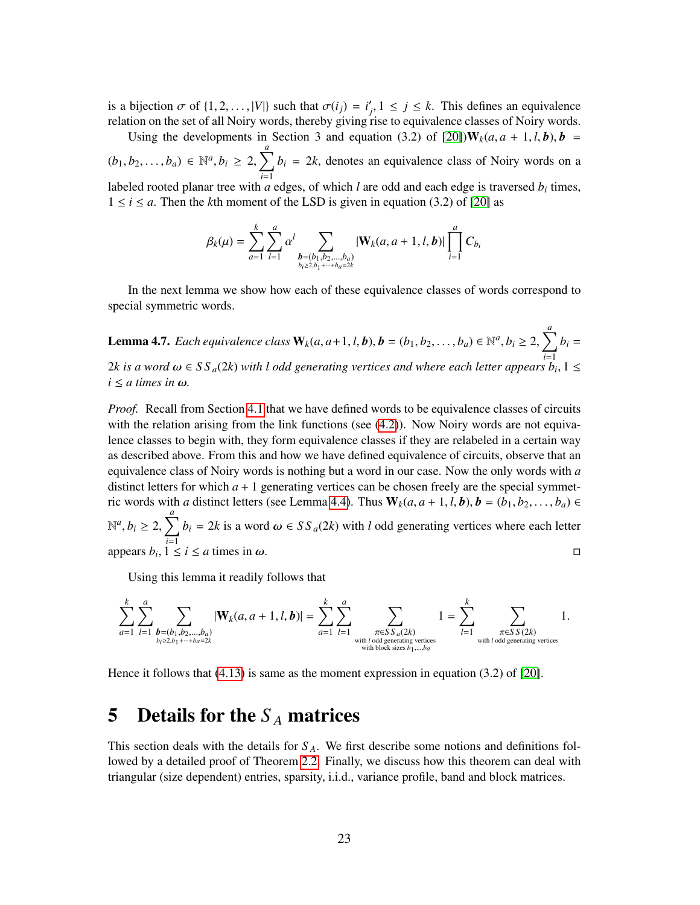is a bijection $\sigma$ of $\{1, 2, \ldots, |V|\}$ such that $\sigma(i_j) = i'_j, 1 \leq j \leq k$. This defines an equivalence relation on the set of all Noiry words, thereby giving rise to equivalence classes of Noiry words.

Using the developments in Section 3 and equation (3.2) of [20]) $\mathbf{W}_k(a, a+1, l, \boldsymbol{b}), \boldsymbol{b} = (b_1, b_2, \ldots, b_a) \in \mathbb{N}^a, b_i \geq 2, \sum_{i=1}^{a} b_i = 2k$, denotes an equivalence class of Noiry words on a labeled rooted planar tree with $a$ edges, of which $l$ are odd and each edge is traversed $b_i$ times, $1 \leq i \leq a$. Then the $k$th moment of the LSD is given in equation (3.2) of [20] as

$$\beta_k(\mu) = \sum_{a=1}^{k} \sum_{l=1}^{a} \alpha^l \sum_{\substack{\boldsymbol{b}=(b_1,b_2,\ldots,b_a) \\ b_i \geq 2, b_1+\cdots+b_a=2k}} |\mathbf{W}_k(a, a+1, l, \boldsymbol{b})| \prod_{i=1}^{a} C_{b_i}$$

In the next lemma we show how each of these equivalence classes of words correspond to special symmetric words.

**Lemma 4.7.** *Each equivalence class* $\mathbf{W}_k(a, a+1, l, \boldsymbol{b}), \boldsymbol{b} = (b_1, b_2, \ldots, b_a) \in \mathbb{N}^a, b_i \geq 2, \sum_{i=1}^{a} b_i = 2k$ *is a word* $\boldsymbol{\omega} \in SS_a(2k)$ *with* $l$ *odd generating vertices and where each letter appears* $b_i, 1 \leq i \leq a$ *times in* $\boldsymbol{\omega}$.

*Proof.* Recall from Section 4.1 that we have defined words to be equivalence classes of circuits with the relation arising from the link functions (see (4.2)). Now Noiry words are not equivalence classes to begin with, they form equivalence classes if they are relabeled in a certain way as described above. From this and how we have defined equivalence of circuits, observe that an equivalence class of Noiry words is nothing but a word in our case. Now the only words with $a$ distinct letters for which $a+1$ generating vertices can be chosen freely are the special symmetric words with $a$ distinct letters (see Lemma 4.4). Thus $\mathbf{W}_k(a, a+1, l, \boldsymbol{b}), \boldsymbol{b} = (b_1, b_2, \ldots, b_a) \in \mathbb{N}^a, b_i \geq 2, \sum_{i=1}^{a} b_i = 2k$ is a word $\boldsymbol{\omega} \in SS_a(2k)$ with $l$ odd generating vertices where each letter appears $b_i, 1 \leq i \leq a$ times in $\boldsymbol{\omega}$. $\square$

Using this lemma it readily follows that

$$\sum_{a=1}^{k} \sum_{l=1}^{a} \sum_{\substack{\boldsymbol{b}=(b_1,b_2,\ldots,b_a) \\ b_i \geq 2, b_1+\cdots+b_a=2k}} |\mathbf{W}_k(a, a+1, l, \boldsymbol{b})| = \sum_{a=1}^{k} \sum_{l=1}^{a} \sum_{\substack{\pi \in SS_a(2k) \\ \text{with } l \text{ odd generating vertices} \\ \text{with block sizes } b_1,\ldots,b_a}} 1 = \sum_{l=1}^{k} \sum_{\substack{\pi \in SS(2k) \\ \text{with } l \text{ odd generating vertices}}} 1.$$

Hence it follows that (4.13) is same as the moment expression in equation (3.2) of [20].

# 5 Details for the $S_A$ matrices

This section deals with the details for $S_A$. We first describe some notions and definitions followed by a detailed proof of Theorem 2.2. Finally, we discuss how this theorem can deal with triangular (size dependent) entries, sparsity, i.i.d., variance profile, band and block matrices.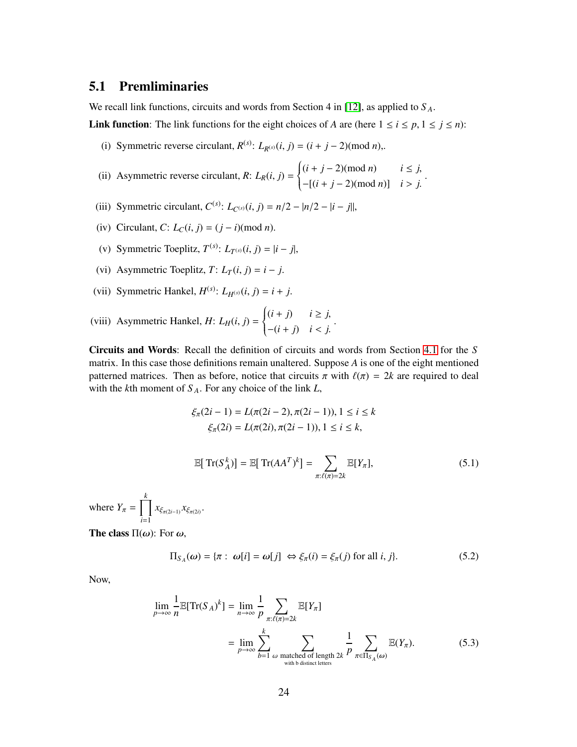## 5.1 Premliminaries

We recall link functions, circuits and words from Section 4 in [12], as applied to $S_A$.

**Link function**: The link functions for the eight choices of $A$ are (here $1 \le i \le p, 1 \le j \le n$):

(i) Symmetric reverse circulant, $R^{(s)}$: $L_{R^{(s)}}(i, j) = (i + j - 2) (\text{mod } n)$,.

(ii) Asymmetric reverse circulant, $R$: $L_R(i, j) = \begin{cases} (i + j - 2)(\text{mod } n) & i \le j, \\ -[(i + j - 2)(\text{mod } n)] & i > j. \end{cases}$.

(iii) Symmetric circulant, $C^{(s)}$: $L_{C^{(s)}}(i, j) = n/2 - |n/2 - |i - j||$,

(iv) Circulant, $C$: $L_C(i, j) = (j - i)(\text{mod } n)$.

(v) Symmetric Toeplitz, $T^{(s)}$: $L_{T^{(s)}}(i, j) = |i - j|$,

(vi) Asymmetric Toeplitz, $T$: $L_T(i, j) = i - j$.

(vii) Symmetric Hankel, $H^{(s)}$: $L_{H^{(s)}}(i, j) = i + j$.

(viii) Asymmetric Hankel, $H$: $L_H(i, j) = \begin{cases} (i + j) & i \ge j, \\ -(i + j) & i < j. \end{cases}$.

**Circuits and Words**: Recall the definition of circuits and words from Section 4.1 for the $S$ matrix. In this case those definitions remain unaltered. Suppose $A$ is one of the eight mentioned patterned matrices. Then as before, notice that circuits $\pi$ with $\ell(\pi) = 2k$ are required to deal with the $k$th moment of $S_A$. For any choice of the link $L$,

$$\xi_\pi(2i - 1) = L(\pi(2i - 2), \pi(2i - 1)), 1 \le i \le k$$
$$\xi_\pi(2i) = L(\pi(2i), \pi(2i - 1)), 1 \le i \le k,$$

$$\mathbb{E}[\,\text{Tr}(S_A^k)] = \mathbb{E}[\,\text{Tr}(AA^T)^k] = \sum_{\pi:\ell(\pi)=2k} \mathbb{E}[Y_\pi], \tag{5.1}$$

where $Y_\pi = \prod_{i=1}^{k} x_{\xi_{\pi(2i-1)}} x_{\xi_{\pi(2i)}}$.

**The class** $\Pi(\omega)$: For $\omega$,

$$\Pi_{S_A}(\omega) = \{\pi : \ \omega[i] = \omega[j] \ \Leftrightarrow \xi_\pi(i) = \xi_\pi(j) \text{ for all } i, j\}. \tag{5.2}$$

Now,

$$\begin{aligned}
\lim_{p\to\infty} \frac{1}{n}\mathbb{E}[\text{Tr}(S_A)^k] &= \lim_{n\to\infty} \frac{1}{p} \sum_{\pi:\ell(\pi)=2k} \mathbb{E}[Y_\pi] \\
&= \lim_{p\to\infty} \sum_{b=1}^{k} \sum_{\substack{\omega \text{ matched of length } 2k \\ \text{with b distinct letters}}} \frac{1}{p} \sum_{\pi\in\Pi_{S_A}(\omega)} \mathbb{E}(Y_\pi).
\end{aligned} \tag{5.3}$$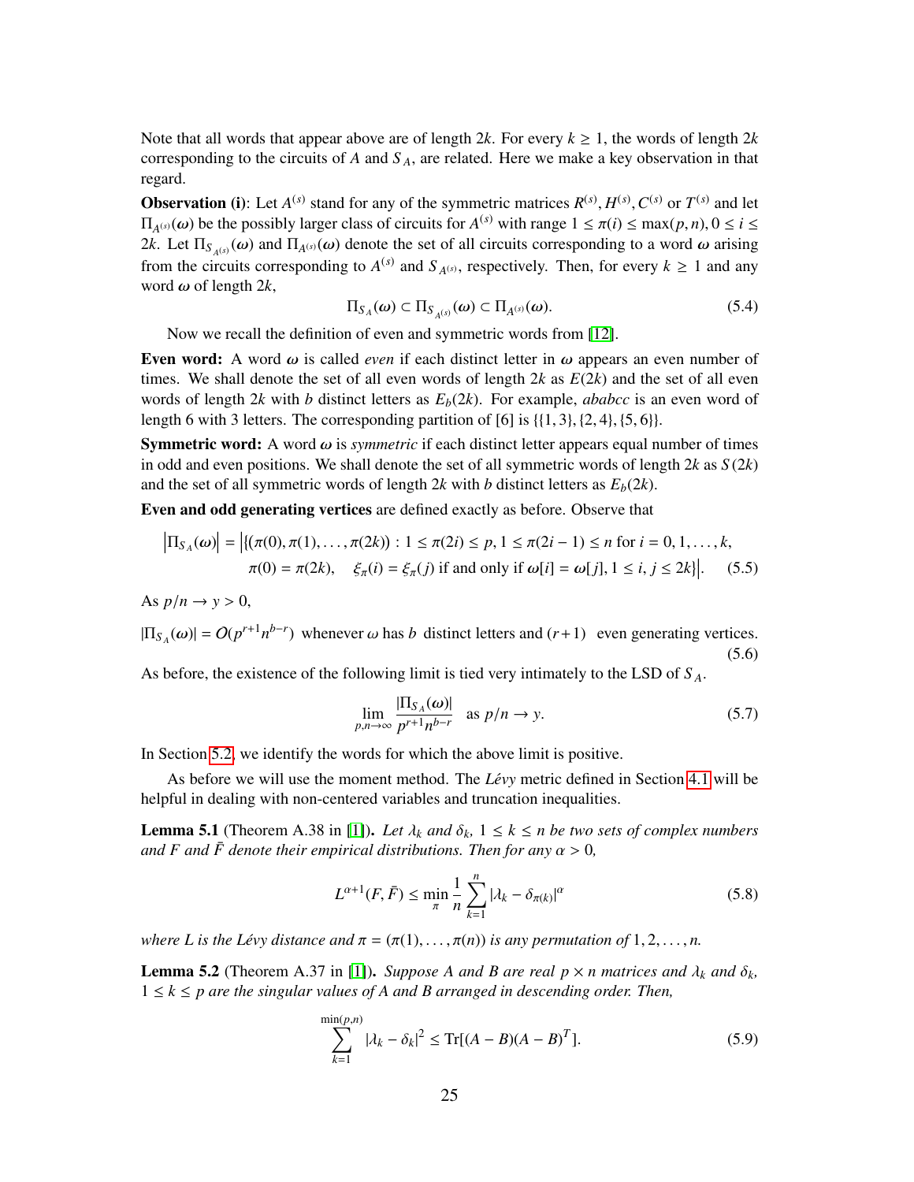Note that all words that appear above are of length $2k$. For every $k \geq 1$, the words of length $2k$ corresponding to the circuits of $A$ and $S_A$, are related. Here we make a key observation in that regard.

**Observation (i)**: Let $A^{(s)}$ stand for any of the symmetric matrices $R^{(s)}, H^{(s)}, C^{(s)}$ or $T^{(s)}$ and let $\Pi_{A^{(s)}}(\omega)$ be the possibly larger class of circuits for $A^{(s)}$ with range $1 \leq \pi(i) \leq \max(p, n), 0 \leq i \leq 2k$. Let $\Pi_{S_{A^{(s)}}}(\omega)$ and $\Pi_{A^{(s)}}(\omega)$ denote the set of all circuits corresponding to a word $\omega$ arising from the circuits corresponding to $A^{(s)}$ and $S_{A^{(s)}}$, respectively. Then, for every $k \geq 1$ and any word $\omega$ of length $2k$,

$$\Pi_{S_A}(\omega) \subset \Pi_{S_{A^{(s)}}}(\omega) \subset \Pi_{A^{(s)}}(\omega). \tag{5.4}$$

Now we recall the definition of even and symmetric words from [12].

**Even word:** A word $\omega$ is called *even* if each distinct letter in $\omega$ appears an even number of times. We shall denote the set of all even words of length $2k$ as $E(2k)$ and the set of all even words of length $2k$ with $b$ distinct letters as $E_b(2k)$. For example, *ababcc* is an even word of length 6 with 3 letters. The corresponding partition of [6] is $\{\{1, 3\}, \{2, 4\}, \{5, 6\}\}$.

**Symmetric word:** A word $\omega$ is *symmetric* if each distinct letter appears equal number of times in odd and even positions. We shall denote the set of all symmetric words of length $2k$ as $S(2k)$ and the set of all symmetric words of length $2k$ with $b$ distinct letters as $E_b(2k)$.

**Even and odd generating vertices** are defined exactly as before. Observe that

$$\begin{aligned}\left|\Pi_{S_A}(\omega)\right| = \Big|\{(\pi(0), \pi(1), \ldots, \pi(2k)) : 1 \leq \pi(2i) \leq p, 1 \leq \pi(2i-1) \leq n \text{ for } i = 0, 1, \ldots, k,\\ \pi(0) = \pi(2k), \quad \xi_\pi(i) = \xi_\pi(j) \text{ if and only if } \omega[i] = \omega[j], 1 \leq i, j \leq 2k\}\Big|.\end{aligned} \tag{5.5}$$

As $p/n \to y > 0$,

$$|\Pi_{S_A}(\omega)| = O(p^{r+1}n^{b-r}) \text{ whenever } \omega \text{ has } b \text{ distinct letters and } (r+1) \text{ even generating vertices.} \tag{5.6}$$

As before, the existence of the following limit is tied very intimately to the LSD of $S_A$.

$$\lim_{p,n\to\infty} \frac{|\Pi_{S_A}(\omega)|}{p^{r+1}n^{b-r}} \quad \text{as } p/n \to y. \tag{5.7}$$

In Section 5.2, we identify the words for which the above limit is positive.

As before we will use the moment method. The *Lévy* metric defined in Section 4.1 will be helpful in dealing with non-centered variables and truncation inequalities.

**Lemma 5.1** (Theorem A.38 in [1]). *Let $\lambda_k$ and $\delta_k$, $1 \leq k \leq n$ be two sets of complex numbers and $F$ and $\bar{F}$ denote their empirical distributions. Then for any $\alpha > 0$,*

$$L^{\alpha+1}(F, \bar{F}) \leq \min_\pi \frac{1}{n} \sum_{k=1}^{n} |\lambda_k - \delta_{\pi(k)}|^\alpha \tag{5.8}$$

*where $L$ is the Lévy distance and $\pi = (\pi(1), \ldots, \pi(n))$ is any permutation of $1, 2, \ldots, n$.*

**Lemma 5.2** (Theorem A.37 in [1]). *Suppose $A$ and $B$ are real $p \times n$ matrices and $\lambda_k$ and $\delta_k$, $1 \leq k \leq p$ are the singular values of $A$ and $B$ arranged in descending order. Then,*

$$\sum_{k=1}^{\min(p,n)} |\lambda_k - \delta_k|^2 \leq \mathrm{Tr}[(A - B)(A - B)^T]. \tag{5.9}$$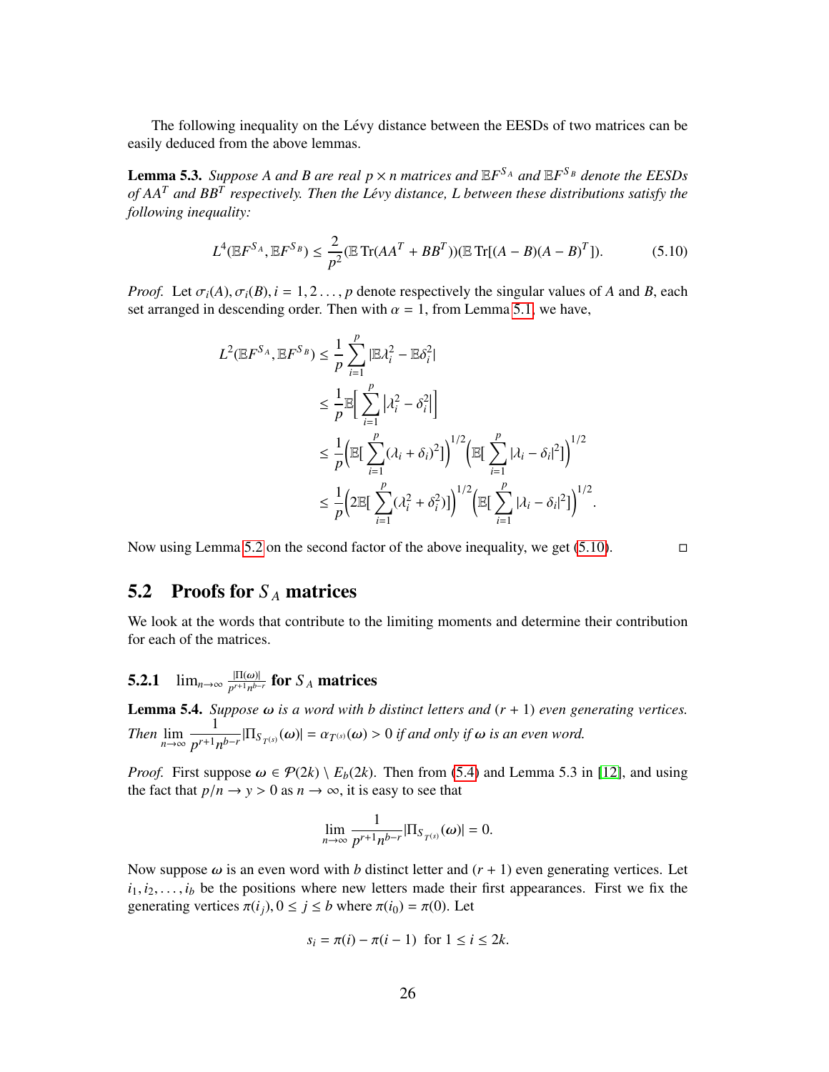The following inequality on the Lévy distance between the EESDs of two matrices can be easily deduced from the above lemmas.

**Lemma 5.3.** *Suppose $A$ and $B$ are real $p \times n$ matrices and $\mathbb{E}F^{S_A}$ and $\mathbb{E}F^{S_B}$ denote the EESDs of $AA^T$ and $BB^T$ respectively. Then the Lévy distance, $L$ between these distributions satisfy the following inequality:*

$$L^4(\mathbb{E}F^{S_A}, \mathbb{E}F^{S_B}) \leq \frac{2}{p^2}(\mathbb{E}\operatorname{Tr}(AA^T + BB^T))(\mathbb{E}\operatorname{Tr}[(A-B)(A-B)^T]). \tag{5.10}$$

*Proof.* Let $\sigma_i(A), \sigma_i(B), i = 1, 2 \ldots, p$ denote respectively the singular values of $A$ and $B$, each set arranged in descending order. Then with $\alpha = 1$, from Lemma 5.1, we have,

$$\begin{aligned}
L^2(\mathbb{E}F^{S_A}, \mathbb{E}F^{S_B}) &\leq \frac{1}{p}\sum_{i=1}^{p} |\mathbb{E}\lambda_i^2 - \mathbb{E}\delta_i^2| \\
&\leq \frac{1}{p}\mathbb{E}\Big[\sum_{i=1}^{p} \big|\lambda_i^2 - \delta_i^2\big|\Big] \\
&\leq \frac{1}{p}\Big(\mathbb{E}[\sum_{i=1}^{p}(\lambda_i + \delta_i)^2]\Big)^{1/2}\Big(\mathbb{E}[\sum_{i=1}^{p}|\lambda_i - \delta_i|^2]\Big)^{1/2} \\
&\leq \frac{1}{p}\Big(2\mathbb{E}[\sum_{i=1}^{p}(\lambda_i^2 + \delta_i^2)]\Big)^{1/2}\Big(\mathbb{E}[\sum_{i=1}^{p}|\lambda_i - \delta_i|^2]\Big)^{1/2}.
\end{aligned}$$

Now using Lemma 5.2 on the second factor of the above inequality, we get (5.10). □

## 5.2 Proofs for $S_A$ matrices

We look at the words that contribute to the limiting moments and determine their contribution for each of the matrices.

### 5.2.1 $\lim_{n\to\infty} \frac{|\Pi(\omega)|}{p^{r+1}n^{b-r}}$ for $S_A$ matrices

**Lemma 5.4.** *Suppose $\omega$ is a word with $b$ distinct letters and $(r+1)$ even generating vertices. Then $\displaystyle\lim_{n\to\infty} \frac{1}{p^{r+1}n^{b-r}}|\Pi_{S_{T^{(s)}}}(\omega)| = \alpha_{T^{(s)}}(\omega) > 0$ if and only if $\omega$ is an even word.*

*Proof.* First suppose $\omega \in \mathcal{P}(2k) \setminus E_b(2k)$. Then from (5.4) and Lemma 5.3 in [12], and using the fact that $p/n \to y > 0$ as $n \to \infty$, it is easy to see that

$$\lim_{n\to\infty} \frac{1}{p^{r+1}n^{b-r}}|\Pi_{S_{T^{(s)}}}(\omega)| = 0.$$

Now suppose $\omega$ is an even word with $b$ distinct letter and $(r+1)$ even generating vertices. Let $i_1, i_2, \ldots, i_b$ be the positions where new letters made their first appearances. First we fix the generating vertices $\pi(i_j), 0 \leq j \leq b$ where $\pi(i_0) = \pi(0)$. Let

$$s_i = \pi(i) - \pi(i-1) \text{ for } 1 \leq i \leq 2k.$$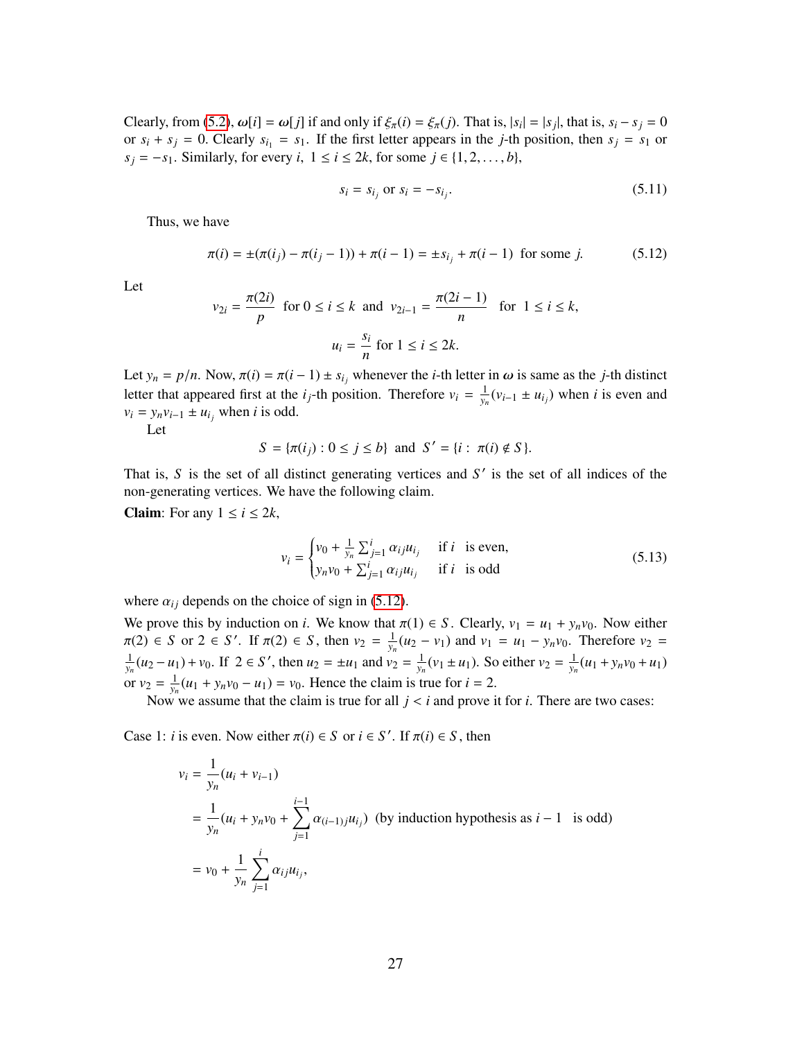Clearly, from (5.2), $\omega[i] = \omega[j]$ if and only if $\xi_\pi(i) = \xi_\pi(j)$. That is, $|s_i| = |s_j|$, that is, $s_i - s_j = 0$ or $s_i + s_j = 0$. Clearly $s_{i_1} = s_1$. If the first letter appears in the $j$-th position, then $s_j = s_1$ or $s_j = -s_1$. Similarly, for every $i$, $1 \le i \le 2k$, for some $j \in \{1, 2, \ldots, b\}$,

$$s_i = s_{i_j} \text{ or } s_i = -s_{i_j}. \tag{5.11}$$

Thus, we have

$$\pi(i) = \pm(\pi(i_j) - \pi(i_j - 1)) + \pi(i-1) = \pm s_{i_j} + \pi(i-1) \text{ for some } j. \tag{5.12}$$

Let

$$v_{2i} = \frac{\pi(2i)}{p} \text{ for } 0 \le i \le k \text{ and } v_{2i-1} = \frac{\pi(2i-1)}{n} \text{ for } 1 \le i \le k,$$

$$u_i = \frac{s_i}{n} \text{ for } 1 \le i \le 2k.$$

Let $y_n = p/n$. Now, $\pi(i) = \pi(i-1) \pm s_{i_j}$ whenever the $i$-th letter in $\omega$ is same as the $j$-th distinct letter that appeared first at the $i_j$-th position. Therefore $v_i = \frac{1}{y_n}(v_{i-1} \pm u_{i_j})$ when $i$ is even and $v_i = y_n v_{i-1} \pm u_{i_j}$ when $i$ is odd.

Let

$$S = \{\pi(i_j) : 0 \le j \le b\} \text{ and } S' = \{i : \pi(i) \notin S\}.$$

That is, $S$ is the set of all distinct generating vertices and $S'$ is the set of all indices of the non-generating vertices. We have the following claim.

**Claim**: For any $1 \le i \le 2k$,

$$v_i = \begin{cases} v_0 + \frac{1}{y_n}\sum_{j=1}^{i} \alpha_{ij} u_{i_j} & \text{if } i \text{ is even,} \\ y_n v_0 + \sum_{j=1}^{i} \alpha_{ij} u_{i_j} & \text{if } i \text{ is odd} \end{cases} \tag{5.13}$$

where $\alpha_{ij}$ depends on the choice of sign in (5.12).

We prove this by induction on $i$. We know that $\pi(1) \in S$. Clearly, $v_1 = u_1 + y_n v_0$. Now either $\pi(2) \in S$ or $2 \in S'$. If $\pi(2) \in S$, then $v_2 = \frac{1}{y_n}(u_2 - v_1)$ and $v_1 = u_1 - y_n v_0$. Therefore $v_2 = \frac{1}{y_n}(u_2 - u_1) + v_0$. If $2 \in S'$, then $u_2 = \pm u_1$ and $v_2 = \frac{1}{y_n}(v_1 \pm u_1)$. So either $v_2 = \frac{1}{y_n}(u_1 + y_n v_0 + u_1)$ or $v_2 = \frac{1}{y_n}(u_1 + y_n v_0 - u_1) = v_0$. Hence the claim is true for $i = 2$.

Now we assume that the claim is true for all $j < i$ and prove it for $i$. There are two cases:

Case 1: $i$ is even. Now either $\pi(i) \in S$ or $i \in S'$. If $\pi(i) \in S$, then

$$\begin{aligned} v_i &= \frac{1}{y_n}(u_i + v_{i-1}) \\ &= \frac{1}{y_n}(u_i + y_n v_0 + \sum_{j=1}^{i-1} \alpha_{(i-1)j} u_{i_j}) \text{ (by induction hypothesis as } i-1 \text{ is odd)} \\ &= v_0 + \frac{1}{y_n}\sum_{j=1}^{i} \alpha_{ij} u_{i_j}, \end{aligned}$$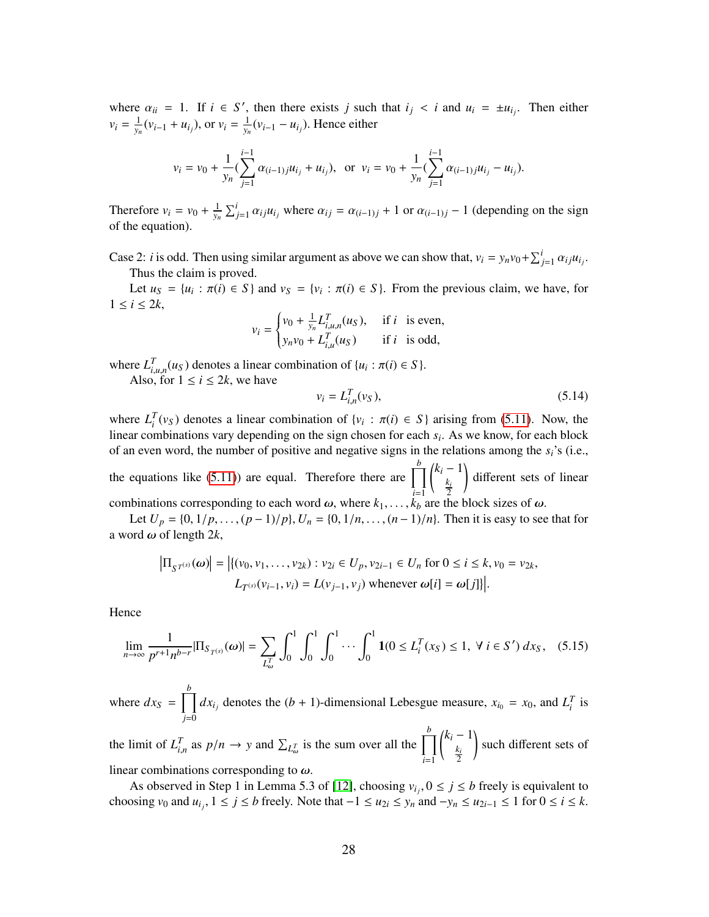where $\alpha_{ii} = 1$. If $i \in S'$, then there exists $j$ such that $i_j < i$ and $u_i = \pm u_{i_j}$. Then either $v_i = \frac{1}{y_n}(v_{i-1} + u_{i_j})$, or $v_i = \frac{1}{y_n}(v_{i-1} - u_{i_j})$. Hence either

$$v_i = v_0 + \frac{1}{y_n}(\sum_{j=1}^{i-1} \alpha_{(i-1)j} u_{i_j} + u_{i_j}), \text{ or } v_i = v_0 + \frac{1}{y_n}(\sum_{j=1}^{i-1} \alpha_{(i-1)j} u_{i_j} - u_{i_j}).$$

Therefore $v_i = v_0 + \frac{1}{y_n}\sum_{j=1}^{i} \alpha_{ij} u_{i_j}$ where $\alpha_{ij} = \alpha_{(i-1)j} + 1$ or $\alpha_{(i-1)j} - 1$ (depending on the sign of the equation).

Case 2: $i$ is odd. Then using similar argument as above we can show that, $v_i = y_n v_0 + \sum_{j=1}^{i} \alpha_{ij} u_{i_j}$.

Thus the claim is proved.

Let $u_S = \{u_i : \pi(i) \in S\}$ and $v_S = \{v_i : \pi(i) \in S\}$. From the previous claim, we have, for $1 \leq i \leq 2k$,

$$v_i = \begin{cases} v_0 + \frac{1}{y_n} L^T_{i,u,n}(u_S), & \text{if } i \text{ is even,} \\ y_n v_0 + L^T_{i,u}(u_S) & \text{if } i \text{ is odd,} \end{cases}$$

where $L^T_{i,u,n}(u_S)$ denotes a linear combination of $\{u_i : \pi(i) \in S\}$.

Also, for $1 \leq i \leq 2k$, we have

$$v_i = L^T_{i,n}(v_S), \tag{5.14}$$

where $L^T_i(v_S)$ denotes a linear combination of $\{v_i : \pi(i) \in S\}$ arising from (5.11). Now, the linear combinations vary depending on the sign chosen for each $s_i$. As we know, for each block of an even word, the number of positive and negative signs in the relations among the $s_i$'s (i.e., the equations like (5.11)) are equal. Therefore there are $\prod_{i=1}^{b} \binom{k_i - 1}{\frac{k_i}{2}}$ different sets of linear combinations corresponding to each word $\boldsymbol{\omega}$, where $k_1, \ldots, k_b$ are the block sizes of $\boldsymbol{\omega}$.

Let $U_p = \{0, 1/p, \ldots, (p-1)/p\}$, $U_n = \{0, 1/n, \ldots, (n-1)/n\}$. Then it is easy to see that for a word $\boldsymbol{\omega}$ of length $2k$,

$$\left|\Pi_{S_{T^{(s)}}}(\boldsymbol{\omega})\right| = \Big|\{(v_0, v_1, \ldots, v_{2k}) : v_{2i} \in U_p, v_{2i-1} \in U_n \text{ for } 0 \leq i \leq k, v_0 = v_{2k},$$
$$L_{T^{(s)}}(v_{i-1}, v_i) = L(v_{j-1}, v_j) \text{ whenever } \boldsymbol{\omega}[i] = \boldsymbol{\omega}[j]\}\Big|.$$

Hence

$$\lim_{n\to\infty} \frac{1}{p^{r+1}n^{b-r}} |\Pi_{S_{T^{(s)}}}(\boldsymbol{\omega})| = \sum_{L^T_{\omega}} \int_0^1 \int_0^1 \int_0^1 \cdots \int_0^1 \mathbf{1}(0 \leq L^T_i(x_S) \leq 1, \ \forall\, i \in S')\, dx_S, \tag{5.15}$$

where $dx_S = \prod_{j=0}^{b} dx_{i_j}$ denotes the $(b+1)$-dimensional Lebesgue measure, $x_{i_0} = x_0$, and $L^T_i$ is the limit of $L^T_{i,n}$ as $p/n \to y$ and $\sum_{L^T_\omega}$ is the sum over all the $\prod_{i=1}^{b} \binom{k_i - 1}{\frac{k_i}{2}}$ such different sets of linear combinations corresponding to $\boldsymbol{\omega}$.

As observed in Step 1 in Lemma 5.3 of [12], choosing $v_{i_j}, 0 \leq j \leq b$ freely is equivalent to choosing $v_0$ and $u_{i_j}, 1 \leq j \leq b$ freely. Note that $-1 \leq u_{2i} \leq y_n$ and $-y_n \leq u_{2i-1} \leq 1$ for $0 \leq i \leq k$.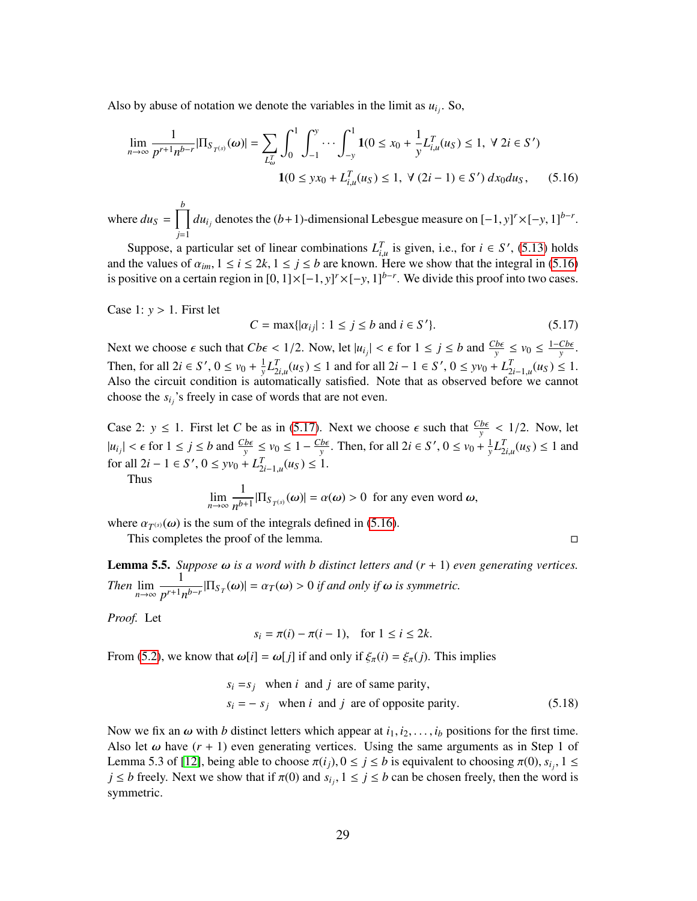Also by abuse of notation we denote the variables in the limit as $u_{i_j}$. So,

$$\lim_{n\to\infty} \frac{1}{p^{r+1}n^{b-r}} |\Pi_{S_{T^{(s)}}}(\omega)| = \sum_{L_\omega^T} \int_0^1 \int_{-1}^{y} \cdots \int_{-y}^{1} \mathbf{1}(0 \le x_0 + \frac{1}{y} L_{i,u}^T(u_S) \le 1, \ \forall\, 2i \in S')$$
$$\mathbf{1}(0 \le yx_0 + L_{i,u}^T(u_S) \le 1, \ \forall\, (2i-1) \in S')\, dx_0 du_S, \qquad (5.16)$$

where $du_S = \prod_{j=1}^{b} du_{i_j}$ denotes the $(b+1)$-dimensional Lebesgue measure on $[-1, y]^r \times [-y, 1]^{b-r}$.

Suppose, a particular set of linear combinations $L_{i,u}^T$ is given, i.e., for $i \in S'$, (5.13) holds and the values of $\alpha_{im}, 1 \le i \le 2k, 1 \le j \le b$ are known. Here we show that the integral in (5.16) is positive on a certain region in $[0, 1]\times[-1, y]^r \times[-y, 1]^{b-r}$. We divide this proof into two cases.

Case 1: $y > 1$. First let

$$C = \max\{|\alpha_{ij}| : 1 \le j \le b \text{ and } i \in S'\}. \qquad (5.17)$$

Next we choose $\epsilon$ such that $Cb\epsilon < 1/2$. Now, let $|u_{i_j}| < \epsilon$ for $1 \le j \le b$ and $\frac{Cb\epsilon}{y} \le v_0 \le \frac{1-Cb\epsilon}{y}$. Then, for all $2i \in S'$, $0 \le v_0 + \frac{1}{y} L_{2i,u}^T(u_S) \le 1$ and for all $2i-1 \in S'$, $0 \le yv_0 + L_{2i-1,u}^T(u_S) \le 1$. Also the circuit condition is automatically satisfied. Note that as observed before we cannot choose the $s_{i_j}$'s freely in case of words that are not even.

Case 2: $y \le 1$. First let $C$ be as in (5.17). Next we choose $\epsilon$ such that $\frac{Cb\epsilon}{y} < 1/2$. Now, let $|u_{i_j}| < \epsilon$ for $1 \le j \le b$ and $\frac{Cb\epsilon}{y} \le v_0 \le 1 - \frac{Cb\epsilon}{y}$. Then, for all $2i \in S'$, $0 \le v_0 + \frac{1}{y} L_{2i,u}^T(u_S) \le 1$ and for all $2i-1 \in S'$, $0 \le yv_0 + L_{2i-1,u}^T(u_S) \le 1$.

Thus

$$\lim_{n\to\infty} \frac{1}{n^{b+1}} |\Pi_{S_{T^{(s)}}}(\omega)| = \alpha(\omega) > 0 \ \text{ for any even word } \omega,$$

where $\alpha_{T^{(s)}}(\omega)$ is the sum of the integrals defined in (5.16).

This completes the proof of the lemma. □

**Lemma 5.5.** *Suppose $\omega$ is a word with $b$ distinct letters and $(r+1)$ even generating vertices. Then $\lim_{n\to\infty} \frac{1}{p^{r+1}n^{b-r}} |\Pi_{S_T}(\omega)| = \alpha_T(\omega) > 0$ if and only if $\omega$ is symmetric.*

*Proof.* Let

$$s_i = \pi(i) - \pi(i-1), \quad \text{for } 1 \le i \le 2k.$$

From (5.2), we know that $\omega[i] = \omega[j]$ if and only if $\xi_\pi(i) = \xi_\pi(j)$. This implies

$$\begin{aligned} s_i =& s_j \quad \text{when } i \text{ and } j \text{ are of same parity,} \\ s_i =& -s_j \quad \text{when } i \text{ and } j \text{ are of opposite parity.} \end{aligned} \qquad (5.18)$$

Now we fix an $\omega$ with $b$ distinct letters which appear at $i_1, i_2, \ldots, i_b$ positions for the first time. Also let $\omega$ have $(r+1)$ even generating vertices. Using the same arguments as in Step 1 of Lemma 5.3 of [12], being able to choose $\pi(i_j), 0 \le j \le b$ is equivalent to choosing $\pi(0), s_{i_j}, 1 \le j \le b$ freely. Next we show that if $\pi(0)$ and $s_{i_j}, 1 \le j \le b$ can be chosen freely, then the word is symmetric.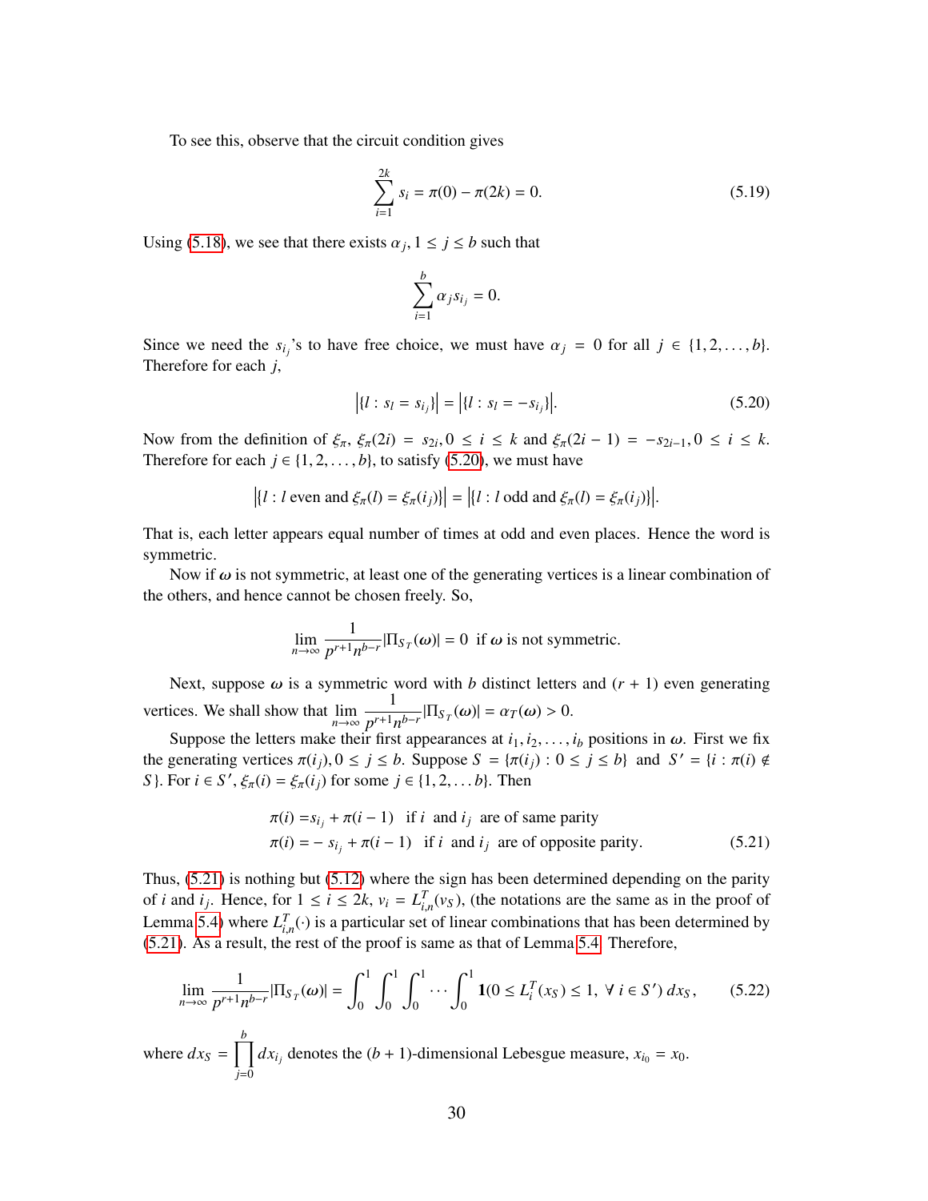To see this, observe that the circuit condition gives

$$\sum_{i=1}^{2k} s_i = \pi(0) - \pi(2k) = 0. \tag{5.19}$$

Using (5.18), we see that there exists $\alpha_j, 1 \le j \le b$ such that

$$\sum_{i=1}^{b} \alpha_j s_{i_j} = 0.$$

Since we need the $s_{i_j}$'s to have free choice, we must have $\alpha_j = 0$ for all $j \in \{1, 2, \ldots, b\}$. Therefore for each $j$,

$$\left|\{l : s_l = s_{i_j}\}\right| = \left|\{l : s_l = -s_{i_j}\}\right|. \tag{5.20}$$

Now from the definition of $\xi_\pi$, $\xi_\pi(2i) = s_{2i}, 0 \le i \le k$ and $\xi_\pi(2i-1) = -s_{2i-1}, 0 \le i \le k$. Therefore for each $j \in \{1, 2, \ldots, b\}$, to satisfy (5.20), we must have

$$\left|\{l : l \text{ even and } \xi_\pi(l) = \xi_\pi(i_j)\}\right| = \left|\{l : l \text{ odd and } \xi_\pi(l) = \xi_\pi(i_j)\}\right|.$$

That is, each letter appears equal number of times at odd and even places. Hence the word is symmetric.

Now if $\omega$ is not symmetric, at least one of the generating vertices is a linear combination of the others, and hence cannot be chosen freely. So,

$$\lim_{n\to\infty} \frac{1}{p^{r+1}n^{b-r}} |\Pi_{S_T}(\omega)| = 0 \text{ if } \omega \text{ is not symmetric.}$$

Next, suppose $\omega$ is a symmetric word with $b$ distinct letters and $(r+1)$ even generating vertices. We shall show that $\lim_{n\to\infty} \frac{1}{p^{r+1}n^{b-r}} |\Pi_{S_T}(\omega)| = \alpha_T(\omega) > 0$.

Suppose the letters make their first appearances at $i_1, i_2, \ldots, i_b$ positions in $\omega$. First we fix the generating vertices $\pi(i_j), 0 \le j \le b$. Suppose $S = \{\pi(i_j) : 0 \le j \le b\}$ and $S' = \{i : \pi(i) \notin S\}$. For $i \in S'$, $\xi_\pi(i) = \xi_\pi(i_j)$ for some $j \in \{1, 2, \ldots b\}$. Then

$$\begin{aligned}
\pi(i) &= s_{i_j} + \pi(i-1) \quad \text{if } i \text{ and } i_j \text{ are of same parity} \\
\pi(i) &= -s_{i_j} + \pi(i-1) \quad \text{if } i \text{ and } i_j \text{ are of opposite parity.}
\end{aligned} \tag{5.21}$$

Thus, (5.21) is nothing but (5.12) where the sign has been determined depending on the parity of $i$ and $i_j$. Hence, for $1 \le i \le 2k$, $v_i = L^T_{i,n}(v_S)$, (the notations are the same as in the proof of Lemma 5.4) where $L^T_{i,n}(\cdot)$ is a particular set of linear combinations that has been determined by (5.21). As a result, the rest of the proof is same as that of Lemma 5.4. Therefore,

$$\lim_{n\to\infty} \frac{1}{p^{r+1}n^{b-r}} |\Pi_{S_T}(\omega)| = \int_0^1 \int_0^1 \int_0^1 \cdots \int_0^1 \mathbf{1}(0 \le L^T_i(x_S) \le 1, \ \forall\, i \in S')\, dx_S, \tag{5.22}$$

where $dx_S = \prod_{j=0}^{b} dx_{i_j}$ denotes the $(b+1)$-dimensional Lebesgue measure, $x_{i_0} = x_0$.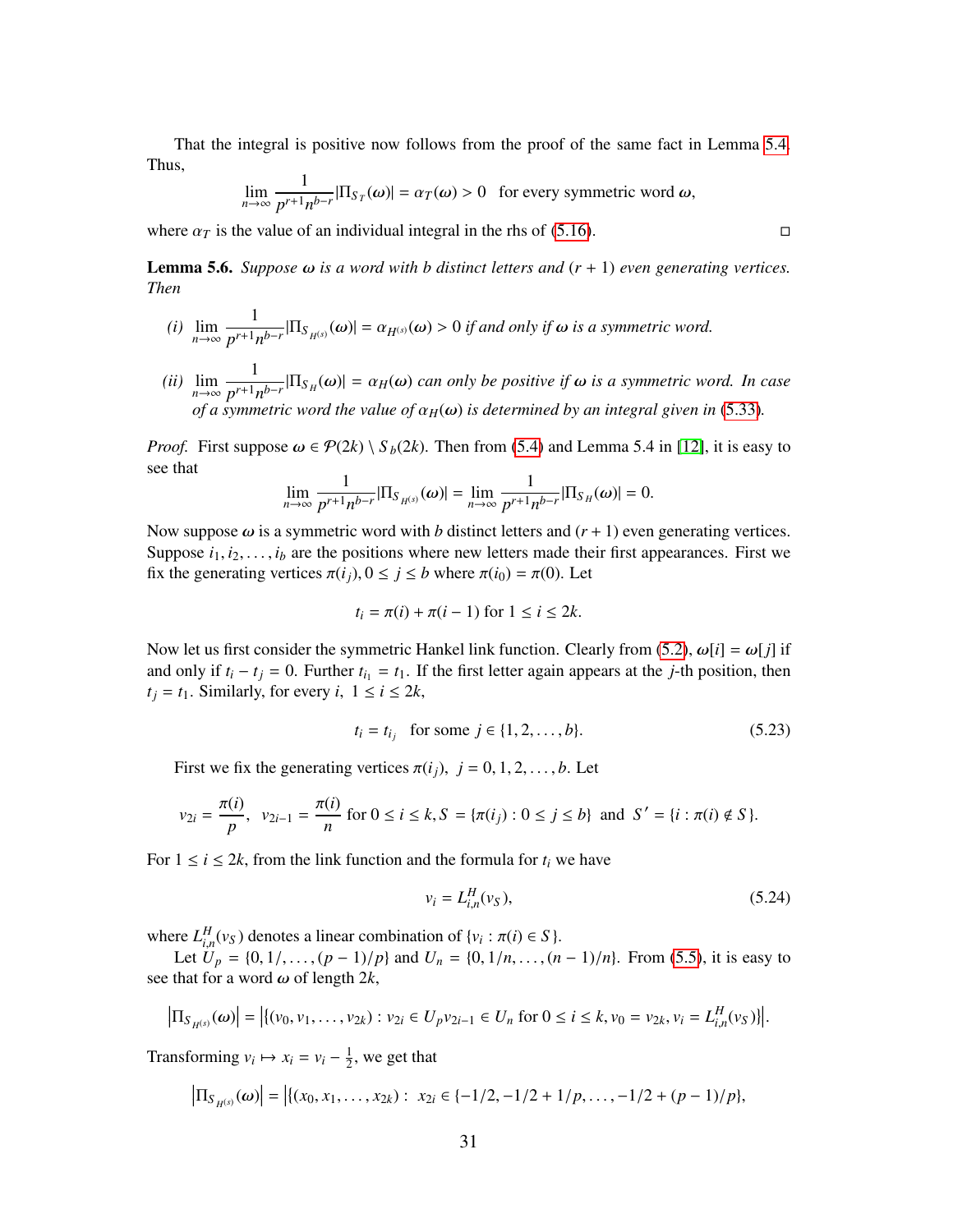That the integral is positive now follows from the proof of the same fact in Lemma 5.4. Thus,

$$\lim_{n\to\infty} \frac{1}{p^{r+1}n^{b-r}} |\Pi_{S_T}(\omega)| = \alpha_T(\omega) > 0 \quad \text{for every symmetric word } \omega,$$

where $\alpha_T$ is the value of an individual integral in the rhs of (5.16). □

**Lemma 5.6.** *Suppose $\omega$ is a word with $b$ distinct letters and $(r+1)$ even generating vertices. Then*

*(i)* $\displaystyle\lim_{n\to\infty} \frac{1}{p^{r+1}n^{b-r}} |\Pi_{S_{H^{(s)}}}(\omega)| = \alpha_{H^{(s)}}(\omega) > 0$ *if and only if $\omega$ is a symmetric word.*

*(ii)* $\displaystyle\lim_{n\to\infty} \frac{1}{p^{r+1}n^{b-r}} |\Pi_{S_H}(\omega)| = \alpha_H(\omega)$ *can only be positive if $\omega$ is a symmetric word. In case of a symmetric word the value of $\alpha_H(\omega)$ is determined by an integral given in (5.33).*

*Proof.* First suppose $\omega \in \mathcal{P}(2k) \setminus S_b(2k)$. Then from (5.4) and Lemma 5.4 in [12], it is easy to see that

$$\lim_{n\to\infty} \frac{1}{p^{r+1}n^{b-r}} |\Pi_{S_{H^{(s)}}}(\omega)| = \lim_{n\to\infty} \frac{1}{p^{r+1}n^{b-r}} |\Pi_{S_H}(\omega)| = 0.$$

Now suppose $\omega$ is a symmetric word with $b$ distinct letters and $(r+1)$ even generating vertices. Suppose $i_1, i_2, \ldots, i_b$ are the positions where new letters made their first appearances. First we fix the generating vertices $\pi(i_j), 0 \le j \le b$ where $\pi(i_0) = \pi(0)$. Let

$$t_i = \pi(i) + \pi(i-1) \text{ for } 1 \le i \le 2k.$$

Now let us first consider the symmetric Hankel link function. Clearly from (5.2), $\omega[i] = \omega[j]$ if and only if $t_i - t_j = 0$. Further $t_{i_1} = t_1$. If the first letter again appears at the $j$-th position, then $t_j = t_1$. Similarly, for every $i$, $1 \le i \le 2k$,

$$t_i = t_{i_j} \quad \text{for some } j \in \{1, 2, \ldots, b\}. \tag{5.23}$$

First we fix the generating vertices $\pi(i_j)$, $j = 0, 1, 2, \ldots, b$. Let

$$v_{2i} = \frac{\pi(i)}{p}, \quad v_{2i-1} = \frac{\pi(i)}{n} \text{ for } 0 \le i \le k, S = \{\pi(i_j) : 0 \le j \le b\} \text{ and } S' = \{i : \pi(i) \notin S\}.$$

For $1 \le i \le 2k$, from the link function and the formula for $t_i$ we have

$$v_i = L^H_{i,n}(v_S), \tag{5.24}$$

where $L^H_{i,n}(v_S)$ denotes a linear combination of $\{v_i : \pi(i) \in S\}$.

Let $U_p = \{0, 1/, \ldots, (p-1)/p\}$ and $U_n = \{0, 1/n, \ldots, (n-1)/n\}$. From (5.5), it is easy to see that for a word $\omega$ of length $2k$,

$$\left|\Pi_{S_{H^{(s)}}}(\omega)\right| = \left|\{(v_0, v_1, \ldots, v_{2k}) : v_{2i} \in U_p v_{2i-1} \in U_n \text{ for } 0 \le i \le k, v_0 = v_{2k}, v_i = L^H_{i,n}(v_S)\}\right|.$$

Transforming $v_i \mapsto x_i = v_i - \frac{1}{2}$, we get that

$$\left|\Pi_{S_{H^{(s)}}}(\omega)\right| = \left|\{(x_0, x_1, \ldots, x_{2k}) : \ x_{2i} \in \{-1/2, -1/2 + 1/p, \ldots, -1/2 + (p-1)/p\},\right.$$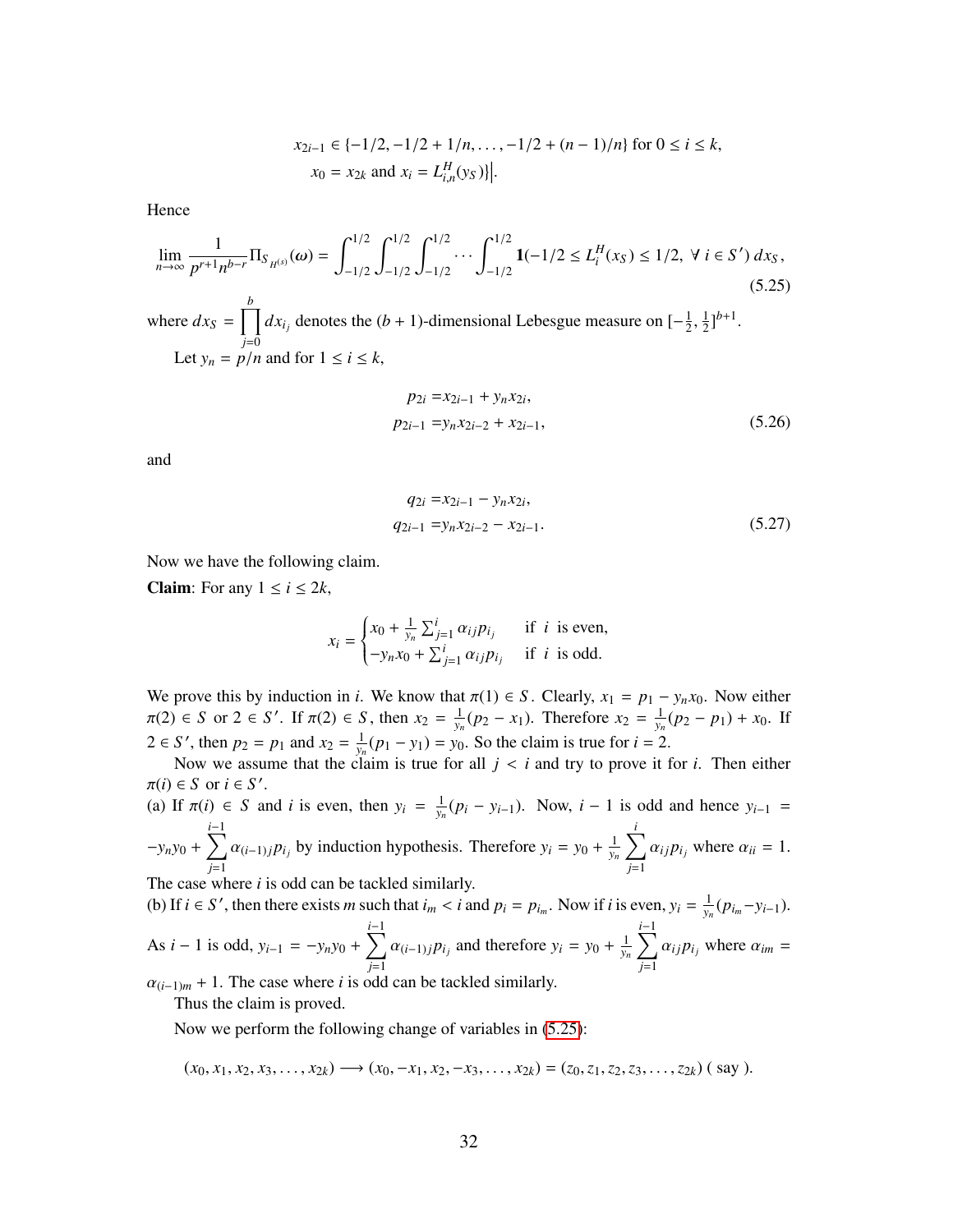$$x_{2i-1} \in \{-1/2, -1/2 + 1/n, \ldots, -1/2 + (n-1)/n\} \text{ for } 0 \leq i \leq k,$$
$$x_0 = x_{2k} \text{ and } x_i = L^H_{i,n}(y_S)\}\Big|.$$

Hence

$$\lim_{n\to\infty} \frac{1}{p^{r+1}n^{b-r}} \Pi_{S_{H^{(s)}}}(\omega) = \int_{-1/2}^{1/2}\int_{-1/2}^{1/2}\int_{-1/2}^{1/2} \cdots \int_{-1/2}^{1/2} \mathbf{1}(-1/2 \leq L^H_i(x_S) \leq 1/2, \ \forall \ i \in S') \, dx_S, \tag{5.25}$$

where $dx_S = \prod_{j=0}^{b} dx_{i_j}$ denotes the $(b+1)$-dimensional Lebesgue measure on $[-\frac{1}{2}, \frac{1}{2}]^{b+1}$.

Let $y_n = p/n$ and for $1 \leq i \leq k$,

$$\begin{aligned} p_{2i} &= x_{2i-1} + y_n x_{2i}, \\ p_{2i-1} &= y_n x_{2i-2} + x_{2i-1}, \end{aligned} \tag{5.26}$$

and

$$\begin{aligned} q_{2i} &= x_{2i-1} - y_n x_{2i}, \\ q_{2i-1} &= y_n x_{2i-2} - x_{2i-1}. \end{aligned} \tag{5.27}$$

Now we have the following claim.

**Claim**: For any $1 \leq i \leq 2k$,

$$x_i = \begin{cases} x_0 + \frac{1}{y_n}\sum_{j=1}^{i} \alpha_{ij} p_{i_j} & \text{if } i \text{ is even,} \\ -y_n x_0 + \sum_{j=1}^{i} \alpha_{ij} p_{i_j} & \text{if } i \text{ is odd.} \end{cases}$$

We prove this by induction in $i$. We know that $\pi(1) \in S$. Clearly, $x_1 = p_1 - y_n x_0$. Now either $\pi(2) \in S$ or $2 \in S'$. If $\pi(2) \in S$, then $x_2 = \frac{1}{y_n}(p_2 - x_1)$. Therefore $x_2 = \frac{1}{y_n}(p_2 - p_1) + x_0$. If $2 \in S'$, then $p_2 = p_1$ and $x_2 = \frac{1}{y_n}(p_1 - y_1) = y_0$. So the claim is true for $i = 2$.

Now we assume that the claim is true for all $j < i$ and try to prove it for $i$. Then either $\pi(i) \in S$ or $i \in S'$.

(a) If $\pi(i) \in S$ and $i$ is even, then $y_i = \frac{1}{y_n}(p_i - y_{i-1})$. Now, $i-1$ is odd and hence $y_{i-1} = -y_n y_0 + \sum_{j=1}^{i-1} \alpha_{(i-1)j} p_{i_j}$ by induction hypothesis. Therefore $y_i = y_0 + \frac{1}{y_n}\sum_{j=1}^{i} \alpha_{ij} p_{i_j}$ where $\alpha_{ii} = 1$. The case where $i$ is odd can be tackled similarly.

(b) If $i \in S'$, then there exists $m$ such that $i_m < i$ and $p_i = p_{i_m}$. Now if $i$ is even, $y_i = \frac{1}{y_n}(p_{i_m} - y_{i-1})$. As $i-1$ is odd, $y_{i-1} = -y_n y_0 + \sum_{j=1}^{i-1} \alpha_{(i-1)j} p_{i_j}$ and therefore $y_i = y_0 + \frac{1}{y_n}\sum_{j=1}^{i-1} \alpha_{ij} p_{i_j}$ where $\alpha_{im} = \alpha_{(i-1)m} + 1$. The case where $i$ is odd can be tackled similarly.

Thus the claim is proved.

Now we perform the following change of variables in (5.25):

$$(x_0, x_1, x_2, x_3, \ldots, x_{2k}) \longrightarrow (x_0, -x_1, x_2, -x_3, \ldots, x_{2k}) = (z_0, z_1, z_2, z_3, \ldots, z_{2k}) \text{ ( say ).}$$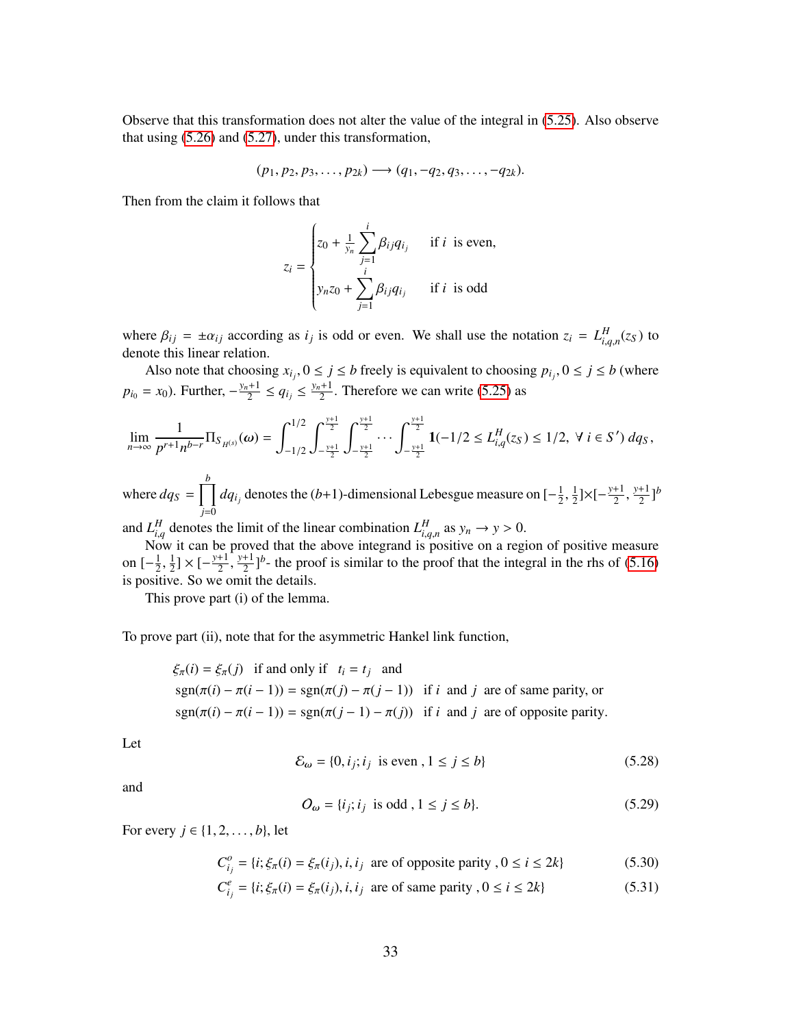Observe that this transformation does not alter the value of the integral in (5.25). Also observe that using (5.26) and (5.27), under this transformation,

$$(p_1, p_2, p_3, \ldots, p_{2k}) \longrightarrow (q_1, -q_2, q_3, \ldots, -q_{2k}).$$

Then from the claim it follows that

$$z_i = \begin{cases} z_0 + \frac{1}{y_n} \sum_{j=1}^{i} \beta_{ij} q_{i_j} & \text{if } i \text{ is even,} \\ y_n z_0 + \sum_{j=1}^{i} \beta_{ij} q_{i_j} & \text{if } i \text{ is odd} \end{cases}$$

where $\beta_{ij} = \pm \alpha_{ij}$ according as $i_j$ is odd or even. We shall use the notation $z_i = L^H_{i,q,n}(z_S)$ to denote this linear relation.

Also note that choosing $x_{i_j}, 0 \le j \le b$ freely is equivalent to choosing $p_{i_j}, 0 \le j \le b$ (where $p_{i_0} = x_0$). Further, $-\frac{y_n+1}{2} \le q_{i_j} \le \frac{y_n+1}{2}$. Therefore we can write (5.25) as

$$\lim_{n\to\infty} \frac{1}{p^{r+1} n^{b-r}} \Pi_{S_{H^{(s)}}}(\omega) = \int_{-1/2}^{1/2} \int_{-\frac{y+1}{2}}^{\frac{y+1}{2}} \int_{-\frac{y+1}{2}}^{\frac{y+1}{2}} \cdots \int_{-\frac{y+1}{2}}^{\frac{y+1}{2}} \mathbf{1}(-1/2 \le L^H_{i,q}(z_S) \le 1/2, \ \forall\, i \in S')\, dq_S,$$

where $dq_S = \prod_{j=0}^{b} dq_{i_j}$ denotes the $(b+1)$-dimensional Lebesgue measure on $[-\frac{1}{2}, \frac{1}{2}] \times [-\frac{y+1}{2}, \frac{y+1}{2}]^b$ and $L^H_{i,q}$ denotes the limit of the linear combination $L^H_{i,q,n}$ as $y_n \to y > 0$.

Now it can be proved that the above integrand is positive on a region of positive measure on $[-\frac{1}{2}, \frac{1}{2}] \times [-\frac{y+1}{2}, \frac{y+1}{2}]^b$- the proof is similar to the proof that the integral in the rhs of (5.16) is positive. So we omit the details.

This prove part (i) of the lemma.

To prove part (ii), note that for the asymmetric Hankel link function,

$$\begin{aligned} &\xi_\pi(i) = \xi_\pi(j) \ \text{ if and only if } \ t_i = t_j \ \text{ and} \\ &\text{sgn}(\pi(i) - \pi(i-1)) = \text{sgn}(\pi(j) - \pi(j-1)) \ \text{ if } i \text{ and } j \text{ are of same parity, or} \\ &\text{sgn}(\pi(i) - \pi(i-1)) = \text{sgn}(\pi(j-1) - \pi(j)) \ \text{ if } i \text{ and } j \text{ are of opposite parity.} \end{aligned}$$

Let

$$\mathcal{E}_\omega = \{0, i_j; i_j \text{ is even }, 1 \le j \le b\} \tag{5.28}$$

and

$$O_\omega = \{i_j; i_j \text{ is odd }, 1 \le j \le b\}. \tag{5.29}$$

For every $j \in \{1, 2, \ldots, b\}$, let

$$C^o_{i_j} = \{i; \xi_\pi(i) = \xi_\pi(i_j), i, i_j \text{ are of opposite parity }, 0 \le i \le 2k\} \tag{5.30}$$

$$C^e_{i_j} = \{i; \xi_\pi(i) = \xi_\pi(i_j), i, i_j \text{ are of same parity }, 0 \le i \le 2k\} \tag{5.31}$$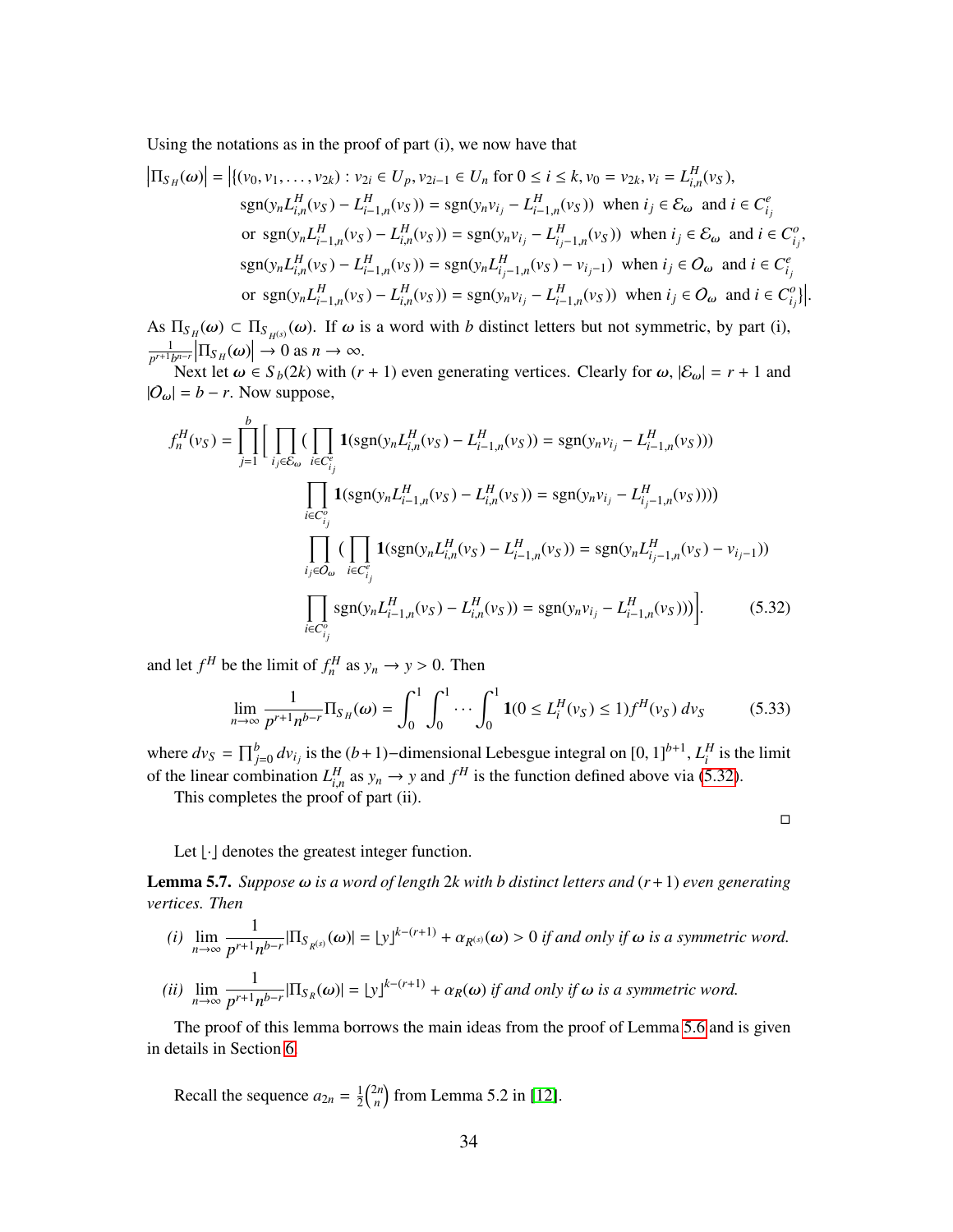Using the notations as in the proof of part (i), we now have that

$$
\begin{aligned}
\left|\Pi_{S_H}(\omega)\right| = \Big|\{&(v_0, v_1, \ldots, v_{2k}) : v_{2i} \in U_p, v_{2i-1} \in U_n \text{ for } 0 \le i \le k, v_0 = v_{2k}, v_i = L^H_{i,n}(v_S),\\
&\operatorname{sgn}(y_n L^H_{i,n}(v_S) - L^H_{i-1,n}(v_S)) = \operatorname{sgn}(y_n v_{i_j} - L^H_{i-1,n}(v_S)) \text{ when } i_j \in \mathcal{E}_\omega \text{ and } i \in C^e_{i_j}\\
&\text{or } \operatorname{sgn}(y_n L^H_{i-1,n}(v_S) - L^H_{i,n}(v_S)) = \operatorname{sgn}(y_n v_{i_j} - L^H_{i_j-1,n}(v_S)) \text{ when } i_j \in \mathcal{E}_\omega \text{ and } i \in C^o_{i_j},\\
&\operatorname{sgn}(y_n L^H_{i,n}(v_S) - L^H_{i-1,n}(v_S)) = \operatorname{sgn}(y_n L^H_{i_j-1,n}(v_S) - v_{i_j-1}) \text{ when } i_j \in \mathcal{O}_\omega \text{ and } i \in C^e_{i_j}\\
&\text{or } \operatorname{sgn}(y_n L^H_{i-1,n}(v_S) - L^H_{i,n}(v_S)) = \operatorname{sgn}(y_n v_{i_j} - L^H_{i-1,n}(v_S)) \text{ when } i_j \in \mathcal{O}_\omega \text{ and } i \in C^o_{i_j}\}\Big|.
\end{aligned}
$$

As $\Pi_{S_H}(\omega) \subset \Pi_{S_{H^{(s)}}}(\omega)$. If $\omega$ is a word with $b$ distinct letters but not symmetric, by part (i), $\frac{1}{p^{r+1}b^{n-r}}\left|\Pi_{S_H}(\omega)\right| \to 0$ as $n \to \infty$.

Next let $\omega \in S_b(2k)$ with $(r+1)$ even generating vertices. Clearly for $\omega$, $|\mathcal{E}_\omega| = r+1$ and $|\mathcal{O}_\omega| = b - r$. Now suppose,

$$
\begin{aligned}
f^H_n(v_S) = \prod_{j=1}^{b}\Big[\prod_{i_j\in\mathcal{E}_\omega}\Big(&\prod_{i\in C^e_{i_j}} \mathbf{1}(\operatorname{sgn}(y_n L^H_{i,n}(v_S) - L^H_{i-1,n}(v_S)) = \operatorname{sgn}(y_n v_{i_j} - L^H_{i-1,n}(v_S)))\\
&\prod_{i\in C^o_{i_j}} \mathbf{1}(\operatorname{sgn}(y_n L^H_{i-1,n}(v_S) - L^H_{i,n}(v_S)) = \operatorname{sgn}(y_n v_{i_j} - L^H_{i_j-1,n}(v_S)))\Big)\\
&\prod_{i_j\in\mathcal{O}_\omega}\Big(\prod_{i\in C^e_{i_j}} \mathbf{1}(\operatorname{sgn}(y_n L^H_{i,n}(v_S) - L^H_{i-1,n}(v_S)) = \operatorname{sgn}(y_n L^H_{i_j-1,n}(v_S) - v_{i_j-1}))\\
&\prod_{i\in C^o_{i_j}} \operatorname{sgn}(y_n L^H_{i-1,n}(v_S) - L^H_{i,n}(v_S)) = \operatorname{sgn}(y_n v_{i_j} - L^H_{i-1,n}(v_S)))\Big)\Big].
\end{aligned}
\tag{5.32}
$$

and let $f^H$ be the limit of $f^H_n$ as $y_n \to y > 0$. Then

$$
\lim_{n\to\infty} \frac{1}{p^{r+1}n^{b-r}} \Pi_{S_H}(\omega) = \int_0^1 \int_0^1 \cdots \int_0^1 \mathbf{1}(0 \le L^H_i(v_S) \le 1) f^H(v_S)\, dv_S \tag{5.33}
$$

where $dv_S = \prod_{j=0}^{b} dv_{i_j}$ is the $(b+1)-$dimensional Lebesgue integral on $[0,1]^{b+1}$, $L^H_i$ is the limit of the linear combination $L^H_{i,n}$ as $y_n \to y$ and $f^H$ is the function defined above via (5.32).

This completes the proof of part (ii).

□

Let $\lfloor\cdot\rfloor$ denotes the greatest integer function.

**Lemma 5.7.** *Suppose $\omega$ is a word of length $2k$ with $b$ distinct letters and $(r+1)$ even generating vertices. Then*

*(i)* $\lim_{n\to\infty} \frac{1}{p^{r+1}n^{b-r}} |\Pi_{S_{R^{(s)}}}(\omega)| = \lfloor y \rfloor^{k-(r+1)} + \alpha_{R^{(s)}}(\omega) > 0$ *if and only if $\omega$ is a symmetric word.*

*(ii)* $\lim_{n\to\infty} \frac{1}{p^{r+1}n^{b-r}} |\Pi_{S_R}(\omega)| = \lfloor y \rfloor^{k-(r+1)} + \alpha_R(\omega)$ *if and only if $\omega$ is a symmetric word.*

The proof of this lemma borrows the main ideas from the proof of Lemma 5.6 and is given in details in Section 6.

Recall the sequence $a_{2n} = \frac{1}{2}\binom{2n}{n}$ from Lemma 5.2 in [12].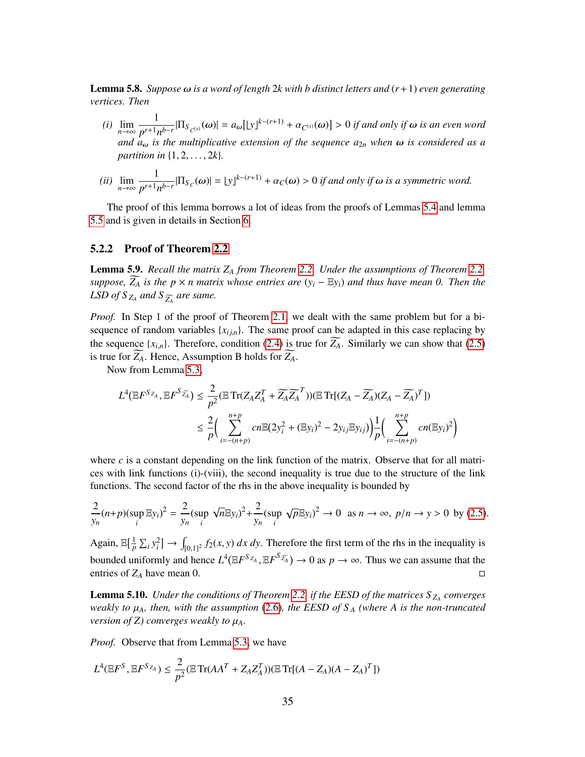**Lemma 5.8.** *Suppose $\omega$ is a word of length $2k$ with $b$ distinct letters and $(r+1)$ even generating vertices. Then*

*(i)* $\lim_{n\to\infty} \frac{1}{p^{r+1}n^{b-r}} |\Pi_{S_{C^{(s)}}}(\omega)| = a_\omega[\lfloor y \rfloor^{k-(r+1)} + \alpha_{C^{(s)}}(\omega)] > 0$ *if and only if $\omega$ is an even word and $a_\omega$ is the multiplicative extension of the sequence $a_{2n}$ when $\omega$ is considered as a partition in $\{1, 2, \ldots, 2k\}$.*

*(ii)* $\lim_{n\to\infty} \frac{1}{p^{r+1}n^{b-r}} |\Pi_{S_C}(\omega)| = \lfloor y \rfloor^{k-(r+1)} + \alpha_C(\omega) > 0$ *if and only if $\omega$ is a symmetric word.*

The proof of this lemma borrows a lot of ideas from the proofs of Lemmas 5.4 and lemma 5.5 and is given in details in Section 6.

### 5.2.2 Proof of Theorem 2.2

**Lemma 5.9.** *Recall the matrix $Z_A$ from Theorem 2.2. Under the assumptions of Theorem 2.2, suppose, $\widetilde{Z_A}$ is the $p \times n$ matrix whose entries are $(y_i - \mathbb{E}y_i)$ and thus have mean 0. Then the LSD of $S_{Z_A}$ and $S_{\widetilde{Z_A}}$ are same.*

*Proof.* In Step 1 of the proof of Theorem 2.1, we dealt with the same problem but for a bi-sequence of random variables $\{x_{ij,n}\}$. The same proof can be adapted in this case replacing by the sequence $\{x_{i,n}\}$. Therefore, condition (2.4) is true for $\widetilde{Z_A}$. Similarly we can show that (2.5) is true for $\widetilde{Z_A}$. Hence, Assumption B holds for $\widetilde{Z_A}$.

Now from Lemma 5.3,

$$\begin{aligned}
L^4(\mathbb{E}F^{S_{Z_A}}, \mathbb{E}F^{S_{\widetilde{Z_A}}}) &\leq \frac{2}{p^2}(\mathbb{E}\operatorname{Tr}(Z_A Z_A^T + \widetilde{Z_A}\widetilde{Z_A}^T))(\mathbb{E}\operatorname{Tr}[(Z_A - \widetilde{Z_A})(Z_A - \widetilde{Z_A})^T]) \\
&\leq \frac{2}{p}\Big(\sum_{i=-(n+p)}^{n+p} cn\mathbb{E}(2y_i^2 + (\mathbb{E}y_i)^2 - 2y_{ij}\mathbb{E}y_{ij})\Big)\frac{1}{p}\Big(\sum_{i=-(n+p)}^{n+p} cn(\mathbb{E}y_i)^2\Big)
\end{aligned}$$

where $c$ is a constant depending on the link function of the matrix. Observe that for all matrices with link functions (i)-(viii), the second inequality is true due to the structure of the link functions. The second factor of the rhs in the above inequality is bounded by

$$\frac{2}{y_n}(n+p)(\sup_i \mathbb{E}y_i)^2 = \frac{2}{y_n}(\sup_i \sqrt{n}\mathbb{E}y_i)^2 + \frac{2}{y_n}(\sup_i \sqrt{p}\mathbb{E}y_i)^2 \to 0 \text{ as } n \to \infty,\ p/n \to y > 0 \text{ by (2.5)}.$$

Again, $\mathbb{E}[\frac{1}{p}\sum_i y_i^2] \to \int_{[0,1]^2} f_2(x,y)\,dx\,dy$. Therefore the first term of the rhs in the inequality is bounded uniformly and hence $L^4(\mathbb{E}F^{S_{Z_A}}, \mathbb{E}F^{S_{\widetilde{Z_A}}}) \to 0$ as $p \to \infty$. Thus we can assume that the entries of $Z_A$ have mean 0. ◻

**Lemma 5.10.** *Under the conditions of Theorem 2.2, if the EESD of the matrices $S_{Z_A}$ converges weakly to $\mu_A$, then, with the assumption (2.6), the EESD of $S_A$ (where $A$ is the non-truncated version of $Z$) converges weakly to $\mu_A$.*

*Proof.* Observe that from Lemma 5.3, we have

$$L^4(\mathbb{E}F^S, \mathbb{E}F^{S_{Z_A}}) \leq \frac{2}{p^2}(\mathbb{E}\operatorname{Tr}(AA^T + Z_A Z_A^T))(\mathbb{E}\operatorname{Tr}[(A - Z_A)(A - Z_A)^T])$$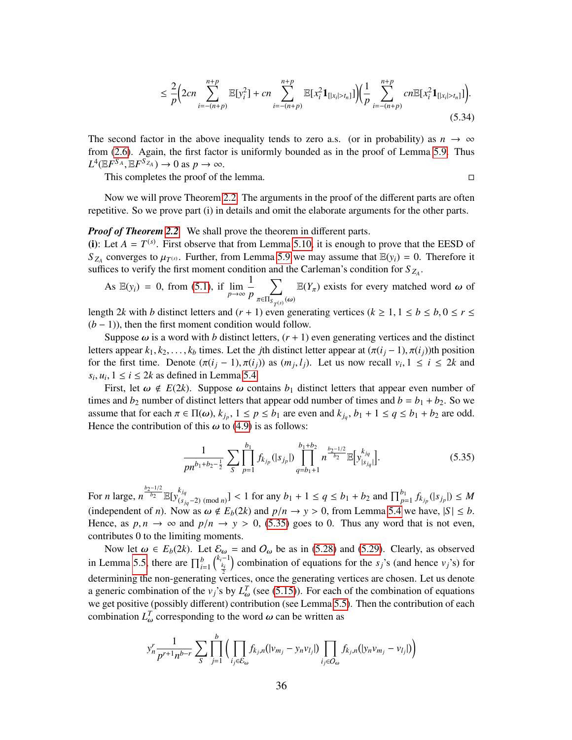$$\leq \frac{2}{p}\Big(2cn\sum_{i=-(n+p)}^{n+p}\mathbb{E}[y_i^2]+cn\sum_{i=-(n+p)}^{n+p}\mathbb{E}[x_i^2\mathbf{1}_{[|x_i|>t_n]}]\Big)\Big(\frac{1}{p}\sum_{i=-(n+p)}^{n+p}cn\mathbb{E}[x_i^2\mathbf{1}_{[|x_i|>t_n]}]\Big). \tag{5.34}$$

The second factor in the above inequality tends to zero a.s. (or in probability) as $n \to \infty$ from (2.6). Again, the first factor is uniformly bounded as in the proof of Lemma 5.9. Thus $L^4(\mathbb{E}F^{S_A}, \mathbb{E}F^{S_{Z_A}}) \to 0$ as $p \to \infty$.

This completes the proof of the lemma. □

Now we will prove Theorem 2.2. The arguments in the proof of the different parts are often repetitive. So we prove part (i) in details and omit the elaborate arguments for the other parts.

***Proof of Theorem 2.2*** We shall prove the theorem in different parts.

**(i)**: Let $A = T^{(s)}$. First observe that from Lemma 5.10, it is enough to prove that the EESD of $S_{Z_A}$ converges to $\mu_{T^{(s)}}$. Further, from Lemma 5.9 we may assume that $\mathbb{E}(y_i) = 0$. Therefore it suffices to verify the first moment condition and the Carleman's condition for $S_{Z_A}$.

As $\mathbb{E}(y_i) = 0$, from (5.1), if $\lim_{p\to\infty}\frac{1}{p}\sum_{\pi\in\Pi_{S_{T^{(s)}}}(\omega)}\mathbb{E}(Y_\pi)$ exists for every matched word $\boldsymbol{\omega}$ of length $2k$ with $b$ distinct letters and $(r+1)$ even generating vertices ($k \geq 1, 1 \leq b \leq b, 0 \leq r \leq (b-1)$), then the first moment condition would follow.

Suppose $\boldsymbol{\omega}$ is a word with $b$ distinct letters, $(r+1)$ even generating vertices and the distinct letters appear $k_1, k_2, \ldots, k_b$ times. Let the $j$th distinct letter appear at $(\pi(i_j-1), \pi(i_j))$th position for the first time. Denote $(\pi(i_j-1), \pi(i_j))$ as $(m_j, l_j)$. Let us now recall $v_i, 1 \leq i \leq 2k$ and $s_i, u_i, 1 \leq i \leq 2k$ as defined in Lemma 5.4.

First, let $\boldsymbol{\omega} \notin E(2k)$. Suppose $\boldsymbol{\omega}$ contains $b_1$ distinct letters that appear even number of times and $b_2$ number of distinct letters that appear odd number of times and $b = b_1 + b_2$. So we assume that for each $\pi \in \Pi(\boldsymbol{\omega})$, $k_{j_p}, 1 \leq p \leq b_1$ are even and $k_{j_q}, b_1+1 \leq q \leq b_1+b_2$ are odd. Hence the contribution of this $\boldsymbol{\omega}$ to (4.9) is as follows:

$$\frac{1}{pn^{b_1+b_2-\frac{1}{2}}}\sum_{S}\prod_{p=1}^{b_1}f_{k_{j_p}}(|s_{j_p}|)\prod_{q=b_1+1}^{b_1+b_2}n^{\frac{b_2-1/2}{b_2}}\mathbb{E}\big[y_{|s_{j_q}|}^{k_{j_q}}\big]. \tag{5.35}$$

For $n$ large, $n^{\frac{b_2-1/2}{b_2}}\mathbb{E}[y^{k_{j_q}}_{(s_{j_q}-2)\ (\text{mod } n)}] < 1$ for any $b_1+1 \leq q \leq b_1+b_2$ and $\prod_{p=1}^{b_1}f_{k_{j_p}}(|s_{j_p}|) \leq M$ (independent of $n$). Now as $\boldsymbol{\omega} \notin E_b(2k)$ and $p/n \to y > 0$, from Lemma 5.4 we have, $|S| \leq b$. Hence, as $p, n \to \infty$ and $p/n \to y > 0$, (5.35) goes to 0. Thus any word that is not even, contributes 0 to the limiting moments.

Now let $\boldsymbol{\omega} \in E_b(2k)$. Let $\mathcal{E}_\omega =$ and $O_\omega$ be as in (5.28) and (5.29). Clearly, as observed in Lemma 5.5, there are $\prod_{i=1}^{b}\binom{k_i-1}{\frac{k_i}{2}}$ combination of equations for the $s_j$'s (and hence $v_j$'s) for determining the non-generating vertices, once the generating vertices are chosen. Let us denote a generic combination of the $v_j$'s by $L_\omega^T$ (see (5.15)). For each of the combination of equations we get positive (possibly different) contribution (see Lemma 5.5). Then the contribution of each combination $L_\omega^T$ corresponding to the word $\boldsymbol{\omega}$ can be written as

$$y_n^r\frac{1}{p^{r+1}n^{b-r}}\sum_{S}\prod_{j=1}^{b}\Big(\prod_{i_j\in\mathcal{E}_\omega}f_{k_j,n}(|v_{m_j}-y_nv_{l_j}|)\prod_{i_j\in O_\omega}f_{k_j,n}(|y_nv_{m_j}-v_{l_j}|)\Big)$$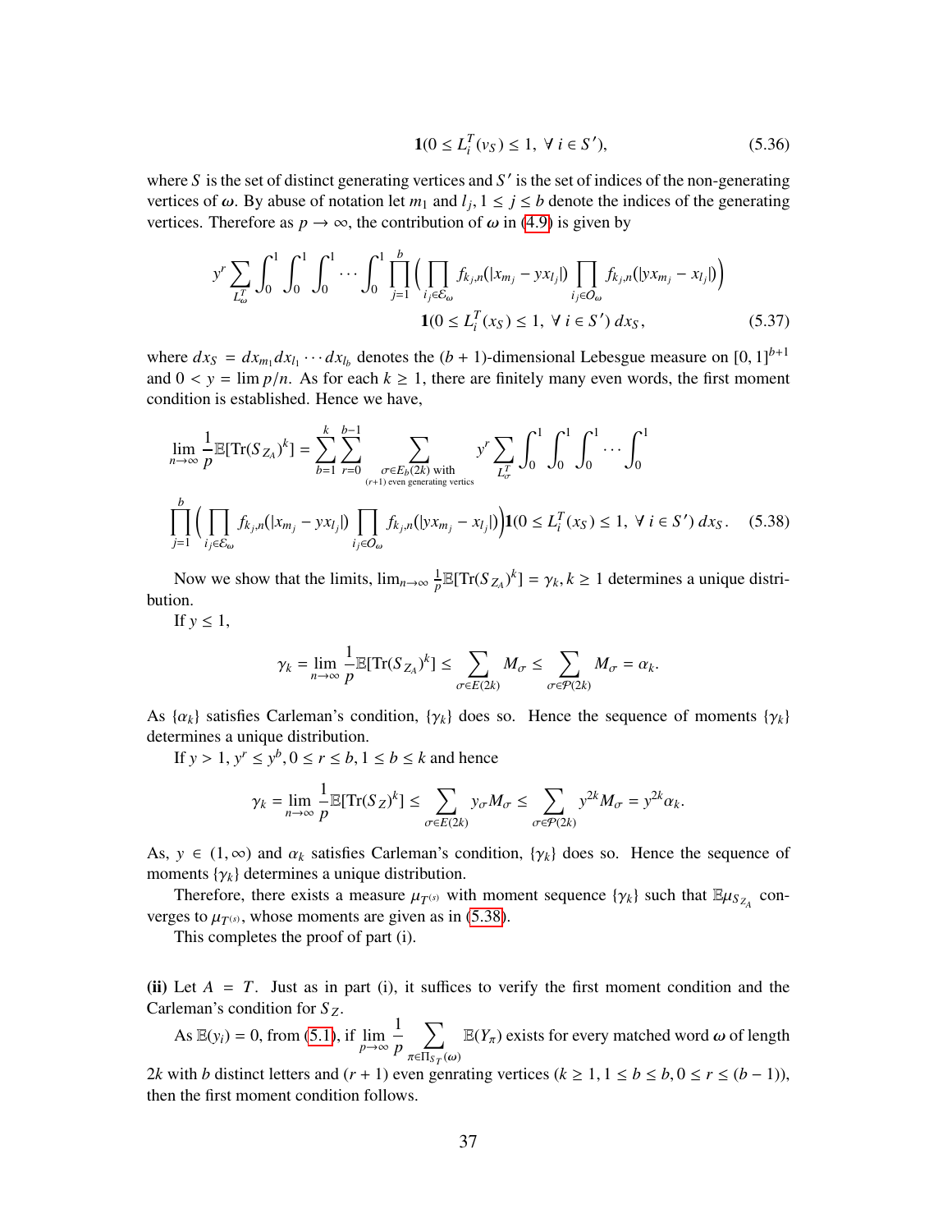$$\mathbf{1}(0 \leq L_i^T(v_S) \leq 1, \ \forall \ i \in S'), \tag{5.36}$$

where $S$ is the set of distinct generating vertices and $S'$ is the set of indices of the non-generating vertices of $\boldsymbol{\omega}$. By abuse of notation let $m_1$ and $l_j, 1 \leq j \leq b$ denote the indices of the generating vertices. Therefore as $p \to \infty$, the contribution of $\boldsymbol{\omega}$ in (4.9) is given by

$$y^r \sum_{L_\omega^T} \int_0^1 \int_0^1 \int_0^1 \cdots \int_0^1 \prod_{j=1}^{b} \Big( \prod_{i_j \in \mathcal{E}_\omega} f_{k_j,n}(|x_{m_j} - y x_{l_j}|) \prod_{i_j \in O_\omega} f_{k_j,n}(|y x_{m_j} - x_{l_j}|) \Big) \mathbf{1}(0 \leq L_i^T(x_S) \leq 1, \ \forall \ i \in S') \, dx_S, \tag{5.37}$$

where $dx_S = dx_{m_1} dx_{l_1} \cdots dx_{l_b}$ denotes the $(b+1)$-dimensional Lebesgue measure on $[0,1]^{b+1}$ and $0 < y = \lim p/n$. As for each $k \geq 1$, there are finitely many even words, the first moment condition is established. Hence we have,

$$\lim_{n\to\infty} \frac{1}{p} \mathbb{E}[\text{Tr}(S_{Z_A})^k] = \sum_{b=1}^{k} \sum_{r=0}^{b-1} \sum_{\substack{\sigma \in E_b(2k) \text{ with} \\ (r+1) \text{ even generating vertics}}} y^r \sum_{L_\sigma^T} \int_0^1 \int_0^1 \int_0^1 \cdots \int_0^1$$

$$\prod_{j=1}^{b} \Big( \prod_{i_j \in \mathcal{E}_\omega} f_{k_j,n}(|x_{m_j} - y x_{l_j}|) \prod_{i_j \in O_\omega} f_{k_j,n}(|y x_{m_j} - x_{l_j}|) \Big) \mathbf{1}(0 \leq L_i^T(x_S) \leq 1, \ \forall \ i \in S') \, dx_S. \tag{5.38}$$

Now we show that the limits, $\lim_{n\to\infty} \frac{1}{p} \mathbb{E}[\text{Tr}(S_{Z_A})^k] = \gamma_k, k \geq 1$ determines a unique distribution.

If $y \leq 1$,

$$\gamma_k = \lim_{n\to\infty} \frac{1}{p} \mathbb{E}[\text{Tr}(S_{Z_A})^k] \leq \sum_{\sigma \in E(2k)} M_\sigma \leq \sum_{\sigma \in \mathcal{P}(2k)} M_\sigma = \alpha_k.$$

As $\{\alpha_k\}$ satisfies Carleman's condition, $\{\gamma_k\}$ does so. Hence the sequence of moments $\{\gamma_k\}$ determines a unique distribution.

If $y > 1$, $y^r \leq y^b, 0 \leq r \leq b, 1 \leq b \leq k$ and hence

$$\gamma_k = \lim_{n\to\infty} \frac{1}{p} \mathbb{E}[\text{Tr}(S_Z)^k] \leq \sum_{\sigma \in E(2k)} y_\sigma M_\sigma \leq \sum_{\sigma \in \mathcal{P}(2k)} y^{2k} M_\sigma = y^{2k} \alpha_k.$$

As, $y \in (1, \infty)$ and $\alpha_k$ satisfies Carleman's condition, $\{\gamma_k\}$ does so. Hence the sequence of moments $\{\gamma_k\}$ determines a unique distribution.

Therefore, there exists a measure $\mu_{T^{(s)}}$ with moment sequence $\{\gamma_k\}$ such that $\mathbb{E}\mu_{S_{Z_A}}$ converges to $\mu_{T^{(s)}}$, whose moments are given as in (5.38).

This completes the proof of part (i).

**(ii)** Let $A = T$. Just as in part (i), it suffices to verify the first moment condition and the Carleman's condition for $S_Z$.

As $\mathbb{E}(y_i) = 0$, from (5.1), if $\lim_{p\to\infty} \frac{1}{p} \sum_{\pi \in \Pi_{S_T}(\omega)} \mathbb{E}(Y_\pi)$ exists for every matched word $\boldsymbol{\omega}$ of length $2k$ with $b$ distinct letters and $(r+1)$ even genrating vertices $(k \geq 1, 1 \leq b \leq b, 0 \leq r \leq (b-1))$, then the first moment condition follows.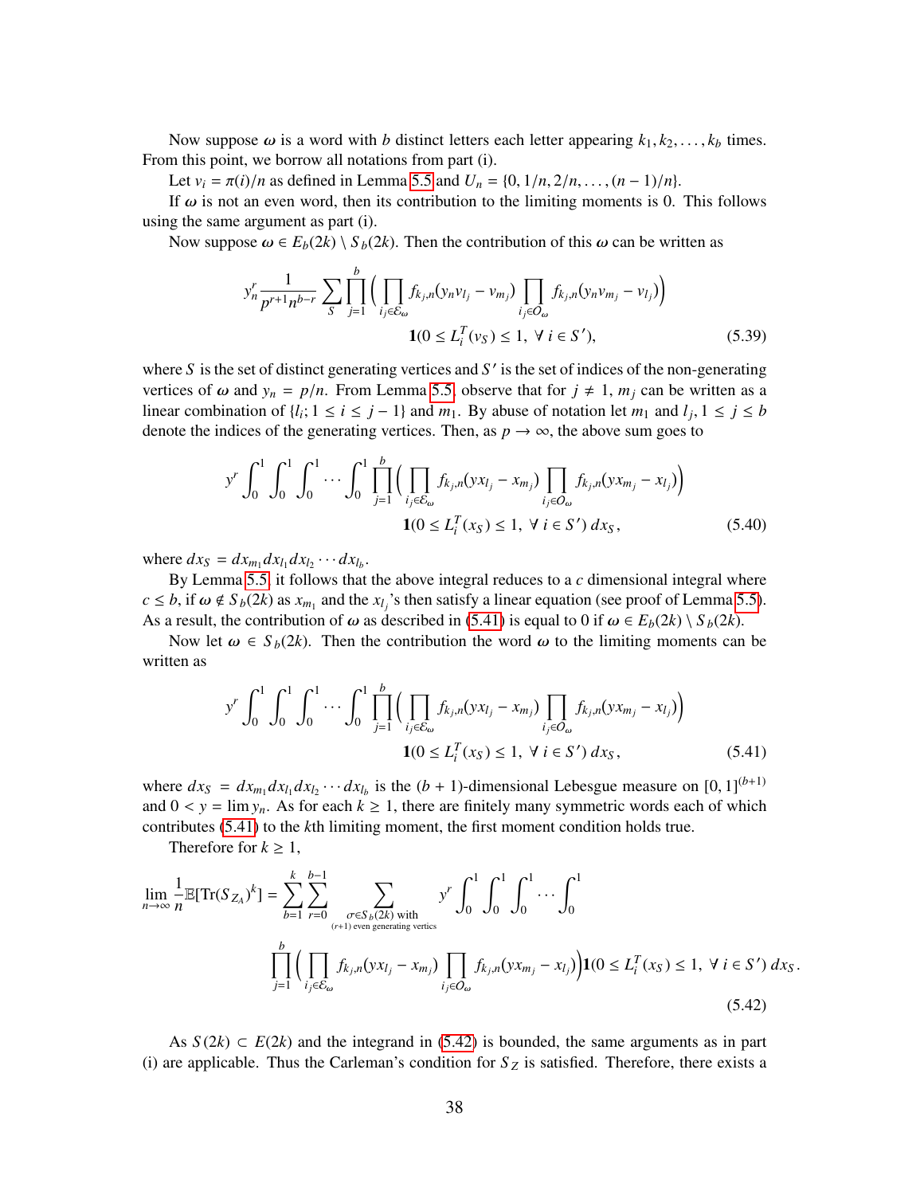Now suppose $\omega$ is a word with $b$ distinct letters each letter appearing $k_1, k_2, \ldots, k_b$ times. From this point, we borrow all notations from part (i).

Let $v_i = \pi(i)/n$ as defined in Lemma 5.5 and $U_n = \{0, 1/n, 2/n, \ldots, (n-1)/n\}$.

If $\omega$ is not an even word, then its contribution to the limiting moments is 0. This follows using the same argument as part (i).

Now suppose $\omega \in E_b(2k) \setminus S_b(2k)$. Then the contribution of this $\omega$ can be written as

$$y_n^r \frac{1}{p^{r+1} n^{b-r}} \sum_S \prod_{j=1}^{b} \Big( \prod_{i_j \in \mathcal{E}_\omega} f_{k_j,n}(y_n v_{l_j} - v_{m_j}) \prod_{i_j \in O_\omega} f_{k_j,n}(y_n v_{m_j} - v_{l_j}) \Big)$$
$$\mathbf{1}(0 \le L_i^T(v_S) \le 1, \ \forall\, i \in S'), \tag{5.39}$$

where $S$ is the set of distinct generating vertices and $S'$ is the set of indices of the non-generating vertices of $\omega$ and $y_n = p/n$. From Lemma 5.5, observe that for $j \neq 1$, $m_j$ can be written as a linear combination of $\{l_i; 1 \le i \le j-1\}$ and $m_1$. By abuse of notation let $m_1$ and $l_j, 1 \le j \le b$ denote the indices of the generating vertices. Then, as $p \to \infty$, the above sum goes to

$$y^r \int_0^1 \int_0^1 \int_0^1 \cdots \int_0^1 \prod_{j=1}^{b} \Big( \prod_{i_j \in \mathcal{E}_\omega} f_{k_j,n}(y x_{l_j} - x_{m_j}) \prod_{i_j \in O_\omega} f_{k_j,n}(y x_{m_j} - x_{l_j}) \Big)$$
$$\mathbf{1}(0 \le L_i^T(x_S) \le 1, \ \forall\, i \in S')\, dx_S, \tag{5.40}$$

where $dx_S = dx_{m_1} dx_{l_1} dx_{l_2} \cdots dx_{l_b}$.

By Lemma 5.5, it follows that the above integral reduces to a $c$ dimensional integral where $c \le b$, if $\omega \notin S_b(2k)$ as $x_{m_1}$ and the $x_{l_j}$'s then satisfy a linear equation (see proof of Lemma 5.5). As a result, the contribution of $\omega$ as described in (5.41) is equal to 0 if $\omega \in E_b(2k) \setminus S_b(2k)$.

Now let $\omega \in S_b(2k)$. Then the contribution the word $\omega$ to the limiting moments can be written as

$$y^r \int_0^1 \int_0^1 \int_0^1 \cdots \int_0^1 \prod_{j=1}^{b} \Big( \prod_{i_j \in \mathcal{E}_\omega} f_{k_j,n}(y x_{l_j} - x_{m_j}) \prod_{i_j \in O_\omega} f_{k_j,n}(y x_{m_j} - x_{l_j}) \Big)$$
$$\mathbf{1}(0 \le L_i^T(x_S) \le 1, \ \forall\, i \in S')\, dx_S, \tag{5.41}$$

where $dx_S = dx_{m_1} dx_{l_1} dx_{l_2} \cdots dx_{l_b}$ is the $(b+1)$-dimensional Lebesgue measure on $[0,1]^{(b+1)}$ and $0 < y = \lim y_n$. As for each $k \ge 1$, there are finitely many symmetric words each of which contributes (5.41) to the $k$th limiting moment, the first moment condition holds true.

Therefore for $k \ge 1$,

$$\lim_{n\to\infty} \frac{1}{n} \mathbb{E}[\mathrm{Tr}(S_{Z_A})^k] = \sum_{b=1}^{k} \sum_{r=0}^{b-1} \sum_{\substack{\sigma \in S_b(2k) \text{ with} \\ (r+1) \text{ even generating vertics}}} y^r \int_0^1 \int_0^1 \int_0^1 \cdots \int_0^1$$
$$\prod_{j=1}^{b} \Big( \prod_{i_j \in \mathcal{E}_\omega} f_{k_j,n}(y x_{l_j} - x_{m_j}) \prod_{i_j \in O_\omega} f_{k_j,n}(y x_{m_j} - x_{l_j}) \Big) \mathbf{1}(0 \le L_i^T(x_S) \le 1, \ \forall\, i \in S')\, dx_S. \tag{5.42}$$

As $S(2k) \subset E(2k)$ and the integrand in (5.42) is bounded, the same arguments as in part (i) are applicable. Thus the Carleman's condition for $S_Z$ is satisfied. Therefore, there exists a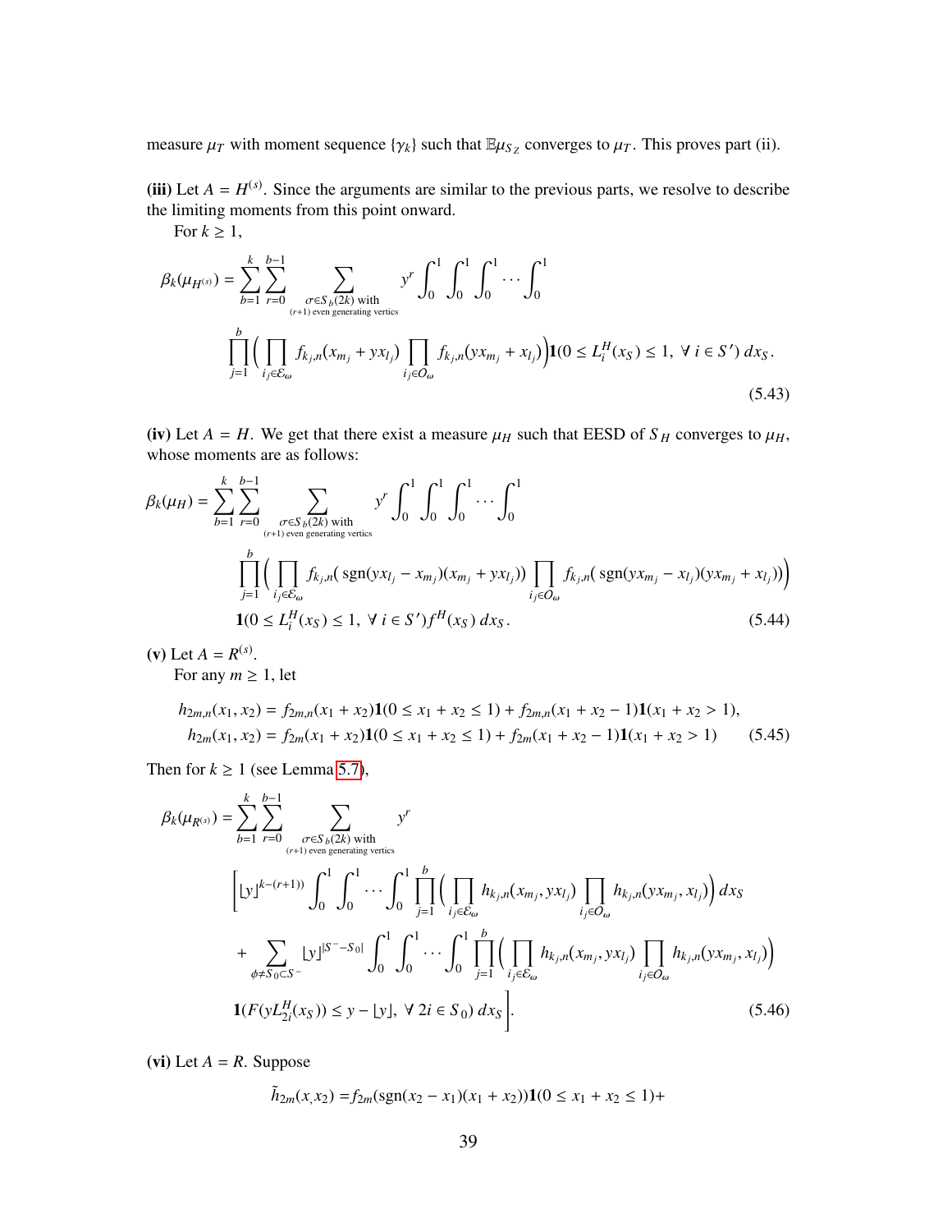measure $\mu_T$ with moment sequence $\{\gamma_k\}$ such that $\mathbb{E}\mu_{S_Z}$ converges to $\mu_T$. This proves part (ii).

**(iii)** Let $A = H^{(s)}$. Since the arguments are similar to the previous parts, we resolve to describe the limiting moments from this point onward.

For $k \geq 1$,

$$\beta_k(\mu_{H^{(s)}}) = \sum_{b=1}^{k} \sum_{r=0}^{b-1} \sum_{\substack{\sigma \in S_b(2k) \text{ with} \\ (r+1) \text{ even generating vertics}}} y^r \int_0^1 \int_0^1 \int_0^1 \cdots \int_0^1 \prod_{j=1}^{b} \Big( \prod_{i_j \in \mathcal{E}_\omega} f_{k_j,n}(x_{m_j} + y x_{l_j}) \prod_{i_j \in O_\omega} f_{k_j,n}(y x_{m_j} + x_{l_j}) \Big) \mathbf{1}(0 \leq L_i^H(x_S) \leq 1, \ \forall \ i \in S') \, dx_S. \tag{5.43}$$

**(iv)** Let $A = H$. We get that there exist a measure $\mu_H$ such that EESD of $S_H$ converges to $\mu_H$, whose moments are as follows:

$$\beta_k(\mu_H) = \sum_{b=1}^{k} \sum_{r=0}^{b-1} \sum_{\substack{\sigma \in S_b(2k) \text{ with} \\ (r+1) \text{ even generating vertics}}} y^r \int_0^1 \int_0^1 \int_0^1 \cdots \int_0^1 \prod_{j=1}^{b} \Big( \prod_{i_j \in \mathcal{E}_\omega} f_{k_j,n}( \operatorname{sgn}(y x_{l_j} - x_{m_j})(x_{m_j} + y x_{l_j})) \prod_{i_j \in O_\omega} f_{k_j,n}( \operatorname{sgn}(y x_{m_j} - x_{l_j})(y x_{m_j} + x_{l_j})) \Big) \mathbf{1}(0 \leq L_i^H(x_S) \leq 1, \ \forall \ i \in S') f^H(x_S) \, dx_S. \tag{5.44}$$

**(v)** Let $A = R^{(s)}$.

For any $m \geq 1$, let

$$\begin{aligned} h_{2m,n}(x_1, x_2) &= f_{2m,n}(x_1 + x_2)\mathbf{1}(0 \leq x_1 + x_2 \leq 1) + f_{2m,n}(x_1 + x_2 - 1)\mathbf{1}(x_1 + x_2 > 1), \\ h_{2m}(x_1, x_2) &= f_{2m}(x_1 + x_2)\mathbf{1}(0 \leq x_1 + x_2 \leq 1) + f_{2m}(x_1 + x_2 - 1)\mathbf{1}(x_1 + x_2 > 1) \end{aligned} \tag{5.45}$$

Then for $k \geq 1$ (see Lemma 5.7),

$$\begin{aligned} \beta_k(\mu_{R^{(s)}}) = \sum_{b=1}^{k} \sum_{r=0}^{b-1} \sum_{\substack{\sigma \in S_b(2k) \text{ with} \\ (r+1) \text{ even generating vertics}}} y^r \Bigg[ & \lfloor y \rfloor^{k-(r+1))} \int_0^1 \int_0^1 \cdots \int_0^1 \prod_{j=1}^{b} \Big( \prod_{i_j \in \mathcal{E}_\omega} h_{k_j,n}(x_{m_j}, y x_{l_j}) \prod_{i_j \in O_\omega} h_{k_j,n}(y x_{m_j}, x_{l_j}) \Big) \, dx_S \\ &+ \sum_{\phi \neq S_0 \subset S^-} \lfloor y \rfloor^{|S^- - S_0|} \int_0^1 \int_0^1 \cdots \int_0^1 \prod_{j=1}^{b} \Big( \prod_{i_j \in \mathcal{E}_\omega} h_{k_j,n}(x_{m_j}, y x_{l_j}) \prod_{i_j \in O_\omega} h_{k_j,n}(y x_{m_j}, x_{l_j}) \Big) \\ &\mathbf{1}(F(y L_{2i}^H(x_S)) \leq y - \lfloor y \rfloor, \ \forall \ 2i \in S_0) \, dx_S \Bigg]. \end{aligned} \tag{5.46}$$

**(vi)** Let $A = R$. Suppose

$$\tilde{h}_{2m}(x_, x_2) = f_{2m}(\operatorname{sgn}(x_2 - x_1)(x_1 + x_2))\mathbf{1}(0 \leq x_1 + x_2 \leq 1) +$$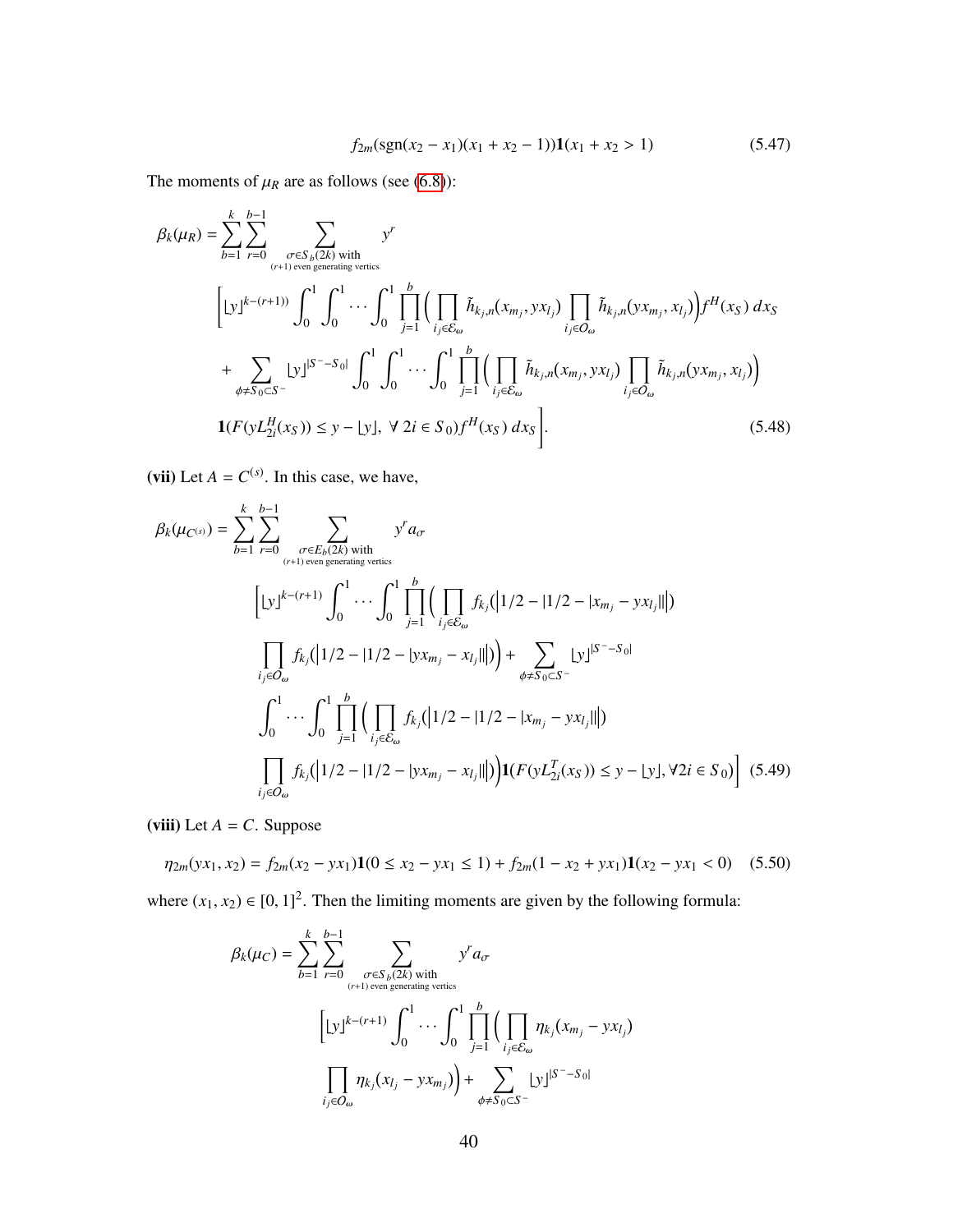$$f_{2m}(\operatorname{sgn}(x_2 - x_1)(x_1 + x_2 - 1))\mathbf{1}(x_1 + x_2 > 1) \tag{5.47}$$

The moments of $\mu_R$ are as follows (see (6.8)):

$$\begin{aligned}
\beta_k(\mu_R) = \sum_{b=1}^{k} \sum_{r=0}^{b-1} \sum_{\substack{\sigma \in S_b(2k) \text{ with} \\ (r+1) \text{ even generating vertics}}} y^r \\
\Big[ \lfloor y \rfloor^{k-(r+1))} \int_0^1 \int_0^1 \cdots \int_0^1 \prod_{j=1}^{b} \Big( \prod_{i_j \in \mathcal{E}_\omega} \tilde{h}_{k_j,n}(x_{m_j}, yx_{l_j}) \prod_{i_j \in O_\omega} \tilde{h}_{k_j,n}(yx_{m_j}, x_{l_j}) \Big) f^H(x_S)\, dx_S \\
+ \sum_{\phi \neq S_0 \subset S^-} \lfloor y \rfloor^{|S^- - S_0|} \int_0^1 \int_0^1 \cdots \int_0^1 \prod_{j=1}^{b} \Big( \prod_{i_j \in \mathcal{E}_\omega} \tilde{h}_{k_j,n}(x_{m_j}, yx_{l_j}) \prod_{i_j \in O_\omega} \tilde{h}_{k_j,n}(yx_{m_j}, x_{l_j}) \Big) \\
\mathbf{1}(F(yL_{2i}^H(x_S)) \leq y - \lfloor y \rfloor,\ \forall\, 2i \in S_0) f^H(x_S)\, dx_S \Big].
\end{aligned} \tag{5.48}$$

**(vii)** Let $A = C^{(s)}$. In this case, we have,

$$\begin{aligned}
\beta_k(\mu_{C^{(s)}}) = \sum_{b=1}^{k} \sum_{r=0}^{b-1} \sum_{\substack{\sigma \in E_b(2k) \text{ with} \\ (r+1) \text{ even generating vertics}}} y^r a_\sigma \\
\Big[ \lfloor y \rfloor^{k-(r+1)} \int_0^1 \cdots \int_0^1 \prod_{j=1}^{b} \Big( \prod_{i_j \in \mathcal{E}_\omega} f_{k_j}(\big|1/2 - |1/2 - |x_{m_j} - yx_{l_j}||\big|) \\
\prod_{i_j \in O_\omega} f_{k_j}(\big|1/2 - |1/2 - |yx_{m_j} - x_{l_j}||\big|) \Big) + \sum_{\phi \neq S_0 \subset S^-} \lfloor y \rfloor^{|S^- - S_0|} \\
\int_0^1 \cdots \int_0^1 \prod_{j=1}^{b} \Big( \prod_{i_j \in \mathcal{E}_\omega} f_{k_j}(\big|1/2 - |1/2 - |x_{m_j} - yx_{l_j}||\big|) \\
\prod_{i_j \in O_\omega} f_{k_j}(\big|1/2 - |1/2 - |yx_{m_j} - x_{l_j}||\big|) \Big) \mathbf{1}(F(yL_{2i}^T(x_S)) \leq y - \lfloor y \rfloor, \forall 2i \in S_0) \Big]
\end{aligned} \tag{5.49}$$

**(viii)** Let $A = C$. Suppose

$$\eta_{2m}(yx_1, x_2) = f_{2m}(x_2 - yx_1)\mathbf{1}(0 \leq x_2 - yx_1 \leq 1) + f_{2m}(1 - x_2 + yx_1)\mathbf{1}(x_2 - yx_1 < 0) \tag{5.50}$$

where $(x_1, x_2) \in [0, 1]^2$. Then the limiting moments are given by the following formula:

$$\begin{aligned}
\beta_k(\mu_C) = \sum_{b=1}^{k} \sum_{r=0}^{b-1} \sum_{\substack{\sigma \in S_b(2k) \text{ with} \\ (r+1) \text{ even generating vertics}}} y^r a_\sigma \\
\Big[ \lfloor y \rfloor^{k-(r+1)} \int_0^1 \cdots \int_0^1 \prod_{j=1}^{b} \Big( \prod_{i_j \in \mathcal{E}_\omega} \eta_{k_j}(x_{m_j} - yx_{l_j}) \\
\prod_{i_j \in O_\omega} \eta_{k_j}(x_{l_j} - yx_{m_j}) \Big) + \sum_{\phi \neq S_0 \subset S^-} \lfloor y \rfloor^{|S^- - S_0|}
\end{aligned}$$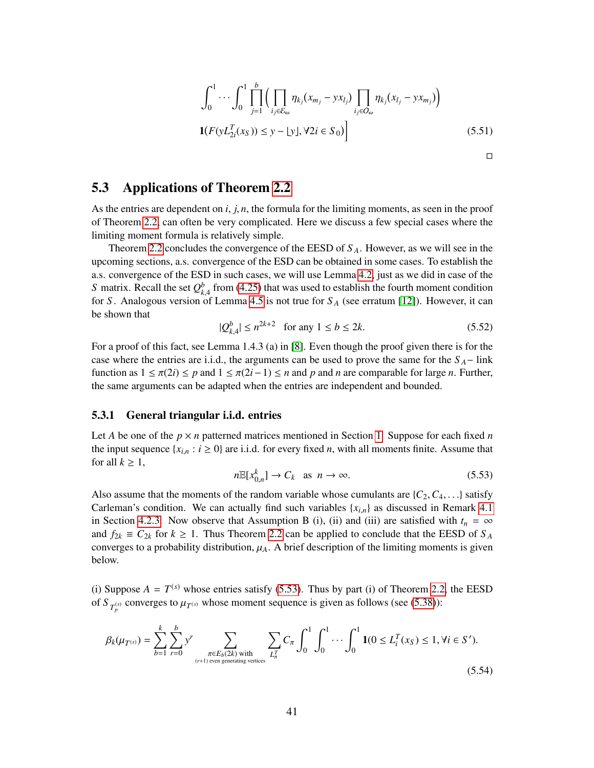$$\int_0^1 \cdots \int_0^1 \prod_{j=1}^{b} \Big( \prod_{i_j \in \mathcal{E}_\omega} \eta_{k_j}(x_{m_j} - y x_{l_j}) \prod_{i_j \in O_\omega} \eta_{k_j}(x_{l_j} - y x_{m_j}) \Big)$$

$$\mathbf{1}(F(yL^T_{2i}(x_S)) \leq y - \lfloor y \rfloor, \forall 2i \in S_0) \Big] \tag{5.51}$$

□

## 5.3 Applications of Theorem 2.2

As the entries are dependent on $i, j, n$, the formula for the limiting moments, as seen in the proof of Theorem 2.2, can often be very complicated. Here we discuss a few special cases where the limiting moment formula is relatively simple.

Theorem 2.2 concludes the convergence of the EESD of $S_A$. However, as we will see in the upcoming sections, a.s. convergence of the ESD can be obtained in some cases. To establish the a.s. convergence of the ESD in such cases, we will use Lemma 4.2, just as we did in case of the $S$ matrix. Recall the set $Q^b_{k,4}$ from (4.25) that was used to establish the fourth moment condition for $S$. Analogous version of Lemma 4.5 is not true for $S_A$ (see erratum [12]). However, it can be shown that

$$|Q^b_{k,4}| \leq n^{2k+2} \quad \text{for any } 1 \leq b \leq 2k. \tag{5.52}$$

For a proof of this fact, see Lemma 1.4.3 (a) in [8]. Even though the proof given there is for the case where the entries are i.i.d., the arguments can be used to prove the same for the $S_A-$ link function as $1 \leq \pi(2i) \leq p$ and $1 \leq \pi(2i-1) \leq n$ and $p$ and $n$ are comparable for large $n$. Further, the same arguments can be adapted when the entries are independent and bounded.

### 5.3.1 General triangular i.i.d. entries

Let $A$ be one of the $p \times n$ patterned matrices mentioned in Section 1. Suppose for each fixed $n$ the input sequence $\{x_{i,n} : i \geq 0\}$ are i.i.d. for every fixed $n$, with all moments finite. Assume that for all $k \geq 1$,

$$n\mathbb{E}[x^k_{0,n}] \to C_k \quad \text{as} \quad n \to \infty. \tag{5.53}$$

Also assume that the moments of the random variable whose cumulants are $\{C_2, C_4, \ldots\}$ satisfy Carleman's condition. We can actually find such variables $\{x_{i,n}\}$ as discussed in Remark 4.1 in Section 4.2.3. Now observe that Assumption B (i), (ii) and (iii) are satisfied with $t_n = \infty$ and $f_{2k} \equiv C_{2k}$ for $k \geq 1$. Thus Theorem 2.2 can be applied to conclude that the EESD of $S_A$ converges to a probability distribution, $\mu_A$. A brief description of the limiting moments is given below.

(i) Suppose $A = T^{(s)}$ whose entries satisfy (5.53). Thus by part (i) of Theorem 2.2, the EESD of $S_{T^{(s)}_p}$ converges to $\mu_{T^{(s)}}$ whose moment sequence is given as follows (see (5.38)):

$$\beta_k(\mu_{T^{(s)}}) = \sum_{b=1}^{k} \sum_{r=0}^{b} y^r \sum_{\substack{\pi \in E_b(2k) \text{ with} \\ (r+1) \text{ even generating vertices}}} \sum_{L^T_\pi} C_\pi \int_0^1 \int_0^1 \cdots \int_0^1 \mathbf{1}(0 \leq L^T_i(x_S) \leq 1, \forall i \in S'). \tag{5.54}$$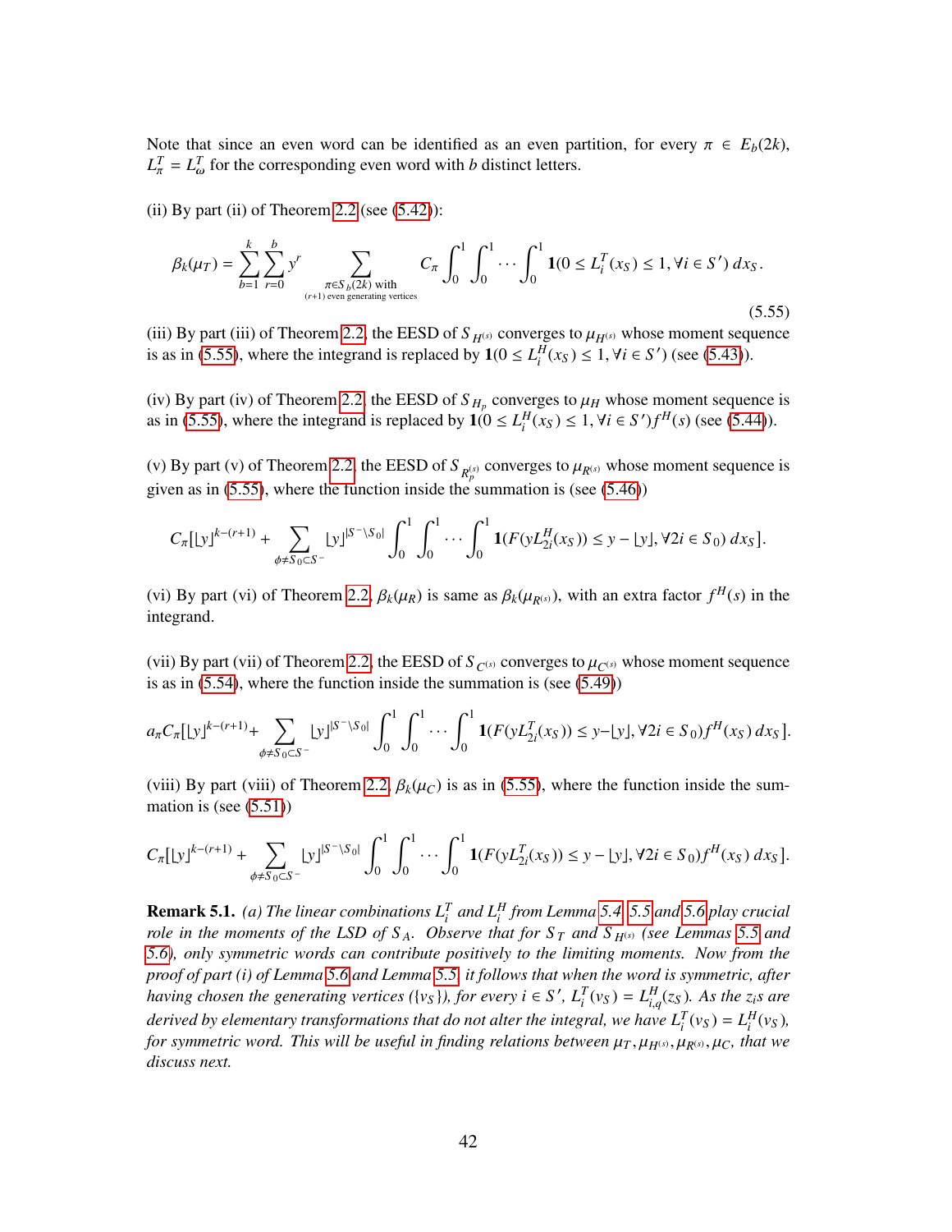Note that since an even word can be identified as an even partition, for every $\pi \in E_b(2k)$, $L^T_\pi = L^T_\omega$ for the corresponding even word with $b$ distinct letters.

(ii) By part (ii) of Theorem 2.2 (see (5.42)):

$$\beta_k(\mu_T) = \sum_{b=1}^{k} \sum_{r=0}^{b} y^r \sum_{\substack{\pi \in S_b(2k) \text{ with} \\ (r+1) \text{ even generating vertices}}} C_\pi \int_0^1 \int_0^1 \cdots \int_0^1 \mathbf{1}(0 \leq L^T_i(x_S) \leq 1, \forall i \in S')\, dx_S. \tag{5.55}$$

(iii) By part (iii) of Theorem 2.2, the EESD of $S_{H^{(s)}}$ converges to $\mu_{H^{(s)}}$ whose moment sequence is as in (5.55), where the integrand is replaced by $\mathbf{1}(0 \leq L^H_i(x_S) \leq 1, \forall i \in S')$ (see (5.43)).

(iv) By part (iv) of Theorem 2.2, the EESD of $S_{H_p}$ converges to $\mu_H$ whose moment sequence is as in (5.55), where the integrand is replaced by $\mathbf{1}(0 \leq L^H_i(x_S) \leq 1, \forall i \in S') f^H(s)$ (see (5.44)).

(v) By part (v) of Theorem 2.2, the EESD of $S_{R^{(s)}_p}$ converges to $\mu_{R^{(s)}}$ whose moment sequence is given as in (5.55), where the function inside the summation is (see (5.46))

$$C_\pi[\lfloor y \rfloor^{k-(r+1)} + \sum_{\phi \neq S_0 \subset S^-} \lfloor y \rfloor^{|S^- \setminus S_0|} \int_0^1 \int_0^1 \cdots \int_0^1 \mathbf{1}(F(yL^H_{2i}(x_S)) \leq y - \lfloor y \rfloor, \forall 2i \in S_0)\, dx_S].$$

(vi) By part (vi) of Theorem 2.2, $\beta_k(\mu_R)$ is same as $\beta_k(\mu_{R^{(s)}})$, with an extra factor $f^H(s)$ in the integrand.

(vii) By part (vii) of Theorem 2.2, the EESD of $S_{C^{(s)}}$ converges to $\mu_{C^{(s)}}$ whose moment sequence is as in (5.54), where the function inside the summation is (see (5.49))

$$a_\pi C_\pi[\lfloor y \rfloor^{k-(r+1)} + \sum_{\phi \neq S_0 \subset S^-} \lfloor y \rfloor^{|S^- \setminus S_0|} \int_0^1 \int_0^1 \cdots \int_0^1 \mathbf{1}(F(yL^T_{2i}(x_S)) \leq y - \lfloor y \rfloor, \forall 2i \in S_0) f^H(x_S)\, dx_S].$$

(viii) By part (viii) of Theorem 2.2, $\beta_k(\mu_C)$ is as in (5.55), where the function inside the summation is (see (5.51))

$$C_\pi[\lfloor y \rfloor^{k-(r+1)} + \sum_{\phi \neq S_0 \subset S^-} \lfloor y \rfloor^{|S^- \setminus S_0|} \int_0^1 \int_0^1 \cdots \int_0^1 \mathbf{1}(F(yL^T_{2i}(x_S)) \leq y - \lfloor y \rfloor, \forall 2i \in S_0) f^H(x_S)\, dx_S].$$

**Remark 5.1.** *(a) The linear combinations $L^T_i$ and $L^H_i$ from Lemma 5.4, 5.5 and 5.6 play crucial role in the moments of the LSD of $S_A$. Observe that for $S_T$ and $S_{H^{(s)}}$ (see Lemmas 5.5 and 5.6), only symmetric words can contribute positively to the limiting moments. Now from the proof of part (i) of Lemma 5.6 and Lemma 5.5, it follows that when the word is symmetric, after having chosen the generating vertices ($\{v_S\}$), for every $i \in S'$, $L^T_i(v_S) = L^H_{i,q}(z_S)$. As the $z_i$s are derived by elementary transformations that do not alter the integral, we have $L^T_i(v_S) = L^H_i(v_S)$, for symmetric word. This will be useful in finding relations between $\mu_T, \mu_{H^{(s)}}, \mu_{R^{(s)}}, \mu_C$, that we discuss next.*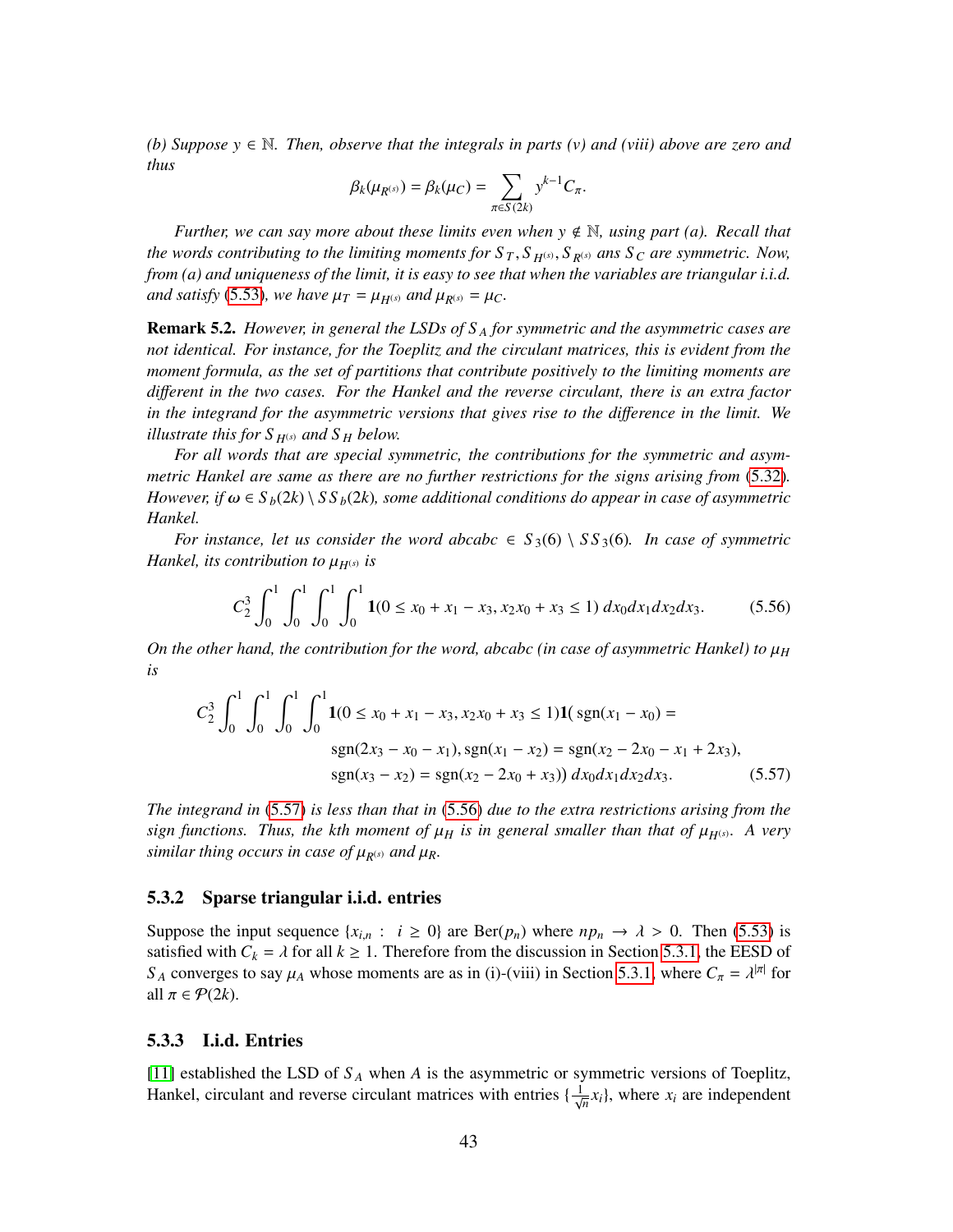*(b) Suppose $y \in \mathbb{N}$. Then, observe that the integrals in parts (v) and (viii) above are zero and thus*

$$\beta_k(\mu_{R^{(s)}}) = \beta_k(\mu_C) = \sum_{\pi \in S(2k)} y^{k-1} C_\pi.$$

*Further, we can say more about these limits even when $y \notin \mathbb{N}$, using part (a). Recall that the words contributing to the limiting moments for $S_T, S_{H^{(s)}}, S_{R^{(s)}}$ ans $S_C$ are symmetric. Now, from (a) and uniqueness of the limit, it is easy to see that when the variables are triangular i.i.d. and satisfy (5.53), we have $\mu_T = \mu_{H^{(s)}}$ and $\mu_{R^{(s)}} = \mu_C$.*

**Remark 5.2.** *However, in general the LSDs of $S_A$ for symmetric and the asymmetric cases are not identical. For instance, for the Toeplitz and the circulant matrices, this is evident from the moment formula, as the set of partitions that contribute positively to the limiting moments are different in the two cases. For the Hankel and the reverse circulant, there is an extra factor in the integrand for the asymmetric versions that gives rise to the difference in the limit. We illustrate this for $S_{H^{(s)}}$ and $S_H$ below.*

*For all words that are special symmetric, the contributions for the symmetric and asymmetric Hankel are same as there are no further restrictions for the signs arising from (5.32). However, if $\omega \in S_b(2k) \setminus SS_b(2k)$, some additional conditions do appear in case of asymmetric Hankel.*

*For instance, let us consider the word abcabc $\in S_3(6) \setminus SS_3(6)$. In case of symmetric Hankel, its contribution to $\mu_{H^{(s)}}$ is*

$$C_2^3 \int_0^1 \int_0^1 \int_0^1 \int_0^1 \mathbf{1}(0 \leq x_0 + x_1 - x_3, x_2 x_0 + x_3 \leq 1)\, dx_0 dx_1 dx_2 dx_3. \tag{5.56}$$

*On the other hand, the contribution for the word, abcabc (in case of asymmetric Hankel) to $\mu_H$ is*

$$\begin{aligned} C_2^3 \int_0^1 \int_0^1 \int_0^1 \int_0^1 & \mathbf{1}(0 \leq x_0 + x_1 - x_3, x_2 x_0 + x_3 \leq 1)\mathbf{1}(\operatorname{sgn}(x_1 - x_0) = \\ & \operatorname{sgn}(2x_3 - x_0 - x_1), \operatorname{sgn}(x_1 - x_2) = \operatorname{sgn}(x_2 - 2x_0 - x_1 + 2x_3), \\ & \operatorname{sgn}(x_3 - x_2) = \operatorname{sgn}(x_2 - 2x_0 + x_3))\, dx_0 dx_1 dx_2 dx_3. \end{aligned} \tag{5.57}$$

*The integrand in (5.57) is less than that in (5.56) due to the extra restrictions arising from the sign functions. Thus, the kth moment of $\mu_H$ is in general smaller than that of $\mu_{H^{(s)}}$. A very similar thing occurs in case of $\mu_{R^{(s)}}$ and $\mu_R$.*

### 5.3.2 Sparse triangular i.i.d. entries

Suppose the input sequence $\{x_{i,n} : i \geq 0\}$ are Ber($p_n$) where $np_n \to \lambda > 0$. Then (5.53) is satisfied with $C_k = \lambda$ for all $k \geq 1$. Therefore from the discussion in Section 5.3.1, the EESD of $S_A$ converges to say $\mu_A$ whose moments are as in (i)-(viii) in Section 5.3.1, where $C_\pi = \lambda^{|\pi|}$ for all $\pi \in \mathcal{P}(2k)$.

### 5.3.3 I.i.d. Entries

[11] established the LSD of $S_A$ when $A$ is the asymmetric or symmetric versions of Toeplitz, Hankel, circulant and reverse circulant matrices with entries $\{\frac{1}{\sqrt{n}} x_i\}$, where $x_i$ are independent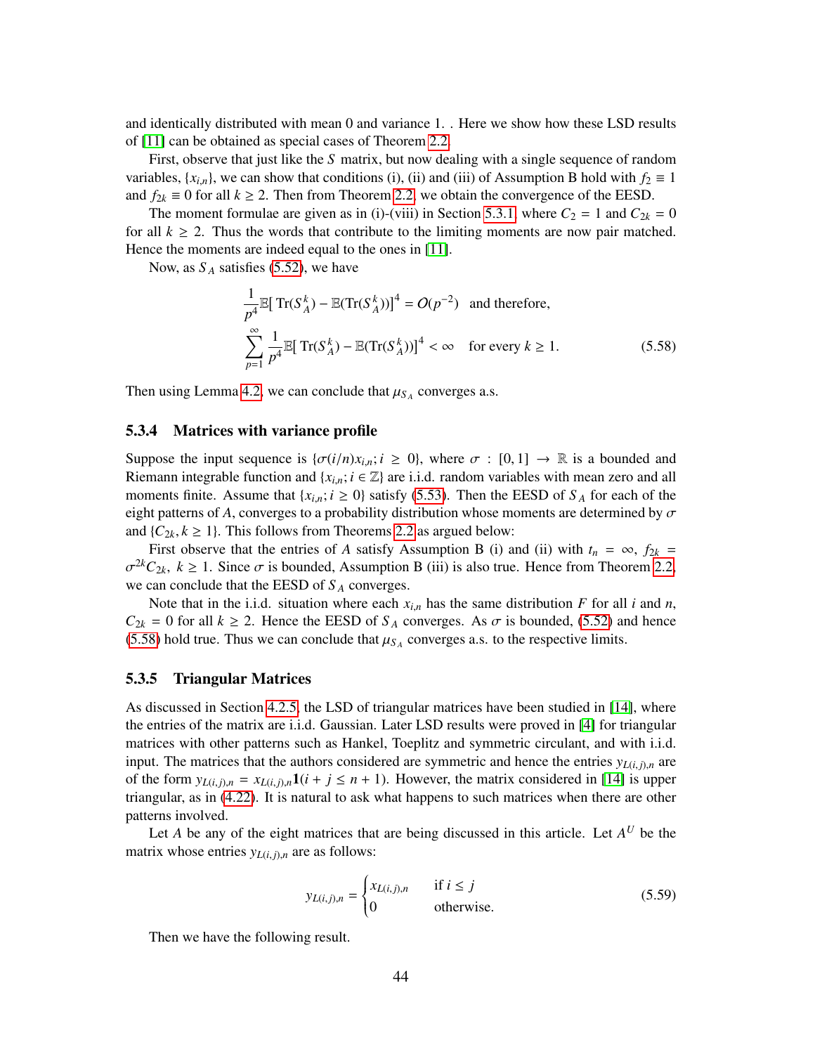and identically distributed with mean 0 and variance 1. . Here we show how these LSD results of [11] can be obtained as special cases of Theorem 2.2.

First, observe that just like the $S$ matrix, but now dealing with a single sequence of random variables, $\{x_{i,n}\}$, we can show that conditions (i), (ii) and (iii) of Assumption B hold with $f_2 \equiv 1$ and $f_{2k} \equiv 0$ for all $k \geq 2$. Then from Theorem 2.2, we obtain the convergence of the EESD.

The moment formulae are given as in (i)-(viii) in Section 5.3.1, where $C_2 = 1$ and $C_{2k} = 0$ for all $k \geq 2$. Thus the words that contribute to the limiting moments are now pair matched. Hence the moments are indeed equal to the ones in [11].

Now, as $S_A$ satisfies (5.52), we have

$$
\begin{aligned}
&\frac{1}{p^4}\mathbb{E}[\,\mathrm{Tr}(S_A^k) - \mathbb{E}(\mathrm{Tr}(S_A^k))]^4 = O(p^{-2}) \quad \text{and therefore,} \\
&\sum_{p=1}^{\infty} \frac{1}{p^4}\mathbb{E}[\,\mathrm{Tr}(S_A^k) - \mathbb{E}(\mathrm{Tr}(S_A^k))]^4 < \infty \quad \text{for every } k \geq 1.
\end{aligned}
\tag{5.58}
$$

Then using Lemma 4.2, we can conclude that $\mu_{S_A}$ converges a.s.

### 5.3.4 Matrices with variance profile

Suppose the input sequence is $\{\sigma(i/n)x_{i,n}; i \geq 0\}$, where $\sigma : [0,1] \to \mathbb{R}$ is a bounded and Riemann integrable function and $\{x_{i,n}; i \in \mathbb{Z}\}$ are i.i.d. random variables with mean zero and all moments finite. Assume that $\{x_{i,n}; i \geq 0\}$ satisfy (5.53). Then the EESD of $S_A$ for each of the eight patterns of $A$, converges to a probability distribution whose moments are determined by $\sigma$ and $\{C_{2k}, k \geq 1\}$. This follows from Theorems 2.2 as argued below:

First observe that the entries of $A$ satisfy Assumption B (i) and (ii) with $t_n = \infty$, $f_{2k} = \sigma^{2k} C_{2k}$, $k \geq 1$. Since $\sigma$ is bounded, Assumption B (iii) is also true. Hence from Theorem 2.2, we can conclude that the EESD of $S_A$ converges.

Note that in the i.i.d. situation where each $x_{i,n}$ has the same distribution $F$ for all $i$ and $n$, $C_{2k} = 0$ for all $k \geq 2$. Hence the EESD of $S_A$ converges. As $\sigma$ is bounded, (5.52) and hence (5.58) hold true. Thus we can conclude that $\mu_{S_A}$ converges a.s. to the respective limits.

### 5.3.5 Triangular Matrices

As discussed in Section 4.2.5, the LSD of triangular matrices have been studied in [14], where the entries of the matrix are i.i.d. Gaussian. Later LSD results were proved in [4] for triangular matrices with other patterns such as Hankel, Toeplitz and symmetric circulant, and with i.i.d. input. The matrices that the authors considered are symmetric and hence the entries $y_{L(i,j),n}$ are of the form $y_{L(i,j),n} = x_{L(i,j),n}\mathbf{1}(i + j \leq n + 1)$. However, the matrix considered in [14] is upper triangular, as in (4.22). It is natural to ask what happens to such matrices when there are other patterns involved.

Let $A$ be any of the eight matrices that are being discussed in this article. Let $A^U$ be the matrix whose entries $y_{L(i,j),n}$ are as follows:

$$
y_{L(i,j),n} = \begin{cases} x_{L(i,j),n} & \text{if } i \leq j \\ 0 & \text{otherwise.} \end{cases}
\tag{5.59}
$$

Then we have the following result.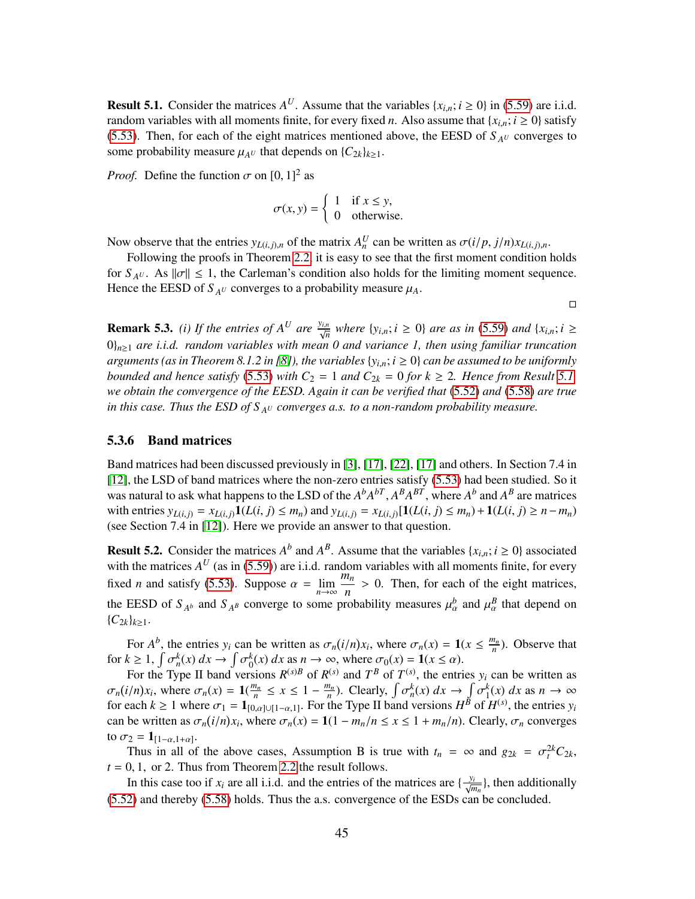**Result 5.1.** Consider the matrices $A^U$. Assume that the variables $\{x_{i,n}; i \geq 0\}$ in (5.59) are i.i.d. random variables with all moments finite, for every fixed $n$. Also assume that $\{x_{i,n}; i \geq 0\}$ satisfy (5.53). Then, for each of the eight matrices mentioned above, the EESD of $S_{A^U}$ converges to some probability measure $\mu_{A^U}$ that depends on $\{C_{2k}\}_{k\geq 1}$.

*Proof.* Define the function $\sigma$ on $[0,1]^2$ as

$$\sigma(x,y) = \begin{cases} 1 & \text{if } x \leq y, \\ 0 & \text{otherwise.} \end{cases}$$

Now observe that the entries $y_{L(i,j),n}$ of the matrix $A_n^U$ can be written as $\sigma(i/p, j/n)x_{L(i,j),n}$.

Following the proofs in Theorem 2.2, it is easy to see that the first moment condition holds for $S_{A^U}$. As $\|\sigma\| \leq 1$, the Carleman's condition also holds for the limiting moment sequence. Hence the EESD of $S_{A^U}$ converges to a probability measure $\mu_A$. $\square$

**Remark 5.3.** *(i) If the entries of $A^U$ are $\frac{y_{i,n}}{\sqrt{n}}$ where $\{y_{i,n}; i \geq 0\}$ are as in (5.59) and $\{x_{i,n}; i \geq 0\}_{n\geq 1}$ are i.i.d. random variables with mean 0 and variance 1, then using familiar truncation arguments (as in Theorem 8.1.2 in [8]), the variables $\{y_{i,n}; i \geq 0\}$ can be assumed to be uniformly bounded and hence satisfy (5.53) with $C_2 = 1$ and $C_{2k} = 0$ for $k \geq 2$. Hence from Result 5.1 we obtain the convergence of the EESD. Again it can be verified that (5.52) and (5.58) are true in this case. Thus the ESD of $S_{A^U}$ converges a.s. to a non-random probability measure.*

### 5.3.6 Band matrices

Band matrices had been discussed previously in [3], [17], [22], [17] and others. In Section 7.4 in [12], the LSD of band matrices where the non-zero entries satisfy (5.53) had been studied. So it was natural to ask what happens to the LSD of the $A^bA^{bT}, A^BA^{BT}$, where $A^b$ and $A^B$ are matrices with entries $y_{L(i,j)} = x_{L(i,j)}\mathbf{1}(L(i,j) \leq m_n)$ and $y_{L(i,j)} = x_{L(i,j)}[\mathbf{1}(L(i,j) \leq m_n) + \mathbf{1}(L(i,j) \geq n - m_n)$ (see Section 7.4 in [12]). Here we provide an answer to that question.

**Result 5.2.** Consider the matrices $A^b$ and $A^B$. Assume that the variables $\{x_{i,n}; i \geq 0\}$ associated with the matrices $A^U$ (as in (5.59)) are i.i.d. random variables with all moments finite, for every fixed $n$ and satisfy (5.53). Suppose $\alpha = \lim_{n\to\infty} \dfrac{m_n}{n} > 0$. Then, for each of the eight matrices, the EESD of $S_{A^b}$ and $S_{A^B}$ converge to some probability measures $\mu_\alpha^b$ and $\mu_\alpha^B$ that depend on $\{C_{2k}\}_{k\geq 1}$.

For $A^b$, the entries $y_i$ can be written as $\sigma_n(i/n)x_i$, where $\sigma_n(x) = \mathbf{1}(x \leq \frac{m_n}{n})$. Observe that for $k \geq 1$, $\int \sigma_n^k(x)\, dx \to \int \sigma_0^k(x)\, dx$ as $n \to \infty$, where $\sigma_0(x) = \mathbf{1}(x \leq \alpha)$.

For the Type II band versions $R^{(s)B}$ of $R^{(s)}$ and $T^B$ of $T^{(s)}$, the entries $y_i$ can be written as $\sigma_n(i/n)x_i$, where $\sigma_n(x) = \mathbf{1}(\frac{m_n}{n} \leq x \leq 1 - \frac{m_n}{n})$. Clearly, $\int \sigma_n^k(x)\, dx \to \int \sigma_1^k(x)\, dx$ as $n \to \infty$ for each $k \geq 1$ where $\sigma_1 = \mathbf{1}_{[0,\alpha]\cup[1-\alpha,1]}$. For the Type II band versions $H^B$ of $H^{(s)}$, the entries $y_i$ can be written as $\sigma_n(i/n)x_i$, where $\sigma_n(x) = \mathbf{1}(1 - m_n/n \leq x \leq 1 + m_n/n)$. Clearly, $\sigma_n$ converges to $\sigma_2 = \mathbf{1}_{[1-\alpha,1+\alpha]}$.

Thus in all of the above cases, Assumption B is true with $t_n = \infty$ and $g_{2k} = \sigma_t^{2k}C_{2k}$, $t = 0, 1,$ or 2. Thus from Theorem 2.2 the result follows.

In this case too if $x_i$ are all i.i.d. and the entries of the matrices are $\{\frac{y_i}{\sqrt{m_n}}\}$, then additionally (5.52) and thereby (5.58) holds. Thus the a.s. convergence of the ESDs can be concluded.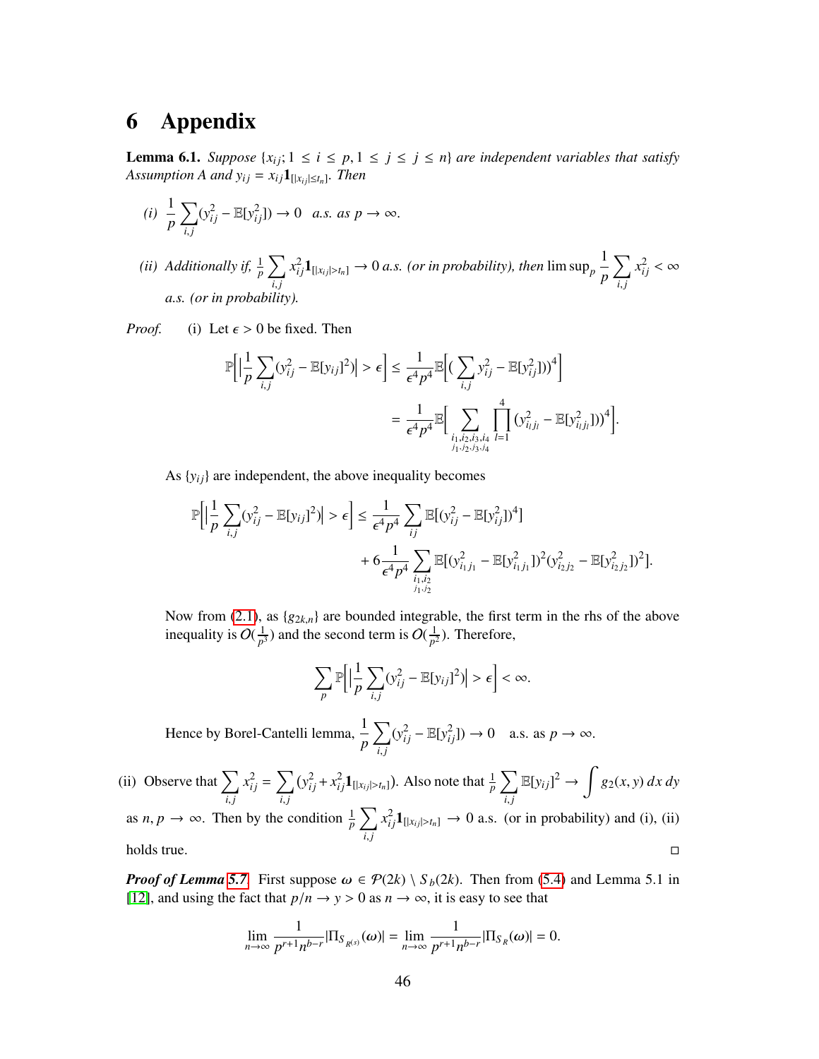# 6 Appendix

**Lemma 6.1.** *Suppose $\{x_{ij}; 1 \leq i \leq p, 1 \leq j \leq j \leq n\}$ are independent variables that satisfy Assumption A and $y_{ij} = x_{ij}\mathbf{1}_{[|x_{ij}| \leq t_n]}$. Then*

*(i)* $\displaystyle \frac{1}{p}\sum_{i,j}(y_{ij}^2 - \mathbb{E}[y_{ij}^2]) \to 0$ *a.s. as $p \to \infty$.*

*(ii) Additionally if, $\frac{1}{p}\sum_{i,j} x_{ij}^2 \mathbf{1}_{[|x_{ij}|>t_n]} \to 0$ a.s. (or in probability), then $\limsup_p \frac{1}{p}\sum_{i,j} x_{ij}^2 < \infty$ a.s. (or in probability).*

*Proof.* (i) Let $\epsilon > 0$ be fixed. Then

$$\mathbb{P}\Big[\Big|\frac{1}{p}\sum_{i,j}(y_{ij}^2 - \mathbb{E}[y_{ij}]^2)\Big| > \epsilon\Big] \leq \frac{1}{\epsilon^4 p^4}\mathbb{E}\Big[\Big(\sum_{i,j} y_{ij}^2 - \mathbb{E}[y_{ij}^2])\Big)^4\Big]$$

$$= \frac{1}{\epsilon^4 p^4}\mathbb{E}\Big[\sum_{\substack{i_1,i_2,i_3,i_4 \\ j_1,j_2,j_3,j_4}} \prod_{l=1}^{4}(y_{i_l j_l}^2 - \mathbb{E}[y_{i_l j_l}^2]))^4\Big].$$

As $\{y_{ij}\}$ are independent, the above inequality becomes

$$\mathbb{P}\Big[\Big|\frac{1}{p}\sum_{i,j}(y_{ij}^2 - \mathbb{E}[y_{ij}]^2)\Big| > \epsilon\Big] \leq \frac{1}{\epsilon^4 p^4}\sum_{ij}\mathbb{E}[(y_{ij}^2 - \mathbb{E}[y_{ij}^2])^4]$$

$$+ 6\frac{1}{\epsilon^4 p^4}\sum_{\substack{i_1,i_2 \\ j_1,j_2}}\mathbb{E}[(y_{i_1 j_1}^2 - \mathbb{E}[y_{i_1 j_1}^2])^2(y_{i_2 j_2}^2 - \mathbb{E}[y_{i_2 j_2}^2])^2].$$

Now from (2.1), as $\{g_{2k,n}\}$ are bounded integrable, the first term in the rhs of the above inequality is $O(\frac{1}{p^3})$ and the second term is $O(\frac{1}{p^2})$. Therefore,

$$\sum_{p}\mathbb{P}\Big[\Big|\frac{1}{p}\sum_{i,j}(y_{ij}^2 - \mathbb{E}[y_{ij}]^2)\Big| > \epsilon\Big] < \infty.$$

Hence by Borel-Cantelli lemma, $\displaystyle \frac{1}{p}\sum_{i,j}(y_{ij}^2 - \mathbb{E}[y_{ij}^2]) \to 0$ a.s. as $p \to \infty$.

(ii) Observe that $\displaystyle \sum_{i,j} x_{ij}^2 = \sum_{i,j}(y_{ij}^2 + x_{ij}^2\mathbf{1}_{[|x_{ij}|>t_n]})$. Also note that $\frac{1}{p}\sum_{i,j}\mathbb{E}[y_{ij}]^2 \to \int g_2(x,y)\,dx\,dy$ as $n, p \to \infty$. Then by the condition $\frac{1}{p}\sum_{i,j} x_{ij}^2\mathbf{1}_{[|x_{ij}|>t_n]} \to 0$ a.s. (or in probability) and (i), (ii) holds true. $\square$

***Proof of Lemma 5.7.*** First suppose $\omega \in \mathcal{P}(2k) \setminus S_b(2k)$. Then from (5.4) and Lemma 5.1 in [12], and using the fact that $p/n \to y > 0$ as $n \to \infty$, it is easy to see that

$$\lim_{n\to\infty}\frac{1}{p^{r+1}n^{b-r}}|\Pi_{S_{R^{(s)}}}(\omega)| = \lim_{n\to\infty}\frac{1}{p^{r+1}n^{b-r}}|\Pi_{S_R}(\omega)| = 0.$$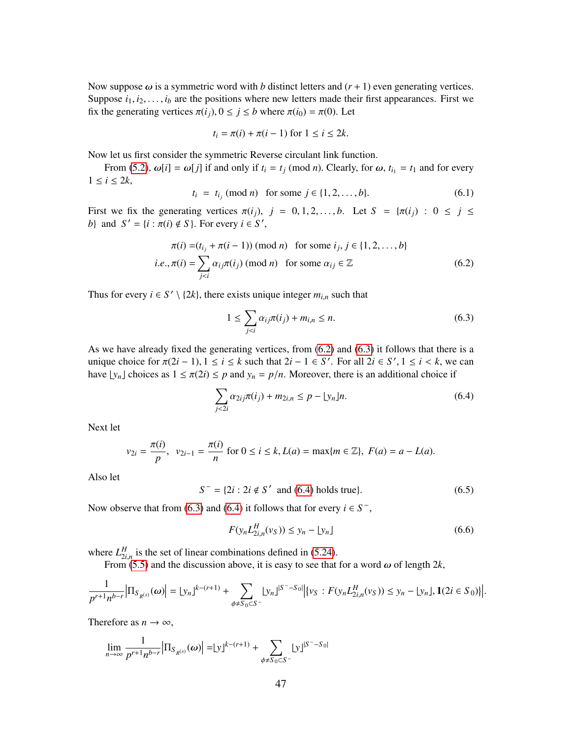Now suppose $\boldsymbol{\omega}$ is a symmetric word with $b$ distinct letters and $(r+1)$ even generating vertices. Suppose $i_1, i_2, \ldots, i_b$ are the positions where new letters made their first appearances. First we fix the generating vertices $\pi(i_j), 0 \leq j \leq b$ where $\pi(i_0) = \pi(0)$. Let

$$t_i = \pi(i) + \pi(i-1) \text{ for } 1 \leq i \leq 2k.$$

Now let us first consider the symmetric Reverse circulant link function.

From (5.2), $\boldsymbol{\omega}[i] = \boldsymbol{\omega}[j]$ if and only if $t_i = t_j \pmod n$. Clearly, for $\boldsymbol{\omega}$, $t_{i_1} = t_1$ and for every $1 \leq i \leq 2k$,

$$t_i \;=\; t_{i_j} \pmod n \quad \text{for some } j \in \{1, 2, \ldots, b\}. \tag{6.1}$$

First we fix the generating vertices $\pi(i_j)$, $j = 0, 1, 2, \ldots, b$. Let $S = \{\pi(i_j) : 0 \leq j \leq b\}$ and $S' = \{i : \pi(i) \notin S\}$. For every $i \in S'$,

$$\begin{aligned} \pi(i) =& (t_{i_j} + \pi(i-1)) \pmod n \quad \text{for some } i_j, j \in \{1, 2, \ldots, b\} \\ i.e., \pi(i) =& \sum_{j<i} \alpha_{ij} \pi(i_j) \pmod n \quad \text{for some } \alpha_{ij} \in \mathbb{Z} \end{aligned} \tag{6.2}$$

Thus for every $i \in S' \setminus \{2k\}$, there exists unique integer $m_{i,n}$ such that

$$1 \leq \sum_{j<i} \alpha_{ij} \pi(i_j) + m_{i,n} \leq n. \tag{6.3}$$

As we have already fixed the generating vertices, from (6.2) and (6.3) it follows that there is a unique choice for $\pi(2i-1), 1 \leq i \leq k$ such that $2i-1 \in S'$. For all $2i \in S', 1 \leq i < k$, we can have $\lfloor y_n \rfloor$ choices as $1 \leq \pi(2i) \leq p$ and $y_n = p/n$. Moreover, there is an additional choice if

$$\sum_{j<2i} \alpha_{2ij} \pi(i_j) + m_{2i,n} \leq p - \lfloor y_n \rfloor n. \tag{6.4}$$

Next let

$$v_{2i} = \frac{\pi(i)}{p}, \;\; v_{2i-1} = \frac{\pi(i)}{n} \text{ for } 0 \leq i \leq k, L(a) = \max\{m \in \mathbb{Z}\}, \; F(a) = a - L(a).$$

Also let

$$S^- = \{2i : 2i \notin S' \;\text{ and (6.4) holds true}\}. \tag{6.5}$$

Now observe that from (6.3) and (6.4) it follows that for every $i \in S^-$,

$$F(y_n L^H_{2i,n}(v_S)) \leq y_n - \lfloor y_n \rfloor \tag{6.6}$$

where $L^H_{2i,n}$ is the set of linear combinations defined in (5.24).

From (5.5) and the discussion above, it is easy to see that for a word $\boldsymbol{\omega}$ of length $2k$,

$$\frac{1}{p^{r+1} n^{b-r}} \left| \Pi_{S_{R^{(s)}}}(\boldsymbol{\omega}) \right| = \lfloor y_n \rfloor^{k-(r+1)} + \sum_{\phi \neq S_0 \subset S^-} \lfloor y_n \rfloor^{|S^- - S_0|} \left| \{ v_S : F(y_n L^H_{2i,n}(v_S)) \leq y_n - \lfloor y_n \rfloor, \mathbf{1}(2i \in S_0) \} \right|.$$

Therefore as $n \to \infty$,

$$\lim_{n \to \infty} \frac{1}{p^{r+1} n^{b-r}} \left| \Pi_{S_{R^{(s)}}}(\boldsymbol{\omega}) \right| = \lfloor y \rfloor^{k-(r+1)} + \sum_{\phi \neq S_0 \subset S^-} \lfloor y \rfloor^{|S^- - S_0|}$$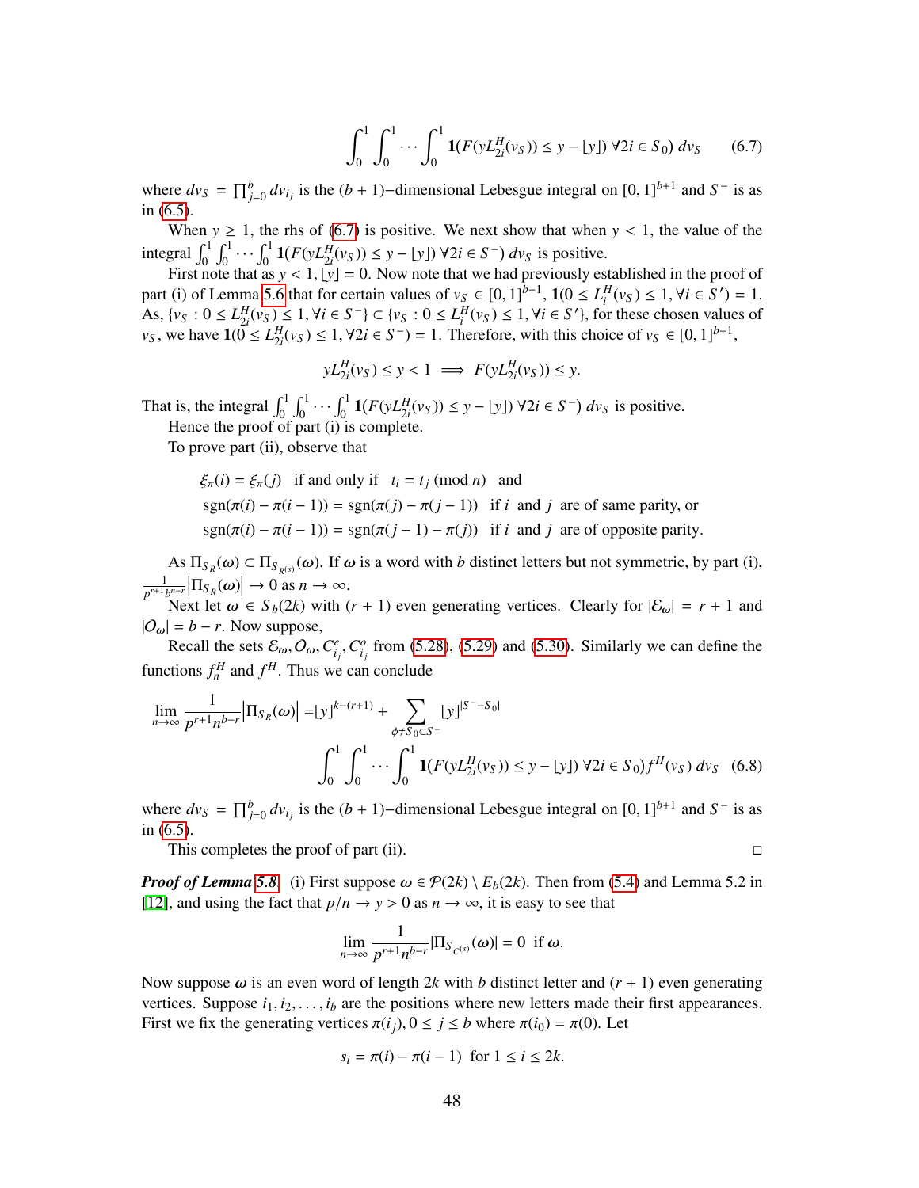$$\int_0^1 \int_0^1 \cdots \int_0^1 \mathbf{1}(F(yL_{2i}^H(v_S)) \le y - \lfloor y \rfloor) \ \forall 2i \in S_0) \, dv_S \tag{6.7}$$

where $dv_S = \prod_{j=0}^{b} dv_{i_j}$ is the $(b+1)-$dimensional Lebesgue integral on $[0,1]^{b+1}$ and $S^-$ is as in (6.5).

When $y \ge 1$, the rhs of (6.7) is positive. We next show that when $y < 1$, the value of the integral $\int_0^1 \int_0^1 \cdots \int_0^1 \mathbf{1}(F(yL_{2i}^H(v_S)) \le y - \lfloor y \rfloor) \ \forall 2i \in S^-) \, dv_S$ is positive.

First note that as $y < 1$, $\lfloor y \rfloor = 0$. Now note that we had previously established in the proof of part (i) of Lemma 5.6 that for certain values of $v_S \in [0,1]^{b+1}$, $\mathbf{1}(0 \le L_i^H(v_S) \le 1, \forall i \in S') = 1$. As, $\{v_S : 0 \le L_{2i}^H(v_S) \le 1, \forall i \in S^-\} \subset \{v_S : 0 \le L_i^H(v_S) \le 1, \forall i \in S'\}$, for these chosen values of $v_S$, we have $\mathbf{1}(0 \le L_{2i}^H(v_S) \le 1, \forall 2i \in S^-) = 1$. Therefore, with this choice of $v_S \in [0,1]^{b+1}$,

$$yL_{2i}^H(v_S) \le y < 1 \implies F(yL_{2i}^H(v_S)) \le y.$$

That is, the integral $\int_0^1 \int_0^1 \cdots \int_0^1 \mathbf{1}(F(yL_{2i}^H(v_S)) \le y - \lfloor y \rfloor) \ \forall 2i \in S^-) \, dv_S$ is positive.

Hence the proof of part (i) is complete.

To prove part (ii), observe that

$$\begin{aligned}
&\xi_\pi(i) = \xi_\pi(j) \quad \text{if and only if} \quad t_i = t_j \ (\text{mod } n) \quad \text{and} \\
&\text{sgn}(\pi(i) - \pi(i-1)) = \text{sgn}(\pi(j) - \pi(j-1)) \quad \text{if } i \text{ and } j \text{ are of same parity, or} \\
&\text{sgn}(\pi(i) - \pi(i-1)) = \text{sgn}(\pi(j-1) - \pi(j)) \quad \text{if } i \text{ and } j \text{ are of opposite parity.}
\end{aligned}$$

As $\Pi_{S_R}(\omega) \subset \Pi_{S_{R^{(s)}}}(\omega)$. If $\omega$ is a word with $b$ distinct letters but not symmetric, by part (i), $\frac{1}{p^{r+1}b^{n-r}} \left| \Pi_{S_R}(\omega) \right| \to 0$ as $n \to \infty$.

Next let $\omega \in S_b(2k)$ with $(r+1)$ even generating vertices. Clearly for $|\mathcal{E}_\omega| = r+1$ and $|O_\omega| = b - r$. Now suppose,

Recall the sets $\mathcal{E}_\omega, O_\omega, C_{i_j}^e, C_{i_j}^o$ from (5.28), (5.29) and (5.30). Similarly we can define the functions $f_n^H$ and $f^H$. Thus we can conclude

$$\begin{aligned}
\lim_{n\to\infty} \frac{1}{p^{r+1}n^{b-r}} \left| \Pi_{S_R}(\omega) \right| = &\lfloor y \rfloor^{k-(r+1)} + \sum_{\phi \ne S_0 \subset S^-} \lfloor y \rfloor^{|S^- - S_0|} \\
&\int_0^1 \int_0^1 \cdots \int_0^1 \mathbf{1}(F(yL_{2i}^H(v_S)) \le y - \lfloor y \rfloor) \ \forall 2i \in S_0) f^H(v_S) \, dv_S
\end{aligned} \tag{6.8}$$

where $dv_S = \prod_{j=0}^{b} dv_{i_j}$ is the $(b+1)-$dimensional Lebesgue integral on $[0,1]^{b+1}$ and $S^-$ is as in (6.5).

This completes the proof of part (ii). ◻

***Proof of Lemma 5.8.*** (i) First suppose $\omega \in \mathcal{P}(2k) \setminus E_b(2k)$. Then from (5.4) and Lemma 5.2 in [12], and using the fact that $p/n \to y > 0$ as $n \to \infty$, it is easy to see that

$$\lim_{n\to\infty} \frac{1}{p^{r+1}n^{b-r}} |\Pi_{S_{C^{(s)}}}(\omega)| = 0 \ \text{ if } \omega.$$

Now suppose $\omega$ is an even word of length $2k$ with $b$ distinct letter and $(r+1)$ even generating vertices. Suppose $i_1, i_2, \ldots, i_b$ are the positions where new letters made their first appearances. First we fix the generating vertices $\pi(i_j), 0 \le j \le b$ where $\pi(i_0) = \pi(0)$. Let

$$s_i = \pi(i) - \pi(i-1) \ \text{ for } 1 \le i \le 2k.$$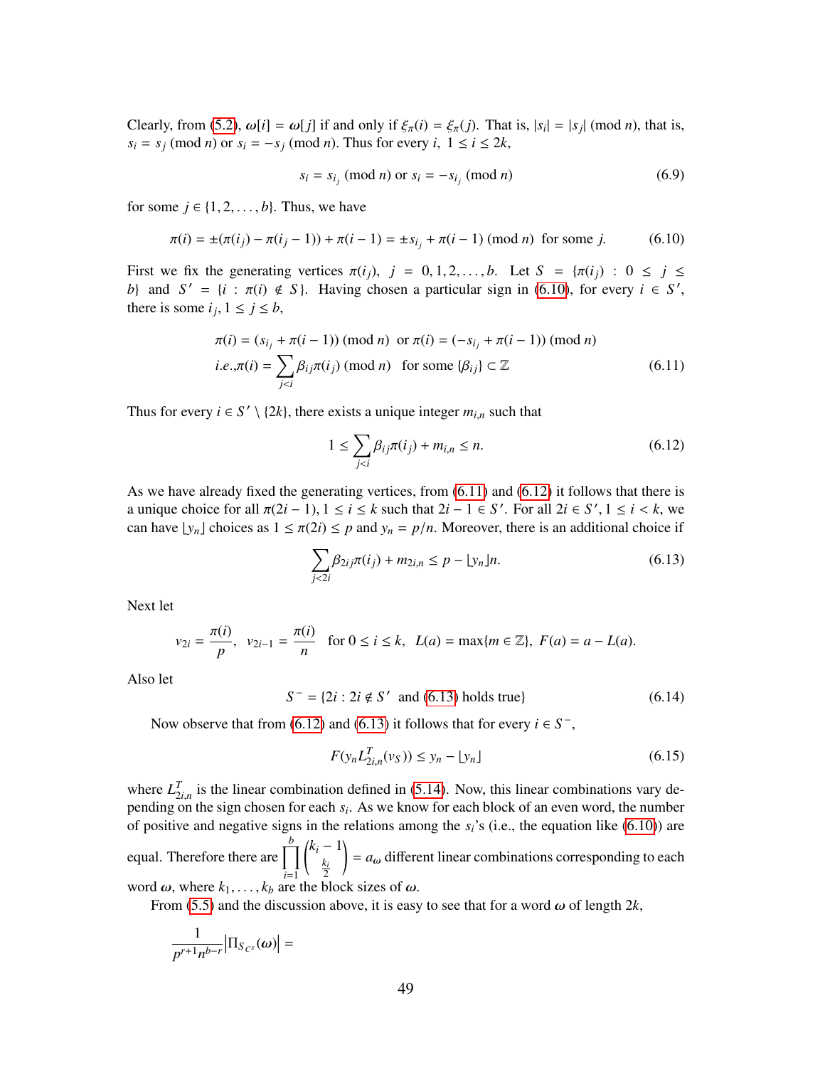Clearly, from (5.2), $\omega[i] = \omega[j]$ if and only if $\xi_\pi(i) = \xi_\pi(j)$. That is, $|s_i| = |s_j| \pmod n$, that is, $s_i = s_j \pmod n$ or $s_i = -s_j \pmod n$. Thus for every $i$, $1 \le i \le 2k$,

$$s_i = s_{i_j} \pmod n \text{ or } s_i = -s_{i_j} \pmod n \tag{6.9}$$

for some $j \in \{1, 2, \ldots, b\}$. Thus, we have

$$\pi(i) = \pm(\pi(i_j) - \pi(i_j - 1)) + \pi(i-1) = \pm s_{i_j} + \pi(i-1) \pmod n \text{ for some } j. \tag{6.10}$$

First we fix the generating vertices $\pi(i_j)$, $j = 0, 1, 2, \ldots, b$. Let $S = \{\pi(i_j) : 0 \le j \le b\}$ and $S' = \{i : \pi(i) \notin S\}$. Having chosen a particular sign in (6.10), for every $i \in S'$, there is some $i_j, 1 \le j \le b$,

$$\begin{aligned}
&\pi(i) = (s_{i_j} + \pi(i-1)) \pmod n \;\text{ or } \pi(i) = (-s_{i_j} + \pi(i-1)) \pmod n \\
&i.e., \pi(i) = \sum_{j<i} \beta_{ij}\pi(i_j) \pmod n \quad \text{for some } \{\beta_{ij}\} \subset \mathbb{Z}
\end{aligned} \tag{6.11}$$

Thus for every $i \in S' \setminus \{2k\}$, there exists a unique integer $m_{i,n}$ such that

$$1 \le \sum_{j<i} \beta_{ij}\pi(i_j) + m_{i,n} \le n. \tag{6.12}$$

As we have already fixed the generating vertices, from (6.11) and (6.12) it follows that there is a unique choice for all $\pi(2i-1), 1 \le i \le k$ such that $2i - 1 \in S'$. For all $2i \in S', 1 \le i < k$, we can have $\lfloor y_n \rfloor$ choices as $1 \le \pi(2i) \le p$ and $y_n = p/n$. Moreover, there is an additional choice if

$$\sum_{j<2i} \beta_{2ij}\pi(i_j) + m_{2i,n} \le p - \lfloor y_n \rfloor n. \tag{6.13}$$

Next let

$$v_{2i} = \frac{\pi(i)}{p}, \;\; v_{2i-1} = \frac{\pi(i)}{n} \quad \text{for } 0 \le i \le k, \;\; L(a) = \max\{m \in \mathbb{Z}\}, \;\; F(a) = a - L(a).$$

Also let

$$S^- = \{2i : 2i \notin S' \text{ and (6.13) holds true}\} \tag{6.14}$$

Now observe that from (6.12) and (6.13) it follows that for every $i \in S^-$,

$$F(y_n L^T_{2i,n}(v_S)) \le y_n - \lfloor y_n \rfloor \tag{6.15}$$

where $L^T_{2i,n}$ is the linear combination defined in (5.14). Now, this linear combinations vary depending on the sign chosen for each $s_i$. As we know for each block of an even word, the number of positive and negative signs in the relations among the $s_i$'s (i.e., the equation like (6.10)) are equal. Therefore there are $\prod_{i=1}^{b} \binom{k_i - 1}{\frac{k_i}{2}} = a_\omega$ different linear combinations corresponding to each word $\omega$, where $k_1, \ldots, k_b$ are the block sizes of $\omega$.

From (5.5) and the discussion above, it is easy to see that for a word $\omega$ of length $2k$,

$$\frac{1}{p^{r+1}n^{b-r}} \left|\Pi_{S_{C^s}}(\omega)\right| =$$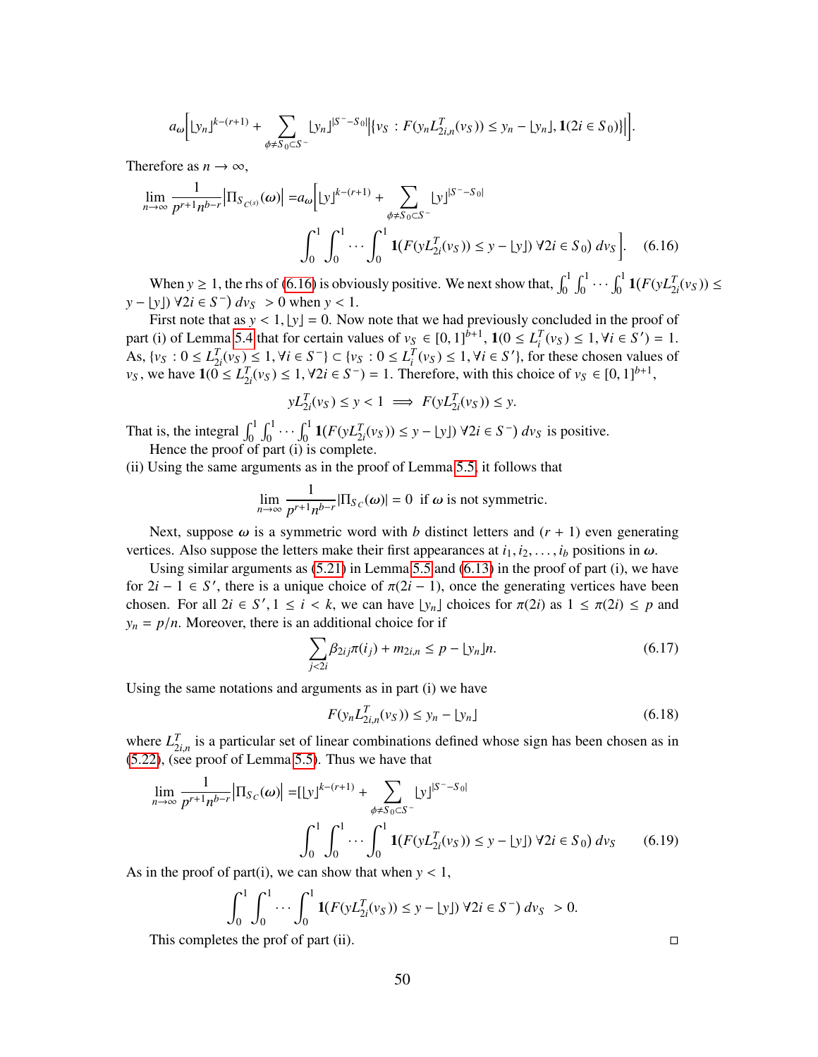$$a_\omega\Big[\lfloor y_n\rfloor^{k-(r+1)} + \sum_{\phi\neq S_0\subset S^-} \lfloor y_n\rfloor^{|S^- - S_0|}\big|\{v_S : F(y_n L^T_{2i,n}(v_S)) \leq y_n - \lfloor y_n\rfloor, \mathbf{1}(2i \in S_0)\}\big|\Big].$$

Therefore as $n\to\infty$,

$$\lim_{n\to\infty}\frac{1}{p^{r+1}n^{b-r}}\big|\Pi_{S_{C^{(s)}}}(\omega)\big| = a_\omega\Big[\lfloor y\rfloor^{k-(r+1)} + \sum_{\phi\neq S_0\subset S^-}\lfloor y\rfloor^{|S^- - S_0|} \int_0^1\int_0^1\cdots\int_0^1 \mathbf{1}(F(yL^T_{2i}(v_S)) \leq y - \lfloor y\rfloor)\ \forall 2i\in S_0)\, dv_S\Big]. \quad (6.16)$$

When $y\geq 1$, the rhs of (6.16) is obviously positive. We next show that, $\int_0^1\int_0^1\cdots\int_0^1 \mathbf{1}(F(yL^T_{2i}(v_S)) \leq y - \lfloor y\rfloor)\ \forall 2i\in S^-)\, dv_S\ > 0$ when $y<1$.

First note that as $y<1, \lfloor y\rfloor = 0$. Now note that we had previously concluded in the proof of part (i) of Lemma 5.4 that for certain values of $v_S\in[0,1]^{b+1}$, $\mathbf{1}(0\leq L^T_i(v_S)\leq 1, \forall i\in S') = 1$. As, $\{v_S : 0\leq L^T_{2i}(v_S)\leq 1, \forall i\in S^-\}\subset\{v_S : 0\leq L^T_i(v_S)\leq 1, \forall i\in S'\}$, for these chosen values of $v_S$, we have $\mathbf{1}(0\leq L^T_{2i}(v_S)\leq 1, \forall 2i\in S^-) = 1$. Therefore, with this choice of $v_S\in[0,1]^{b+1}$,

$$yL^T_{2i}(v_S)\leq y<1 \implies F(yL^T_{2i}(v_S))\leq y.$$

That is, the integral $\int_0^1\int_0^1\cdots\int_0^1 \mathbf{1}(F(yL^T_{2i}(v_S))\leq y-\lfloor y\rfloor)\ \forall 2i\in S^-)\, dv_S$ is positive.

Hence the proof of part (i) is complete.

(ii) Using the same arguments as in the proof of Lemma 5.5, it follows that

$$\lim_{n\to\infty}\frac{1}{p^{r+1}n^{b-r}}|\Pi_{S_C}(\omega)| = 0 \ \text{ if } \omega \text{ is not symmetric.}$$

Next, suppose $\omega$ is a symmetric word with $b$ distinct letters and $(r+1)$ even generating vertices. Also suppose the letters make their first appearances at $i_1, i_2, \ldots, i_b$ positions in $\omega$.

Using similar arguments as (5.21) in Lemma 5.5 and (6.13) in the proof of part (i), we have for $2i-1\in S'$, there is a unique choice of $\pi(2i-1)$, once the generating vertices have been chosen. For all $2i\in S', 1\leq i<k$, we can have $\lfloor y_n\rfloor$ choices for $\pi(2i)$ as $1\leq\pi(2i)\leq p$ and $y_n = p/n$. Moreover, there is an additional choice for if

$$\sum_{j<2i}\beta_{2ij}\pi(i_j) + m_{2i,n} \leq p - \lfloor y_n\rfloor n. \quad (6.17)$$

Using the same notations and arguments as in part (i) we have

$$F(y_n L^T_{2i,n}(v_S)) \leq y_n - \lfloor y_n\rfloor \quad (6.18)$$

where $L^T_{2i,n}$ is a particular set of linear combinations defined whose sign has been chosen as in (5.22), (see proof of Lemma 5.5). Thus we have that

$$\lim_{n\to\infty}\frac{1}{p^{r+1}n^{b-r}}\big|\Pi_{S_C}(\omega)\big| = [\lfloor y\rfloor^{k-(r+1)} + \sum_{\phi\neq S_0\subset S^-}\lfloor y\rfloor^{|S^- - S_0|} \int_0^1\int_0^1\cdots\int_0^1 \mathbf{1}(F(yL^T_{2i}(v_S))\leq y-\lfloor y\rfloor)\ \forall 2i\in S_0)\, dv_S \quad (6.19)$$

As in the proof of part(i), we can show that when $y<1$,

$$\int_0^1\int_0^1\cdots\int_0^1 \mathbf{1}(F(yL^T_{2i}(v_S))\leq y-\lfloor y\rfloor)\ \forall 2i\in S^-)\, dv_S\ > 0.$$

This completes the prof of part (ii). □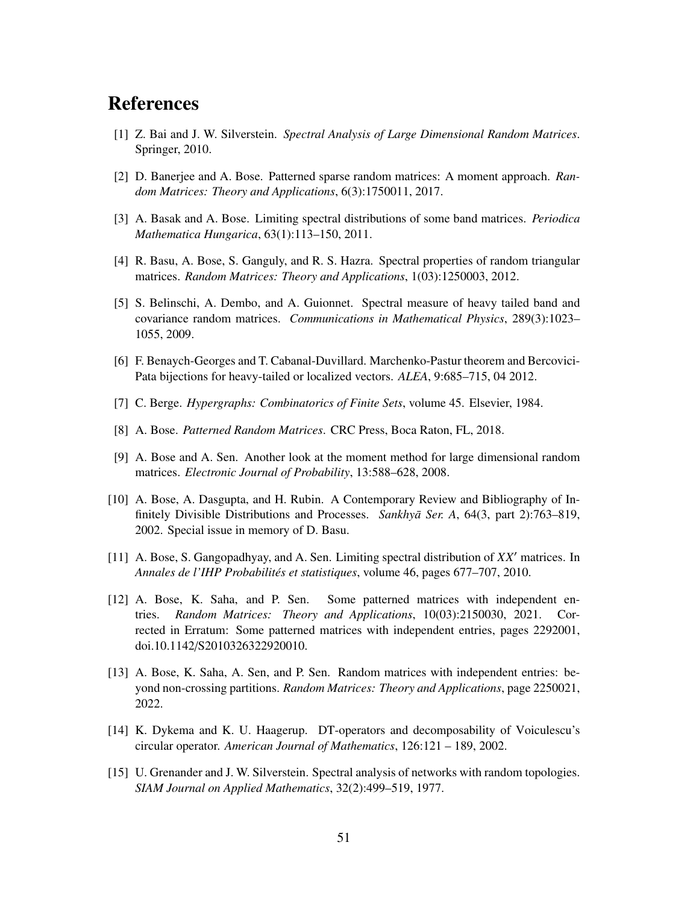# References

[1] Z. Bai and J. W. Silverstein. *Spectral Analysis of Large Dimensional Random Matrices*. Springer, 2010.

[2] D. Banerjee and A. Bose. Patterned sparse random matrices: A moment approach. *Random Matrices: Theory and Applications*, 6(3):1750011, 2017.

[3] A. Basak and A. Bose. Limiting spectral distributions of some band matrices. *Periodica Mathematica Hungarica*, 63(1):113–150, 2011.

[4] R. Basu, A. Bose, S. Ganguly, and R. S. Hazra. Spectral properties of random triangular matrices. *Random Matrices: Theory and Applications*, 1(03):1250003, 2012.

[5] S. Belinschi, A. Dembo, and A. Guionnet. Spectral measure of heavy tailed band and covariance random matrices. *Communications in Mathematical Physics*, 289(3):1023–1055, 2009.

[6] F. Benaych-Georges and T. Cabanal-Duvillard. Marchenko-Pastur theorem and Bercovici-Pata bijections for heavy-tailed or localized vectors. *ALEA*, 9:685–715, 04 2012.

[7] C. Berge. *Hypergraphs: Combinatorics of Finite Sets*, volume 45. Elsevier, 1984.

[8] A. Bose. *Patterned Random Matrices*. CRC Press, Boca Raton, FL, 2018.

[9] A. Bose and A. Sen. Another look at the moment method for large dimensional random matrices. *Electronic Journal of Probability*, 13:588–628, 2008.

[10] A. Bose, A. Dasgupta, and H. Rubin. A Contemporary Review and Bibliography of Infinitely Divisible Distributions and Processes. *Sankhyā Ser. A*, 64(3, part 2):763–819, 2002. Special issue in memory of D. Basu.

[11] A. Bose, S. Gangopadhyay, and A. Sen. Limiting spectral distribution of $XX'$ matrices. In *Annales de l'IHP Probabilités et statistiques*, volume 46, pages 677–707, 2010.

[12] A. Bose, K. Saha, and P. Sen. Some patterned matrices with independent entries. *Random Matrices: Theory and Applications*, 10(03):2150030, 2021. Corrected in Erratum: Some patterned matrices with independent entries, pages 2292001, doi.10.1142/S2010326322920010.

[13] A. Bose, K. Saha, A. Sen, and P. Sen. Random matrices with independent entries: beyond non-crossing partitions. *Random Matrices: Theory and Applications*, page 2250021, 2022.

[14] K. Dykema and K. U. Haagerup. DT-operators and decomposability of Voiculescu's circular operator. *American Journal of Mathematics*, 126:121 – 189, 2002.

[15] U. Grenander and J. W. Silverstein. Spectral analysis of networks with random topologies. *SIAM Journal on Applied Mathematics*, 32(2):499–519, 1977.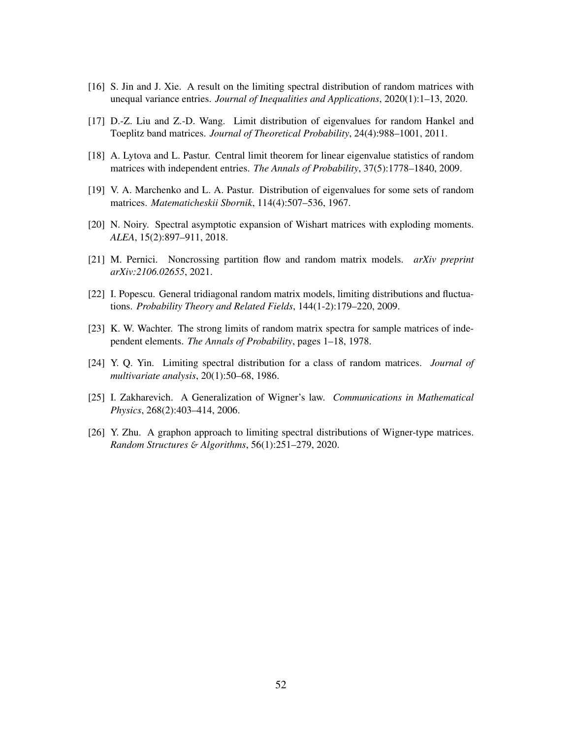[16] S. Jin and J. Xie. A result on the limiting spectral distribution of random matrices with unequal variance entries. *Journal of Inequalities and Applications*, 2020(1):1–13, 2020.

[17] D.-Z. Liu and Z.-D. Wang. Limit distribution of eigenvalues for random Hankel and Toeplitz band matrices. *Journal of Theoretical Probability*, 24(4):988–1001, 2011.

[18] A. Lytova and L. Pastur. Central limit theorem for linear eigenvalue statistics of random matrices with independent entries. *The Annals of Probability*, 37(5):1778–1840, 2009.

[19] V. A. Marchenko and L. A. Pastur. Distribution of eigenvalues for some sets of random matrices. *Matematicheskii Sbornik*, 114(4):507–536, 1967.

[20] N. Noiry. Spectral asymptotic expansion of Wishart matrices with exploding moments. *ALEA*, 15(2):897–911, 2018.

[21] M. Pernici. Noncrossing partition flow and random matrix models. *arXiv preprint arXiv:2106.02655*, 2021.

[22] I. Popescu. General tridiagonal random matrix models, limiting distributions and fluctuations. *Probability Theory and Related Fields*, 144(1-2):179–220, 2009.

[23] K. W. Wachter. The strong limits of random matrix spectra for sample matrices of independent elements. *The Annals of Probability*, pages 1–18, 1978.

[24] Y. Q. Yin. Limiting spectral distribution for a class of random matrices. *Journal of multivariate analysis*, 20(1):50–68, 1986.

[25] I. Zakharevich. A Generalization of Wigner's law. *Communications in Mathematical Physics*, 268(2):403–414, 2006.

[26] Y. Zhu. A graphon approach to limiting spectral distributions of Wigner-type matrices. *Random Structures & Algorithms*, 56(1):251–279, 2020.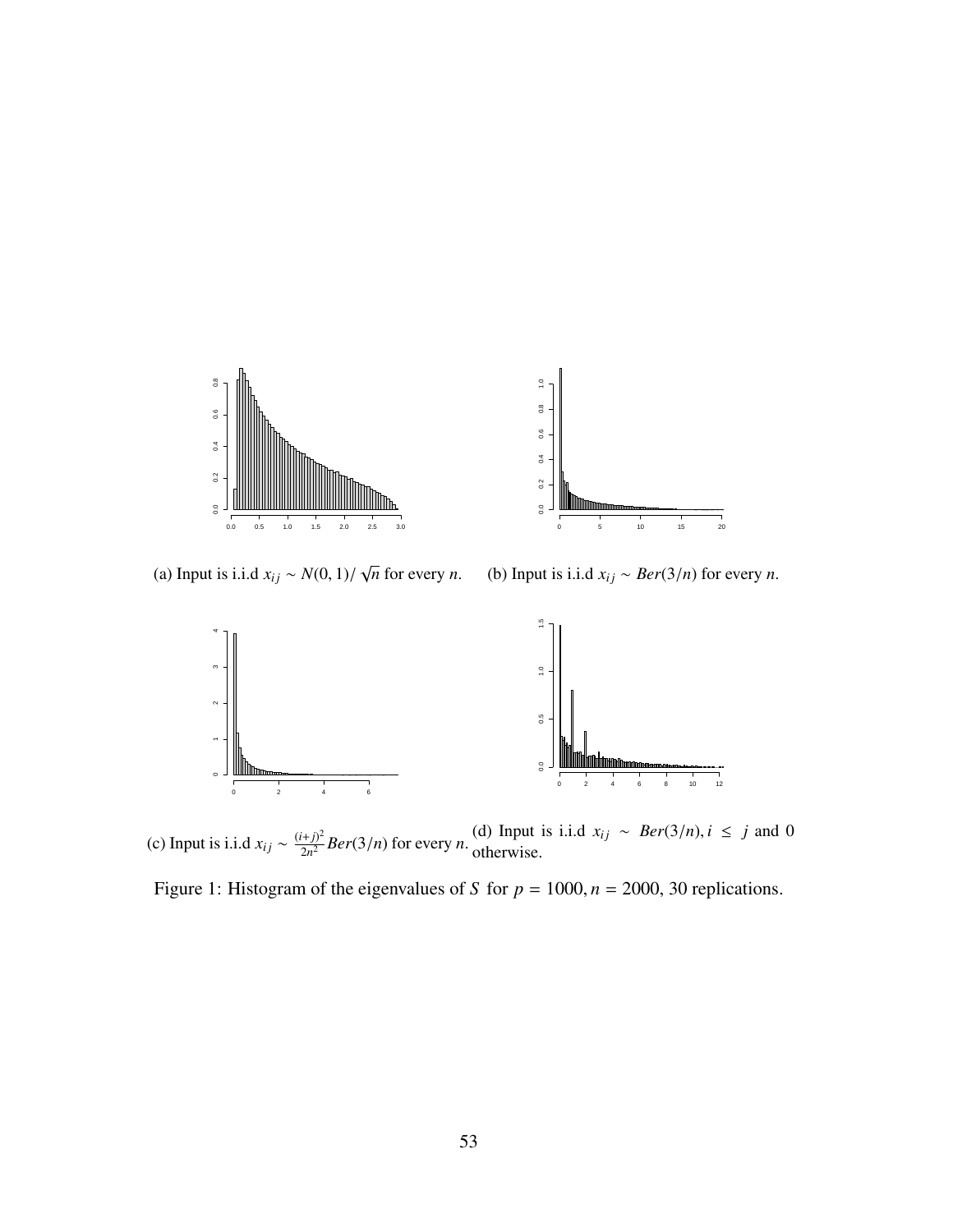(a) Input is i.i.d $x_{ij} \sim N(0, 1)/\sqrt{n}$ for every $n$.

(b) Input is i.i.d $x_{ij} \sim Ber(3/n)$ for every $n$.

(c) Input is i.i.d $x_{ij} \sim \frac{(i+j)^2}{2n^2} Ber(3/n)$ for every $n$.

(d) Input is i.i.d $x_{ij} \sim Ber(3/n), i \leq j$ and 0 otherwise.

Figure 1: Histogram of the eigenvalues of $S$ for $p = 1000, n = 2000$, 30 replications.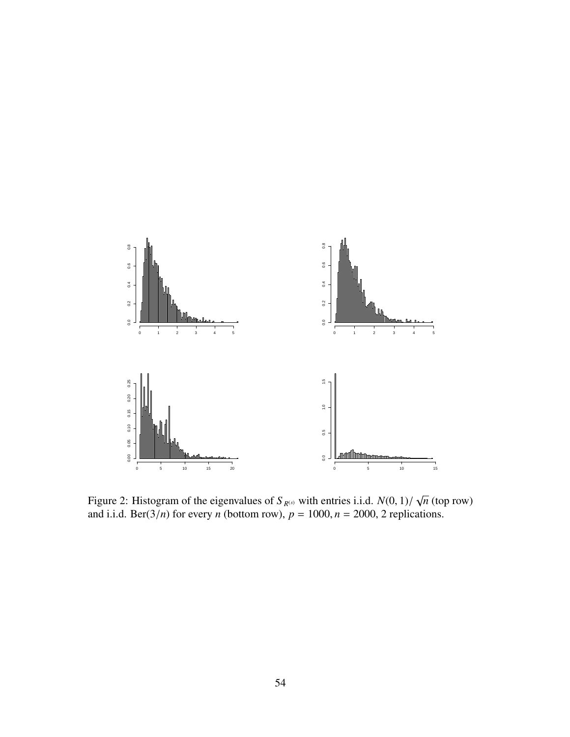Figure 2: Histogram of the eigenvalues of $S_{R^{(s)}}$ with entries i.i.d. $N(0,1)/\sqrt{n}$ (top row) and i.i.d. Ber$(3/n)$ for every $n$ (bottom row), $p = 1000, n = 2000$, 2 replications.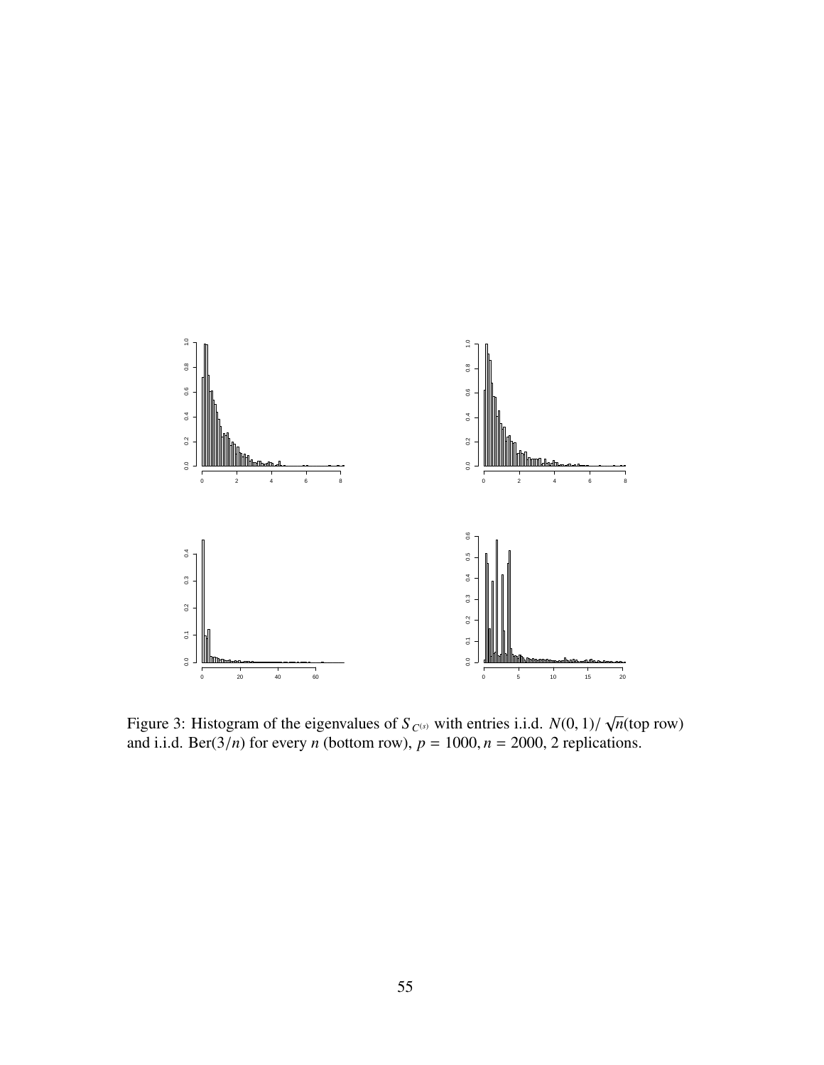Figure 3: Histogram of the eigenvalues of $S_{C^{(s)}}$ with entries i.i.d. $N(0,1)/\sqrt{n}$(top row) and i.i.d. Ber$(3/n)$ for every $n$ (bottom row), $p = 1000, n = 2000$, 2 replications.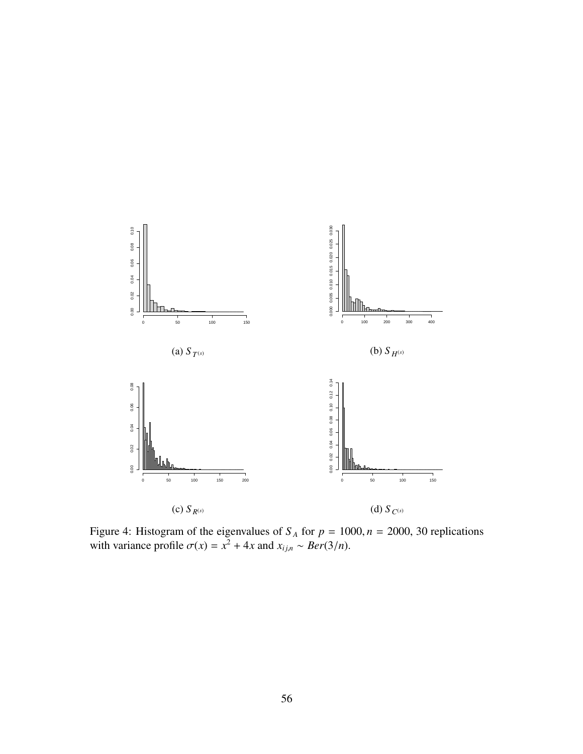0.10
0.08
0.06
0.04
0.02
0.00

0 50 100 150

(a) $S_{T^{(s)}}$

0.030
0.025
0.020
0.015
0.010
0.005
0.000

0 100 200 300 400

(b) $S_{H^{(s)}}$

0.08
0.06
0.04
0.02
0.00

0 50 100 150 200

(c) $S_{R^{(s)}}$

0.14
0.12
0.10
0.08
0.06
0.04
0.02
0.00

0 50 100 150

(d) $S_{C^{(s)}}$

Figure 4: Histogram of the eigenvalues of $S_A$ for $p = 1000, n = 2000$, 30 replications with variance profile $\sigma(x) = x^2 + 4x$ and $x_{ij,n} \sim Ber(3/n)$.